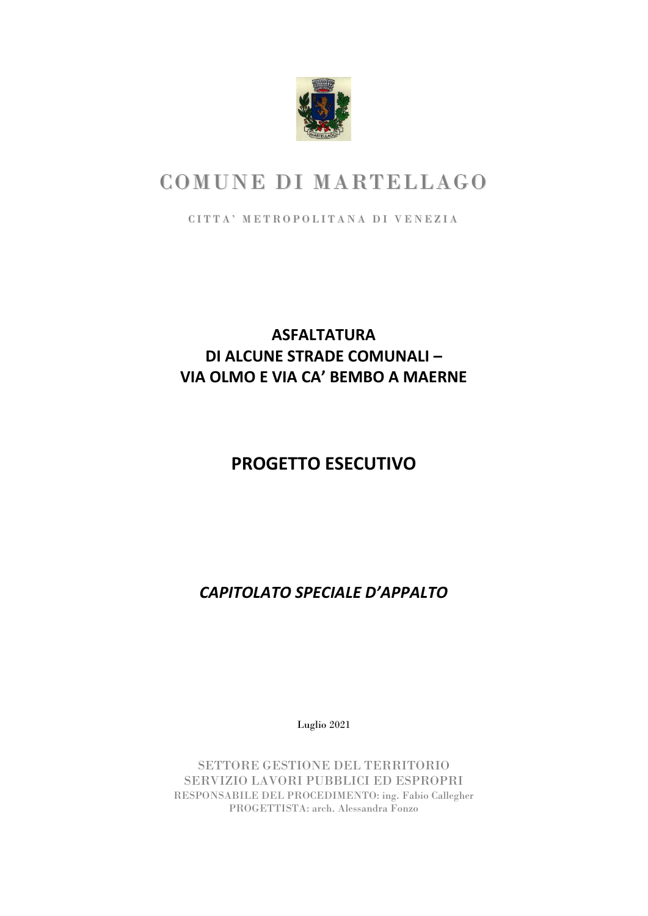# COMUNE DI MARTELLAGO

CITTA' METROPOLITANA DI VENEZIA

## ASFALTATURA
## DI ALCUNE STRADE COMUNALI –
## VIA OLMO E VIA CA' BEMBO A MAERNE

## PROGETTO ESECUTIVO

## *CAPITOLATO SPECIALE D'APPALTO*

Luglio 2021

SETTORE GESTIONE DEL TERRITORIO
SERVIZIO LAVORI PUBBLICI ED ESPROPRI
RESPONSABILE DEL PROCEDIMENTO: ing. Fabio Callegher
PROGETTISTA: arch. Alessandra Fonzo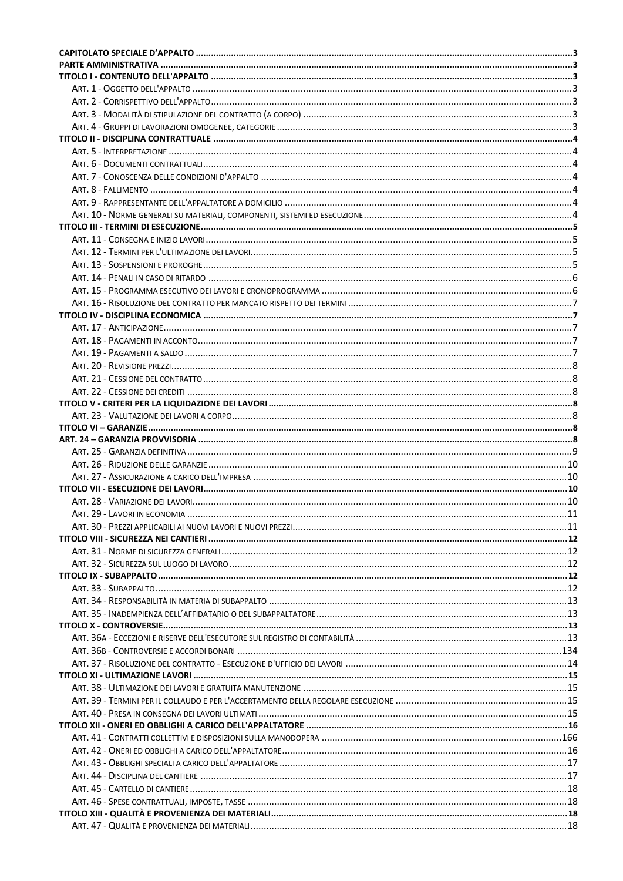CAPITOLATO SPECIALE D'APPALTO ..... 3
PARTE AMMINISTRATIVA ..... 3
TITOLO I - CONTENUTO DELL'APPALTO ..... 3
ART. 1 - OGGETTO DELL'APPALTO ..... 3
ART. 2 - CORRISPETTIVO DELL'APPALTO ..... 3
ART. 3 - MODALITÀ DI STIPULAZIONE DEL CONTRATTO (A CORPO) ..... 3
ART. 4 - GRUPPI DI LAVORAZIONI OMOGENEE, CATEGORIE ..... 3
TITOLO II - DISCIPLINA CONTRATTUALE ..... 4
ART. 5 - INTERPRETAZIONE ..... 4
ART. 6 - DOCUMENTI CONTRATTUALI ..... 4
ART. 7 - CONOSCENZA DELLE CONDIZIONI D'APPALTO ..... 4
ART. 8 - FALLIMENTO ..... 4
ART. 9 - RAPPRESENTANTE DELL'APPALTATORE A DOMICILIO ..... 4
ART. 10 - NORME GENERALI SU MATERIALI, COMPONENTI, SISTEMI ED ESECUZIONE ..... 4
TITOLO III - TERMINI DI ESECUZIONE ..... 5
ART. 11 - CONSEGNA E INIZIO LAVORI ..... 5
ART. 12 - TERMINI PER L'ULTIMAZIONE DEI LAVORI ..... 5
ART. 13 - SOSPENSIONI E PROROGHE ..... 5
ART. 14 - PENALI IN CASO DI RITARDO ..... 6
ART. 15 - PROGRAMMA ESECUTIVO DEI LAVORI E CRONOPROGRAMMA ..... 6
ART. 16 - RISOLUZIONE DEL CONTRATTO PER MANCATO RISPETTO DEI TERMINI ..... 7
TITOLO IV - DISCIPLINA ECONOMICA ..... 7
ART. 17 - ANTICIPAZIONE ..... 7
ART. 18 - PAGAMENTI IN ACCONTO ..... 7
ART. 19 - PAGAMENTI A SALDO ..... 7
ART. 20 - REVISIONE PREZZI ..... 8
ART. 21 - CESSIONE DEL CONTRATTO ..... 8
ART. 22 - CESSIONE DEI CREDITI ..... 8
TITOLO V - CRITERI PER LA LIQUIDAZIONE DEI LAVORI ..... 8
ART. 23 - VALUTAZIONE DEI LAVORI A CORPO ..... 8
TITOLO VI – GARANZIE ..... 8
ART. 24 – GARANZIA PROVVISORIA ..... 8
ART. 25 - GARANZIA DEFINITIVA ..... 9
ART. 26 - RIDUZIONE DELLE GARANZIE ..... 10
ART. 27 - ASSICURAZIONE A CARICO DELL'IMPRESA ..... 10
TITOLO VII - ESECUZIONE DEI LAVORI ..... 10
ART. 28 - VARIAZIONE DEI LAVORI ..... 10
ART. 29 - LAVORI IN ECONOMIA ..... 11
ART. 30 - PREZZI APPLICABILI AI NUOVI LAVORI E NUOVI PREZZI ..... 11
TITOLO VIII - SICUREZZA NEI CANTIERI ..... 12
ART. 31 - NORME DI SICUREZZA GENERALI ..... 12
ART. 32 - SICUREZZA SUL LUOGO DI LAVORO ..... 12
TITOLO IX - SUBAPPALTO ..... 12
ART. 33 - SUBAPPALTO ..... 12
ART. 34 - RESPONSABILITÀ IN MATERIA DI SUBAPPALTO ..... 13
ART. 35 - INADEMPIENZA DELL'AFFIDATARIO O DEL SUBAPPALTATORE ..... 13
TITOLO X - CONTROVERSIE ..... 13
ART. 36A - ECCEZIONI E RISERVE DELL'ESECUTORE SUL REGISTRO DI CONTABILITÀ ..... 13
ART. 36B - CONTROVERSIE E ACCORDI BONARI ..... 134
ART. 37 - RISOLUZIONE DEL CONTRATTO - ESECUZIONE D'UFFICIO DEI LAVORI ..... 14
TITOLO XI - ULTIMAZIONE LAVORI ..... 15
ART. 38 - ULTIMAZIONE DEI LAVORI E GRATUITA MANUTENZIONE ..... 15
ART. 39 - TERMINI PER IL COLLAUDO E PER L'ACCERTAMENTO DELLA REGOLARE ESECUZIONE ..... 15
ART. 40 - PRESA IN CONSEGNA DEI LAVORI ULTIMATI ..... 15
TITOLO XII - ONERI ED OBBLIGHI A CARICO DELL'APPALTATORE ..... 16
ART. 41 - CONTRATTI COLLETTIVI E DISPOSIZIONI SULLA MANODOPERA ..... 166
ART. 42 - ONERI ED OBBLIGHI A CARICO DELL'APPALTATORE ..... 16
ART. 43 - OBBLIGHI SPECIALI A CARICO DELL'APPALTATORE ..... 17
ART. 44 - DISCIPLINA DEL CANTIERE ..... 17
ART. 45 - CARTELLO DI CANTIERE ..... 18
ART. 46 - SPESE CONTRATTUALI, IMPOSTE, TASSE ..... 18
TITOLO XIII - QUALITÀ E PROVENIENZA DEI MATERIALI ..... 18
ART. 47 - QUALITÀ E PROVENIENZA DEI MATERIALI ..... 18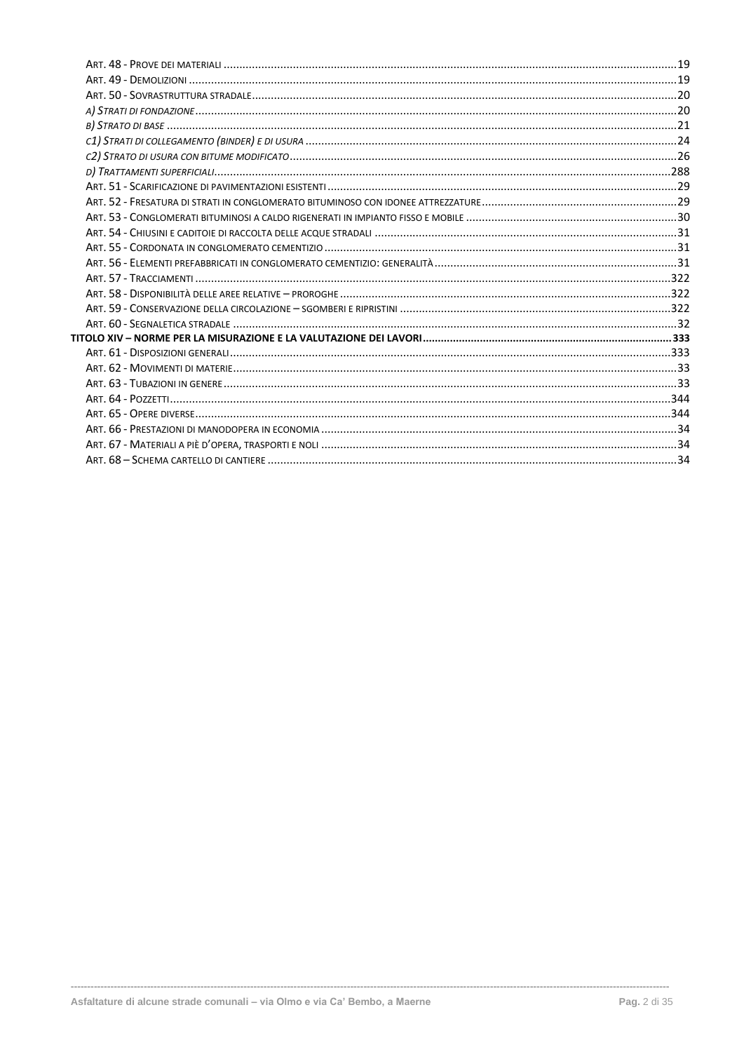Art. 48 - Prove dei materiali ..... 19
Art. 49 - Demolizioni ..... 19
Art. 50 - Sovrastruttura stradale ..... 20
*a) Strati di fondazione* ..... 20
*b) Strato di base* ..... 21
*c1) Strati di collegamento (binder) e di usura* ..... 24
*c2) Strato di usura con bitume modificato* ..... 26
*d) Trattamenti superficiali* ..... 288
Art. 51 - Scarificazione di pavimentazioni esistenti ..... 29
Art. 52 - Fresatura di strati in conglomerato bituminoso con idonee attrezzature ..... 29
Art. 53 - Conglomerati bituminosi a caldo rigenerati in impianto fisso e mobile ..... 30
Art. 54 - Chiusini e caditoie di raccolta delle acque stradali ..... 31
Art. 55 - Cordonata in conglomerato cementizio ..... 31
Art. 56 - Elementi prefabbricati in conglomerato cementizio: generalità ..... 31
Art. 57 - Tracciamenti ..... 322
Art. 58 - Disponibilità delle aree relative – proroghe ..... 322
Art. 59 - Conservazione della circolazione – sgomberi e ripristini ..... 322
Art. 60 - Segnaletica stradale ..... 32
**Titolo XIV – Norme per la misurazione e la valutazione dei lavori ..... 333**
Art. 61 - Disposizioni generali ..... 333
Art. 62 - Movimenti di materie ..... 33
Art. 63 - Tubazioni in genere ..... 33
Art. 64 - Pozzetti ..... 344
Art. 65 - Opere diverse ..... 344
Art. 66 - Prestazioni di manodopera in economia ..... 34
Art. 67 - Materiali a piè d'opera, trasporti e noli ..... 34
Art. 68 – Schema cartello di cantiere ..... 34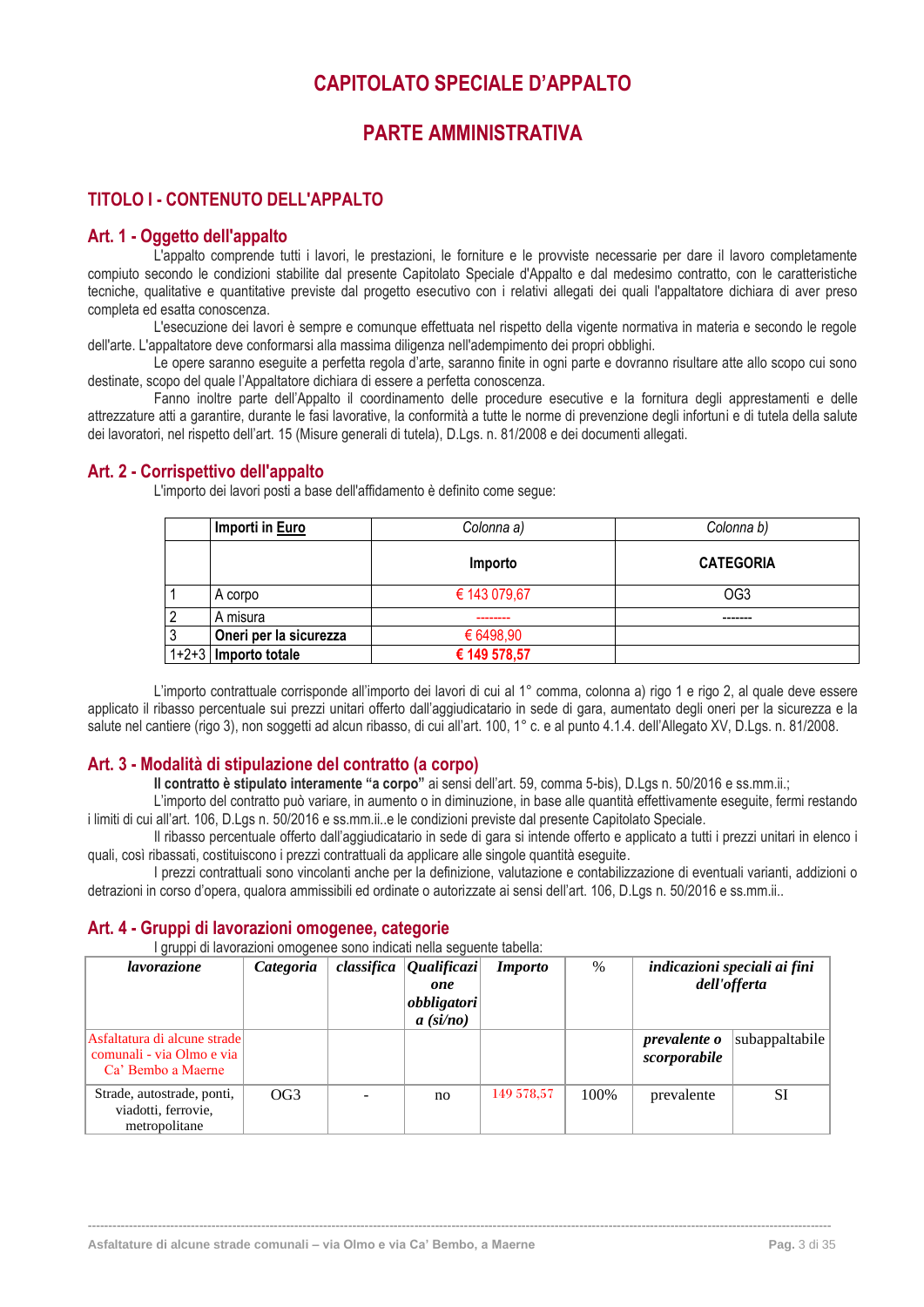# CAPITOLATO SPECIALE D'APPALTO

# PARTE AMMINISTRATIVA

## TITOLO I - CONTENUTO DELL'APPALTO

### Art. 1 - Oggetto dell'appalto

L'appalto comprende tutti i lavori, le prestazioni, le forniture e le provviste necessarie per dare il lavoro completamente compiuto secondo le condizioni stabilite dal presente Capitolato Speciale d'Appalto e dal medesimo contratto, con le caratteristiche tecniche, qualitative e quantitative previste dal progetto esecutivo con i relativi allegati dei quali l'appaltatore dichiara di aver preso completa ed esatta conoscenza.

L'esecuzione dei lavori è sempre e comunque effettuata nel rispetto della vigente normativa in materia e secondo le regole dell'arte. L'appaltatore deve conformarsi alla massima diligenza nell'adempimento dei propri obblighi.

Le opere saranno eseguite a perfetta regola d'arte, saranno finite in ogni parte e dovranno risultare atte allo scopo cui sono destinate, scopo del quale l'Appaltatore dichiara di essere a perfetta conoscenza.

Fanno inoltre parte dell'Appalto il coordinamento delle procedure esecutive e la fornitura degli apprestamenti e delle attrezzature atti a garantire, durante le fasi lavorative, la conformità a tutte le norme di prevenzione degli infortuni e di tutela della salute dei lavoratori, nel rispetto dell'art. 15 (Misure generali di tutela), D.Lgs. n. 81/2008 e dei documenti allegati.

### Art. 2 - Corrispettivo dell'appalto

L'importo dei lavori posti a base dell'affidamento è definito come segue:

| | **Importi in Euro** | *Colonna a)* | *Colonna b)* |
|---|---|---|---|
| | | **Importo** | **CATEGORIA** |
| 1 | A corpo | € 143 079,67 | OG3 |
| 2 | A misura | -------- | ------- |
| 3 | **Oneri per la sicurezza** | € 6498,90 | |
| 1+2+3 | **Importo totale** | **€ 149 578,57** | |

L'importo contrattuale corrisponde all'importo dei lavori di cui al 1° comma, colonna a) rigo 1 e rigo 2, al quale deve essere applicato il ribasso percentuale sui prezzi unitari offerto dall'aggiudicatario in sede di gara, aumentato degli oneri per la sicurezza e la salute nel cantiere (rigo 3), non soggetti ad alcun ribasso, di cui all'art. 100, 1° c. e al punto 4.1.4. dell'Allegato XV, D.Lgs. n. 81/2008.

### Art. 3 - Modalità di stipulazione del contratto (a corpo)

**Il contratto è stipulato interamente "a corpo"** ai sensi dell'art. 59, comma 5-bis), D.Lgs n. 50/2016 e ss.mm.ii.;

L'importo del contratto può variare, in aumento o in diminuzione, in base alle quantità effettivamente eseguite, fermi restando i limiti di cui all'art. 106, D.Lgs n. 50/2016 e ss.mm.ii..e le condizioni previste dal presente Capitolato Speciale.

Il ribasso percentuale offerto dall'aggiudicatario in sede di gara si intende offerto e applicato a tutti i prezzi unitari in elenco i quali, così ribassati, costituiscono i prezzi contrattuali da applicare alle singole quantità eseguite.

I prezzi contrattuali sono vincolanti anche per la definizione, valutazione e contabilizzazione di eventuali varianti, addizioni o detrazioni in corso d'opera, qualora ammissibili ed ordinate o autorizzate ai sensi dell'art. 106, D.Lgs n. 50/2016 e ss.mm.ii..

### Art. 4 - Gruppi di lavorazioni omogenee, categorie

I gruppi di lavorazioni omogenee sono indicati nella seguente tabella:

| *lavorazione* | *Categoria* | *classifica* | *Qualificazione obbligatoria (si/no)* | *Importo* | % | *indicazioni speciali ai fini dell'offerta* | |
|---|---|---|---|---|---|---|---|
| Asfaltatura di alcune strade comunali - via Olmo e via Ca' Bembo a Maerne | | | | | | ***prevalente o scorporabile*** | subappaltabile |
| Strade, autostrade, ponti, viadotti, ferrovie, metropolitane | OG3 | - | no | 149 578,57 | 100% | prevalente | SI |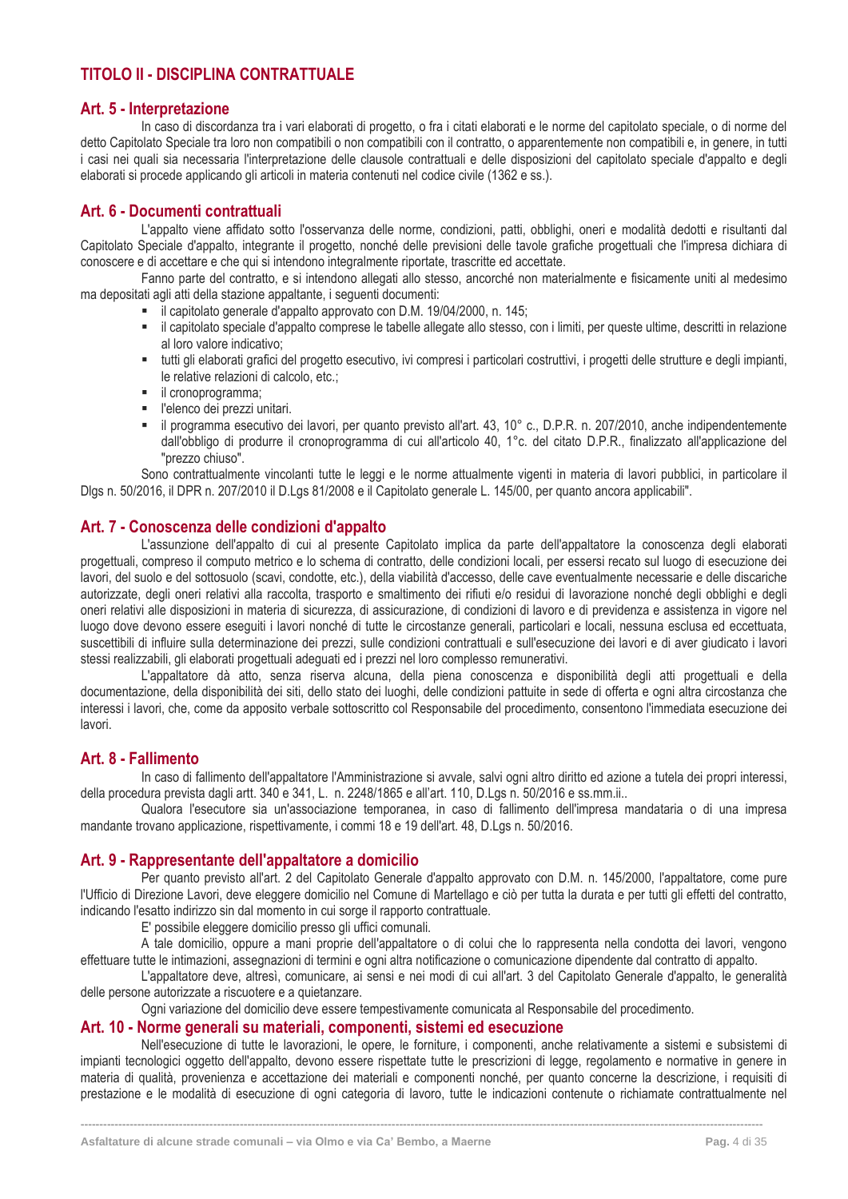## TITOLO II - DISCIPLINA CONTRATTUALE

### Art. 5 - Interpretazione

In caso di discordanza tra i vari elaborati di progetto, o fra i citati elaborati e le norme del capitolato speciale, o di norme del detto Capitolato Speciale tra loro non compatibili o non compatibili con il contratto, o apparentemente non compatibili e, in genere, in tutti i casi nei quali sia necessaria l'interpretazione delle clausole contrattuali e delle disposizioni del capitolato speciale d'appalto e degli elaborati si procede applicando gli articoli in materia contenuti nel codice civile (1362 e ss.).

### Art. 6 - Documenti contrattuali

L'appalto viene affidato sotto l'osservanza delle norme, condizioni, patti, obblighi, oneri e modalità dedotti e risultanti dal Capitolato Speciale d'appalto, integrante il progetto, nonché delle previsioni delle tavole grafiche progettuali che l'impresa dichiara di conoscere e di accettare e che qui si intendono integralmente riportate, trascritte ed accettate.

Fanno parte del contratto, e si intendono allegati allo stesso, ancorché non materialmente e fisicamente uniti al medesimo ma depositati agli atti della stazione appaltante, i seguenti documenti:

- il capitolato generale d'appalto approvato con D.M. 19/04/2000, n. 145;
- il capitolato speciale d'appalto comprese le tabelle allegate allo stesso, con i limiti, per queste ultime, descritti in relazione al loro valore indicativo;
- tutti gli elaborati grafici del progetto esecutivo, ivi compresi i particolari costruttivi, i progetti delle strutture e degli impianti, le relative relazioni di calcolo, etc.;
- il cronoprogramma;
- l'elenco dei prezzi unitari.
- il programma esecutivo dei lavori, per quanto previsto all'art. 43, 10° c., D.P.R. n. 207/2010, anche indipendentemente dall'obbligo di produrre il cronoprogramma di cui all'articolo 40, 1°c. del citato D.P.R., finalizzato all'applicazione del "prezzo chiuso".

Sono contrattualmente vincolanti tutte le leggi e le norme attualmente vigenti in materia di lavori pubblici, in particolare il Dlgs n. 50/2016, il DPR n. 207/2010 il D.Lgs 81/2008 e il Capitolato generale L. 145/00, per quanto ancora applicabili".

### Art. 7 - Conoscenza delle condizioni d'appalto

L'assunzione dell'appalto di cui al presente Capitolato implica da parte dell'appaltatore la conoscenza degli elaborati progettuali, compreso il computo metrico e lo schema di contratto, delle condizioni locali, per essersi recato sul luogo di esecuzione dei lavori, del suolo e del sottosuolo (scavi, condotte, etc.), della viabilità d'accesso, delle cave eventualmente necessarie e delle discariche autorizzate, degli oneri relativi alla raccolta, trasporto e smaltimento dei rifiuti e/o residui di lavorazione nonché degli obblighi e degli oneri relativi alle disposizioni in materia di sicurezza, di assicurazione, di condizioni di lavoro e di previdenza e assistenza in vigore nel luogo dove devono essere eseguiti i lavori nonché di tutte le circostanze generali, particolari e locali, nessuna esclusa ed eccettuata, suscettibili di influire sulla determinazione dei prezzi, sulle condizioni contrattuali e sull'esecuzione dei lavori e di aver giudicato i lavori stessi realizzabili, gli elaborati progettuali adeguati ed i prezzi nel loro complesso remunerativi.

L'appaltatore dà atto, senza riserva alcuna, della piena conoscenza e disponibilità degli atti progettuali e della documentazione, della disponibilità dei siti, dello stato dei luoghi, delle condizioni pattuite in sede di offerta e ogni altra circostanza che interessi i lavori, che, come da apposito verbale sottoscritto col Responsabile del procedimento, consentono l'immediata esecuzione dei lavori.

### Art. 8 - Fallimento

In caso di fallimento dell'appaltatore l'Amministrazione si avvale, salvi ogni altro diritto ed azione a tutela dei propri interessi, della procedura prevista dagli artt. 340 e 341, L. n. 2248/1865 e all'art. 110, D.Lgs n. 50/2016 e ss.mm.ii..

Qualora l'esecutore sia un'associazione temporanea, in caso di fallimento dell'impresa mandataria o di una impresa mandante trovano applicazione, rispettivamente, i commi 18 e 19 dell'art. 48, D.Lgs n. 50/2016.

### Art. 9 - Rappresentante dell'appaltatore a domicilio

Per quanto previsto all'art. 2 del Capitolato Generale d'appalto approvato con D.M. n. 145/2000, l'appaltatore, come pure l'Ufficio di Direzione Lavori, deve eleggere domicilio nel Comune di Martellago e ciò per tutta la durata e per tutti gli effetti del contratto, indicando l'esatto indirizzo sin dal momento in cui sorge il rapporto contrattuale.

E' possibile eleggere domicilio presso gli uffici comunali.

A tale domicilio, oppure a mani proprie dell'appaltatore o di colui che lo rappresenta nella condotta dei lavori, vengono effettuare tutte le intimazioni, assegnazioni di termini e ogni altra notificazione o comunicazione dipendente dal contratto di appalto.

L'appaltatore deve, altresì, comunicare, ai sensi e nei modi di cui all'art. 3 del Capitolato Generale d'appalto, le generalità delle persone autorizzate a riscuotere e a quietanzare.

Ogni variazione del domicilio deve essere tempestivamente comunicata al Responsabile del procedimento.

### Art. 10 - Norme generali su materiali, componenti, sistemi ed esecuzione

Nell'esecuzione di tutte le lavorazioni, le opere, le forniture, i componenti, anche relativamente a sistemi e subsistemi di impianti tecnologici oggetto dell'appalto, devono essere rispettate tutte le prescrizioni di legge, regolamento e normative in genere in materia di qualità, provenienza e accettazione dei materiali e componenti nonché, per quanto concerne la descrizione, i requisiti di prestazione e le modalità di esecuzione di ogni categoria di lavoro, tutte le indicazioni contenute o richiamate contrattualmente nel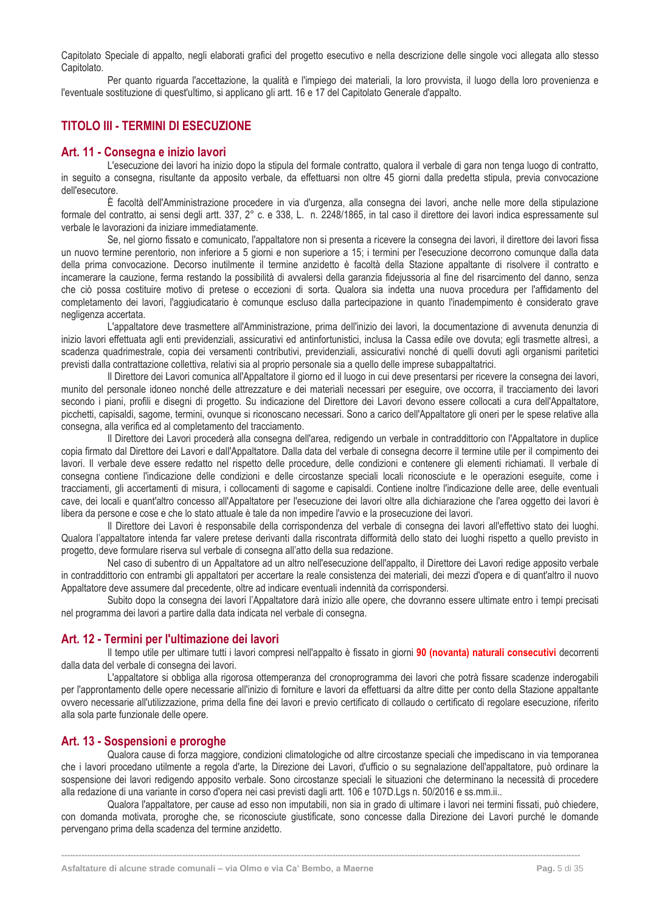Capitolato Speciale di appalto, negli elaborati grafici del progetto esecutivo e nella descrizione delle singole voci allegata allo stesso Capitolato.

Per quanto riguarda l'accettazione, la qualità e l'impiego dei materiali, la loro provvista, il luogo della loro provenienza e l'eventuale sostituzione di quest'ultimo, si applicano gli artt. 16 e 17 del Capitolato Generale d'appalto.

## TITOLO III - TERMINI DI ESECUZIONE

### Art. 11 - Consegna e inizio lavori

L'esecuzione dei lavori ha inizio dopo la stipula del formale contratto, qualora il verbale di gara non tenga luogo di contratto, in seguito a consegna, risultante da apposito verbale, da effettuarsi non oltre 45 giorni dalla predetta stipula, previa convocazione dell'esecutore.

È facoltà dell'Amministrazione procedere in via d'urgenza, alla consegna dei lavori, anche nelle more della stipulazione formale del contratto, ai sensi degli artt. 337, 2° c. e 338, L. n. 2248/1865, in tal caso il direttore dei lavori indica espressamente sul verbale le lavorazioni da iniziare immediatamente.

Se, nel giorno fissato e comunicato, l'appaltatore non si presenta a ricevere la consegna dei lavori, il direttore dei lavori fissa un nuovo termine perentorio, non inferiore a 5 giorni e non superiore a 15; i termini per l'esecuzione decorrono comunque dalla data della prima convocazione. Decorso inutilmente il termine anzidetto è facoltà della Stazione appaltante di risolvere il contratto e incamerare la cauzione, ferma restando la possibilità di avvalersi della garanzia fidejussoria al fine del risarcimento del danno, senza che ciò possa costituire motivo di pretese o eccezioni di sorta. Qualora sia indetta una nuova procedura per l'affidamento del completamento dei lavori, l'aggiudicatario è comunque escluso dalla partecipazione in quanto l'inadempimento è considerato grave negligenza accertata.

L'appaltatore deve trasmettere all'Amministrazione, prima dell'inizio dei lavori, la documentazione di avvenuta denunzia di inizio lavori effettuata agli enti previdenziali, assicurativi ed antinfortunistici, inclusa la Cassa edile ove dovuta; egli trasmette altresì, a scadenza quadrimestrale, copia dei versamenti contributivi, previdenziali, assicurativi nonché di quelli dovuti agli organismi paritetici previsti dalla contrattazione collettiva, relativi sia al proprio personale sia a quello delle imprese subappaltatrici.

Il Direttore dei Lavori comunica all'Appaltatore il giorno ed il luogo in cui deve presentarsi per ricevere la consegna dei lavori, munito del personale idoneo nonché delle attrezzature e dei materiali necessari per eseguire, ove occorra, il tracciamento dei lavori secondo i piani, profili e disegni di progetto. Su indicazione del Direttore dei Lavori devono essere collocati a cura dell'Appaltatore, picchetti, capisaldi, sagome, termini, ovunque si riconoscano necessari. Sono a carico dell'Appaltatore gli oneri per le spese relative alla consegna, alla verifica ed al completamento del tracciamento.

Il Direttore dei Lavori procederà alla consegna dell'area, redigendo un verbale in contraddittorio con l'Appaltatore in duplice copia firmato dal Direttore dei Lavori e dall'Appaltatore. Dalla data del verbale di consegna decorre il termine utile per il compimento dei lavori. Il verbale deve essere redatto nel rispetto delle procedure, delle condizioni e contenere gli elementi richiamati. Il verbale di consegna contiene l'indicazione delle condizioni e delle circostanze speciali locali riconosciute e le operazioni eseguite, come i tracciamenti, gli accertamenti di misura, i collocamenti di sagome e capisaldi. Contiene inoltre l'indicazione delle aree, delle eventuali cave, dei locali e quant'altro concesso all'Appaltatore per l'esecuzione dei lavori oltre alla dichiarazione che l'area oggetto dei lavori è libera da persone e cose e che lo stato attuale è tale da non impedire l'avvio e la prosecuzione dei lavori.

Il Direttore dei Lavori è responsabile della corrispondenza del verbale di consegna dei lavori all'effettivo stato dei luoghi. Qualora l'appaltatore intenda far valere pretese derivanti dalla riscontrata difformità dello stato dei luoghi rispetto a quello previsto in progetto, deve formulare riserva sul verbale di consegna all'atto della sua redazione.

Nel caso di subentro di un Appaltatore ad un altro nell'esecuzione dell'appalto, il Direttore dei Lavori redige apposito verbale in contraddittorio con entrambi gli appaltatori per accertare la reale consistenza dei materiali, dei mezzi d'opera e di quant'altro il nuovo Appaltatore deve assumere dal precedente, oltre ad indicare eventuali indennità da corrispondersi.

Subito dopo la consegna dei lavori l'Appaltatore darà inizio alle opere, che dovranno essere ultimate entro i tempi precisati nel programma dei lavori a partire dalla data indicata nel verbale di consegna.

### Art. 12 - Termini per l'ultimazione dei lavori

Il tempo utile per ultimare tutti i lavori compresi nell'appalto è fissato in giorni **90 (novanta) naturali consecutivi** decorrenti dalla data del verbale di consegna dei lavori.

L'appaltatore si obbliga alla rigorosa ottemperanza del cronoprogramma dei lavori che potrà fissare scadenze inderogabili per l'approntamento delle opere necessarie all'inizio di forniture e lavori da effettuarsi da altre ditte per conto della Stazione appaltante ovvero necessarie all'utilizzazione, prima della fine dei lavori e previo certificato di collaudo o certificato di regolare esecuzione, riferito alla sola parte funzionale delle opere.

### Art. 13 - Sospensioni e proroghe

Qualora cause di forza maggiore, condizioni climatologiche od altre circostanze speciali che impediscano in via temporanea che i lavori procedano utilmente a regola d'arte, la Direzione dei Lavori, d'ufficio o su segnalazione dell'appaltatore, può ordinare la sospensione dei lavori redigendo apposito verbale. Sono circostanze speciali le situazioni che determinano la necessità di procedere alla redazione di una variante in corso d'opera nei casi previsti dagli artt. 106 e 107D.Lgs n. 50/2016 e ss.mm.ii..

Qualora l'appaltatore, per cause ad esso non imputabili, non sia in grado di ultimare i lavori nei termini fissati, può chiedere, con domanda motivata, proroghe che, se riconosciute giustificate, sono concesse dalla Direzione dei Lavori purché le domande pervengano prima della scadenza del termine anzidetto.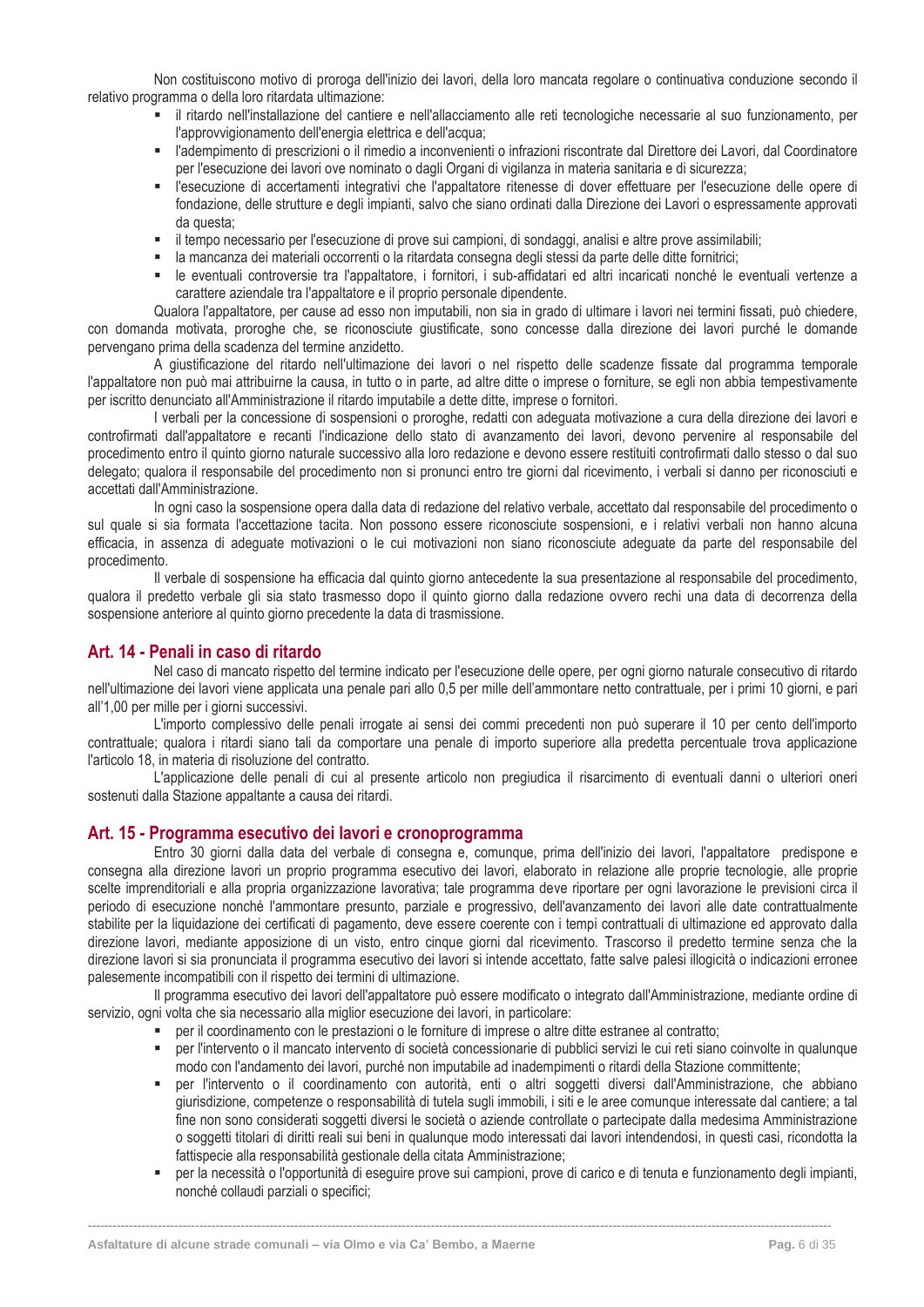Non costituiscono motivo di proroga dell'inizio dei lavori, della loro mancata regolare o continuativa conduzione secondo il relativo programma o della loro ritardata ultimazione:

- il ritardo nell'installazione del cantiere e nell'allacciamento alle reti tecnologiche necessarie al suo funzionamento, per l'approvvigionamento dell'energia elettrica e dell'acqua;
- l'adempimento di prescrizioni o il rimedio a inconvenienti o infrazioni riscontrate dal Direttore dei Lavori, dal Coordinatore per l'esecuzione dei lavori ove nominato o dagli Organi di vigilanza in materia sanitaria e di sicurezza;
- l'esecuzione di accertamenti integrativi che l'appaltatore ritenesse di dover effettuare per l'esecuzione delle opere di fondazione, delle strutture e degli impianti, salvo che siano ordinati dalla Direzione dei Lavori o espressamente approvati da questa;
- il tempo necessario per l'esecuzione di prove sui campioni, di sondaggi, analisi e altre prove assimilabili;
- la mancanza dei materiali occorrenti o la ritardata consegna degli stessi da parte delle ditte fornitrici;
- le eventuali controversie tra l'appaltatore, i fornitori, i sub-affidatari ed altri incaricati nonché le eventuali vertenze a carattere aziendale tra l'appaltatore e il proprio personale dipendente.

Qualora l'appaltatore, per cause ad esso non imputabili, non sia in grado di ultimare i lavori nei termini fissati, può chiedere, con domanda motivata, proroghe che, se riconosciute giustificate, sono concesse dalla direzione dei lavori purché le domande pervengano prima della scadenza del termine anzidetto.

A giustificazione del ritardo nell'ultimazione dei lavori o nel rispetto delle scadenze fissate dal programma temporale l'appaltatore non può mai attribuirne la causa, in tutto o in parte, ad altre ditte o imprese o forniture, se egli non abbia tempestivamente per iscritto denunciato all'Amministrazione il ritardo imputabile a dette ditte, imprese o fornitori.

I verbali per la concessione di sospensioni o proroghe, redatti con adeguata motivazione a cura della direzione dei lavori e controfirmati dall'appaltatore e recanti l'indicazione dello stato di avanzamento dei lavori, devono pervenire al responsabile del procedimento entro il quinto giorno naturale successivo alla loro redazione e devono essere restituiti controfirmati dallo stesso o dal suo delegato; qualora il responsabile del procedimento non si pronunci entro tre giorni dal ricevimento, i verbali si danno per riconosciuti e accettati dall'Amministrazione.

In ogni caso la sospensione opera dalla data di redazione del relativo verbale, accettato dal responsabile del procedimento o sul quale si sia formata l'accettazione tacita. Non possono essere riconosciute sospensioni, e i relativi verbali non hanno alcuna efficacia, in assenza di adeguate motivazioni o le cui motivazioni non siano riconosciute adeguate da parte del responsabile del procedimento.

Il verbale di sospensione ha efficacia dal quinto giorno antecedente la sua presentazione al responsabile del procedimento, qualora il predetto verbale gli sia stato trasmesso dopo il quinto giorno dalla redazione ovvero rechi una data di decorrenza della sospensione anteriore al quinto giorno precedente la data di trasmissione.

## Art. 14 - Penali in caso di ritardo

Nel caso di mancato rispetto del termine indicato per l'esecuzione delle opere, per ogni giorno naturale consecutivo di ritardo nell'ultimazione dei lavori viene applicata una penale pari allo 0,5 per mille dell'ammontare netto contrattuale, per i primi 10 giorni, e pari all'1,00 per mille per i giorni successivi.

L'importo complessivo delle penali irrogate ai sensi dei commi precedenti non può superare il 10 per cento dell'importo contrattuale; qualora i ritardi siano tali da comportare una penale di importo superiore alla predetta percentuale trova applicazione l'articolo 18, in materia di risoluzione del contratto.

L'applicazione delle penali di cui al presente articolo non pregiudica il risarcimento di eventuali danni o ulteriori oneri sostenuti dalla Stazione appaltante a causa dei ritardi.

## Art. 15 - Programma esecutivo dei lavori e cronoprogramma

Entro 30 giorni dalla data del verbale di consegna e, comunque, prima dell'inizio dei lavori, l'appaltatore predispone e consegna alla direzione lavori un proprio programma esecutivo dei lavori, elaborato in relazione alle proprie tecnologie, alle proprie scelte imprenditoriali e alla propria organizzazione lavorativa; tale programma deve riportare per ogni lavorazione le previsioni circa il periodo di esecuzione nonché l'ammontare presunto, parziale e progressivo, dell'avanzamento dei lavori alle date contrattualmente stabilite per la liquidazione dei certificati di pagamento, deve essere coerente con i tempi contrattuali di ultimazione ed approvato dalla direzione lavori, mediante apposizione di un visto, entro cinque giorni dal ricevimento. Trascorso il predetto termine senza che la direzione lavori si sia pronunciata il programma esecutivo dei lavori si intende accettato, fatte salve palesi illogicità o indicazioni erronee palesemente incompatibili con il rispetto dei termini di ultimazione.

Il programma esecutivo dei lavori dell'appaltatore può essere modificato o integrato dall'Amministrazione, mediante ordine di servizio, ogni volta che sia necessario alla miglior esecuzione dei lavori, in particolare:

- per il coordinamento con le prestazioni o le forniture di imprese o altre ditte estranee al contratto;
- per l'intervento o il mancato intervento di società concessionarie di pubblici servizi le cui reti siano coinvolte in qualunque modo con l'andamento dei lavori, purché non imputabile ad inadempimenti o ritardi della Stazione committente;
- per l'intervento o il coordinamento con autorità, enti o altri soggetti diversi dall'Amministrazione, che abbiano giurisdizione, competenze o responsabilità di tutela sugli immobili, i siti e le aree comunque interessate dal cantiere; a tal fine non sono considerati soggetti diversi le società o aziende controllate o partecipate dalla medesima Amministrazione o soggetti titolari di diritti reali sui beni in qualunque modo interessati dai lavori intendendosi, in questi casi, ricondotta la fattispecie alla responsabilità gestionale della citata Amministrazione;
- per la necessità o l'opportunità di eseguire prove sui campioni, prove di carico e di tenuta e funzionamento degli impianti, nonché collaudi parziali o specifici;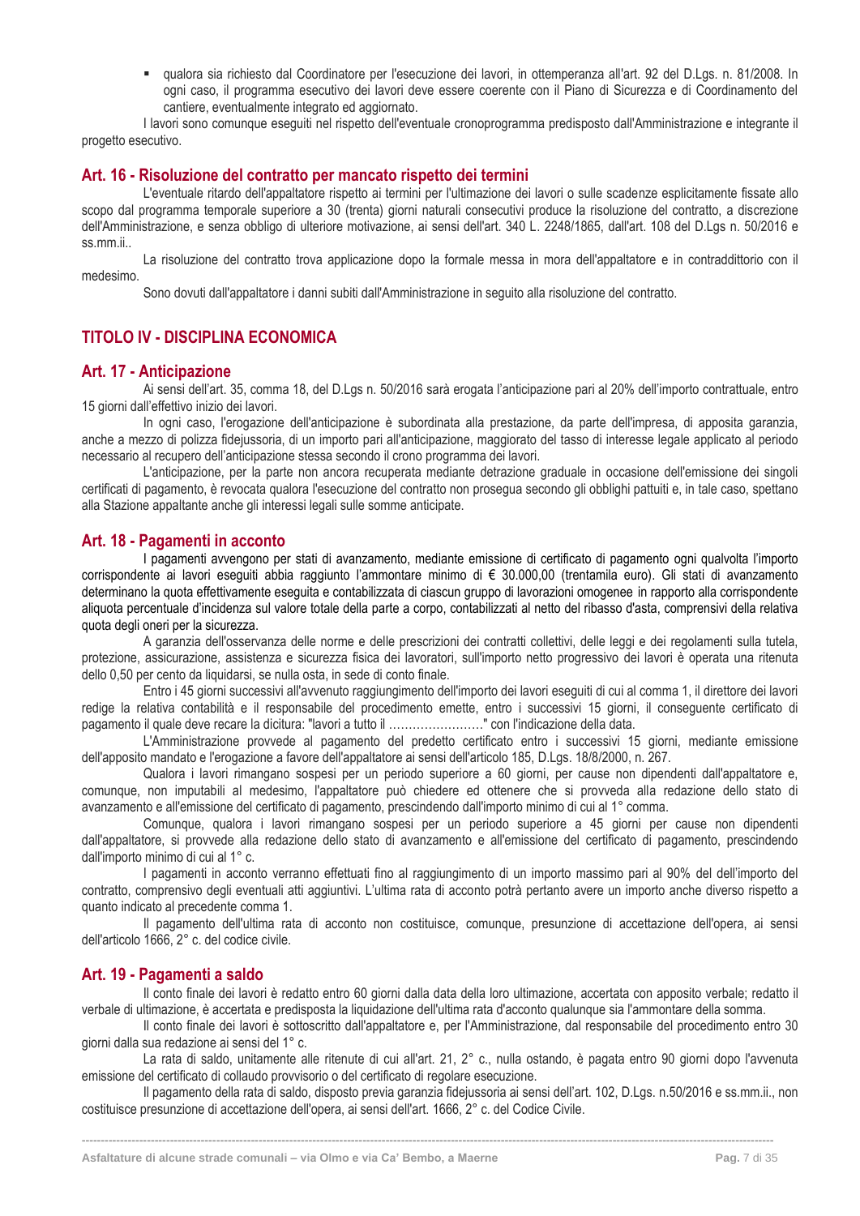- qualora sia richiesto dal Coordinatore per l'esecuzione dei lavori, in ottemperanza all'art. 92 del D.Lgs. n. 81/2008. In ogni caso, il programma esecutivo dei lavori deve essere coerente con il Piano di Sicurezza e di Coordinamento del cantiere, eventualmente integrato ed aggiornato.

I lavori sono comunque eseguiti nel rispetto dell'eventuale cronoprogramma predisposto dall'Amministrazione e integrante il progetto esecutivo.

## Art. 16 - Risoluzione del contratto per mancato rispetto dei termini

L'eventuale ritardo dell'appaltatore rispetto ai termini per l'ultimazione dei lavori o sulle scadenze esplicitamente fissate allo scopo dal programma temporale superiore a 30 (trenta) giorni naturali consecutivi produce la risoluzione del contratto, a discrezione dell'Amministrazione, e senza obbligo di ulteriore motivazione, ai sensi dell'art. 340 L. 2248/1865, dall'art. 108 del D.Lgs n. 50/2016 e ss.mm.ii..

La risoluzione del contratto trova applicazione dopo la formale messa in mora dell'appaltatore e in contraddittorio con il medesimo.

Sono dovuti dall'appaltatore i danni subiti dall'Amministrazione in seguito alla risoluzione del contratto.

# TITOLO IV - DISCIPLINA ECONOMICA

## Art. 17 - Anticipazione

Ai sensi dell'art. 35, comma 18, del D.Lgs n. 50/2016 sarà erogata l'anticipazione pari al 20% dell'importo contrattuale, entro 15 giorni dall'effettivo inizio dei lavori.

In ogni caso, l'erogazione dell'anticipazione è subordinata alla prestazione, da parte dell'impresa, di apposita garanzia, anche a mezzo di polizza fidejussoria, di un importo pari all'anticipazione, maggiorato del tasso di interesse legale applicato al periodo necessario al recupero dell'anticipazione stessa secondo il crono programma dei lavori.

L'anticipazione, per la parte non ancora recuperata mediante detrazione graduale in occasione dell'emissione dei singoli certificati di pagamento, è revocata qualora l'esecuzione del contratto non prosegua secondo gli obblighi pattuiti e, in tale caso, spettano alla Stazione appaltante anche gli interessi legali sulle somme anticipate.

## Art. 18 - Pagamenti in acconto

I pagamenti avvengono per stati di avanzamento, mediante emissione di certificato di pagamento ogni qualvolta l'importo corrispondente ai lavori eseguiti abbia raggiunto l'ammontare minimo di € 30.000,00 (trentamila euro). Gli stati di avanzamento determinano la quota effettivamente eseguita e contabilizzata di ciascun gruppo di lavorazioni omogenee in rapporto alla corrispondente aliquota percentuale d'incidenza sul valore totale della parte a corpo, contabilizzati al netto del ribasso d'asta, comprensivi della relativa quota degli oneri per la sicurezza.

A garanzia dell'osservanza delle norme e delle prescrizioni dei contratti collettivi, delle leggi e dei regolamenti sulla tutela, protezione, assicurazione, assistenza e sicurezza fisica dei lavoratori, sull'importo netto progressivo dei lavori è operata una ritenuta dello 0,50 per cento da liquidarsi, se nulla osta, in sede di conto finale.

Entro i 45 giorni successivi all'avvenuto raggiungimento dell'importo dei lavori eseguiti di cui al comma 1, il direttore dei lavori redige la relativa contabilità e il responsabile del procedimento emette, entro i successivi 15 giorni, il conseguente certificato di pagamento il quale deve recare la dicitura: "lavori a tutto il ……………………" con l'indicazione della data.

L'Amministrazione provvede al pagamento del predetto certificato entro i successivi 15 giorni, mediante emissione dell'apposito mandato e l'erogazione a favore dell'appaltatore ai sensi dell'articolo 185, D.Lgs. 18/8/2000, n. 267.

Qualora i lavori rimangano sospesi per un periodo superiore a 60 giorni, per cause non dipendenti dall'appaltatore e, comunque, non imputabili al medesimo, l'appaltatore può chiedere ed ottenere che si provveda alla redazione dello stato di avanzamento e all'emissione del certificato di pagamento, prescindendo dall'importo minimo di cui al 1° comma.

Comunque, qualora i lavori rimangano sospesi per un periodo superiore a 45 giorni per cause non dipendenti dall'appaltatore, si provvede alla redazione dello stato di avanzamento e all'emissione del certificato di pagamento, prescindendo dall'importo minimo di cui al 1° c.

I pagamenti in acconto verranno effettuati fino al raggiungimento di un importo massimo pari al 90% del dell'importo del contratto, comprensivo degli eventuali atti aggiuntivi. L'ultima rata di acconto potrà pertanto avere un importo anche diverso rispetto a quanto indicato al precedente comma 1.

Il pagamento dell'ultima rata di acconto non costituisce, comunque, presunzione di accettazione dell'opera, ai sensi dell'articolo 1666, 2° c. del codice civile.

## Art. 19 - Pagamenti a saldo

Il conto finale dei lavori è redatto entro 60 giorni dalla data della loro ultimazione, accertata con apposito verbale; redatto il verbale di ultimazione, è accertata e predisposta la liquidazione dell'ultima rata d'acconto qualunque sia l'ammontare della somma.

Il conto finale dei lavori è sottoscritto dall'appaltatore e, per l'Amministrazione, dal responsabile del procedimento entro 30 giorni dalla sua redazione ai sensi del 1° c.

La rata di saldo, unitamente alle ritenute di cui all'art. 21, 2° c., nulla ostando, è pagata entro 90 giorni dopo l'avvenuta emissione del certificato di collaudo provvisorio o del certificato di regolare esecuzione.

Il pagamento della rata di saldo, disposto previa garanzia fidejussoria ai sensi dell'art. 102, D.Lgs. n.50/2016 e ss.mm.ii., non costituisce presunzione di accettazione dell'opera, ai sensi dell'art. 1666, 2° c. del Codice Civile.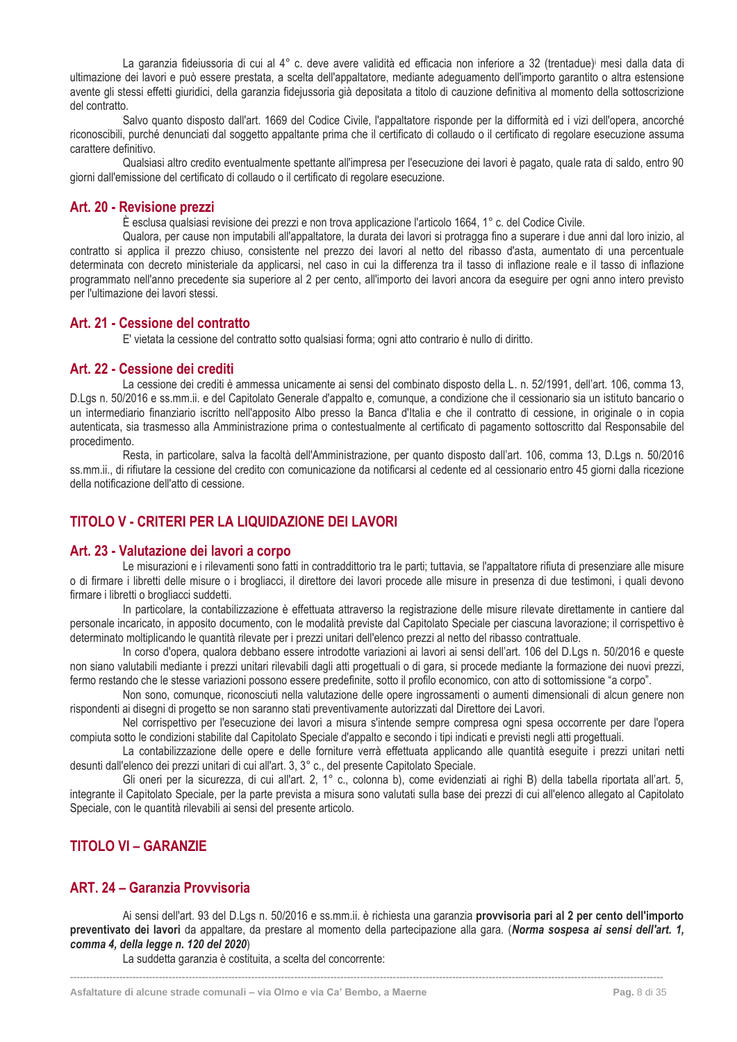La garanzia fideiussoria di cui al 4° c. deve avere validità ed efficacia non inferiore a 32 (trentadue)[i] mesi dalla data di ultimazione dei lavori e può essere prestata, a scelta dell'appaltatore, mediante adeguamento dell'importo garantito o altra estensione avente gli stessi effetti giuridici, della garanzia fidejussoria già depositata a titolo di cauzione definitiva al momento della sottoscrizione del contratto.

Salvo quanto disposto dall'art. 1669 del Codice Civile, l'appaltatore risponde per la difformità ed i vizi dell'opera, ancorché riconoscibili, purché denunciati dal soggetto appaltante prima che il certificato di collaudo o il certificato di regolare esecuzione assuma carattere definitivo.

Qualsiasi altro credito eventualmente spettante all'impresa per l'esecuzione dei lavori è pagato, quale rata di saldo, entro 90 giorni dall'emissione del certificato di collaudo o il certificato di regolare esecuzione.

## Art. 20 - Revisione prezzi

È esclusa qualsiasi revisione dei prezzi e non trova applicazione l'articolo 1664, 1° c. del Codice Civile.

Qualora, per cause non imputabili all'appaltatore, la durata dei lavori si protragga fino a superare i due anni dal loro inizio, al contratto si applica il prezzo chiuso, consistente nel prezzo dei lavori al netto del ribasso d'asta, aumentato di una percentuale determinata con decreto ministeriale da applicarsi, nel caso in cui la differenza tra il tasso di inflazione reale e il tasso di inflazione programmato nell'anno precedente sia superiore al 2 per cento, all'importo dei lavori ancora da eseguire per ogni anno intero previsto per l'ultimazione dei lavori stessi.

## Art. 21 - Cessione del contratto

E' vietata la cessione del contratto sotto qualsiasi forma; ogni atto contrario è nullo di diritto.

## Art. 22 - Cessione dei crediti

La cessione dei crediti è ammessa unicamente ai sensi del combinato disposto della L. n. 52/1991, dell'art. 106, comma 13, D.Lgs n. 50/2016 e ss.mm.ii. e del Capitolato Generale d'appalto e, comunque, a condizione che il cessionario sia un istituto bancario o un intermediario finanziario iscritto nell'apposito Albo presso la Banca d'Italia e che il contratto di cessione, in originale o in copia autenticata, sia trasmesso alla Amministrazione prima o contestualmente al certificato di pagamento sottoscritto dal Responsabile del procedimento.

Resta, in particolare, salva la facoltà dell'Amministrazione, per quanto disposto dall'art. 106, comma 13, D.Lgs n. 50/2016 ss.mm.ii., di rifiutare la cessione del credito con comunicazione da notificarsi al cedente ed al cessionario entro 45 giorni dalla ricezione della notificazione dell'atto di cessione.

# TITOLO V - CRITERI PER LA LIQUIDAZIONE DEI LAVORI

## Art. 23 - Valutazione dei lavori a corpo

Le misurazioni e i rilevamenti sono fatti in contraddittorio tra le parti; tuttavia, se l'appaltatore rifiuta di presenziare alle misure o di firmare i libretti delle misure o i brogliacci, il direttore dei lavori procede alle misure in presenza di due testimoni, i quali devono firmare i libretti o brogliacci suddetti.

In particolare, la contabilizzazione è effettuata attraverso la registrazione delle misure rilevate direttamente in cantiere dal personale incaricato, in apposito documento, con le modalità previste dal Capitolato Speciale per ciascuna lavorazione; il corrispettivo è determinato moltiplicando le quantità rilevate per i prezzi unitari dell'elenco prezzi al netto del ribasso contrattuale.

In corso d'opera, qualora debbano essere introdotte variazioni ai lavori ai sensi dell'art. 106 del D.Lgs n. 50/2016 e queste non siano valutabili mediante i prezzi unitari rilevabili dagli atti progettuali o di gara, si procede mediante la formazione dei nuovi prezzi, fermo restando che le stesse variazioni possono essere predefinite, sotto il profilo economico, con atto di sottomissione "a corpo".

Non sono, comunque, riconosciuti nella valutazione delle opere ingrossamenti o aumenti dimensionali di alcun genere non rispondenti ai disegni di progetto se non saranno stati preventivamente autorizzati dal Direttore dei Lavori.

Nel corrispettivo per l'esecuzione dei lavori a misura s'intende sempre compresa ogni spesa occorrente per dare l'opera compiuta sotto le condizioni stabilite dal Capitolato Speciale d'appalto e secondo i tipi indicati e previsti negli atti progettuali.

La contabilizzazione delle opere e delle forniture verrà effettuata applicando alle quantità eseguite i prezzi unitari netti desunti dall'elenco dei prezzi unitari di cui all'art. 3, 3° c., del presente Capitolato Speciale.

Gli oneri per la sicurezza, di cui all'art. 2, 1° c., colonna b), come evidenziati ai righi B) della tabella riportata all'art. 5, integrante il Capitolato Speciale, per la parte prevista a misura sono valutati sulla base dei prezzi di cui all'elenco allegato al Capitolato Speciale, con le quantità rilevabili ai sensi del presente articolo.

# TITOLO VI – GARANZIE

## ART. 24 – Garanzia Provvisoria

Ai sensi dell'art. 93 del D.Lgs n. 50/2016 e ss.mm.ii. è richiesta una garanzia **provvisoria pari al 2 per cento dell'importo preventivato dei lavori** da appaltare, da prestare al momento della partecipazione alla gara. (***Norma sospesa ai sensi dell'art. 1, comma 4, della legge n. 120 del 2020***)

La suddetta garanzia è costituita, a scelta del concorrente: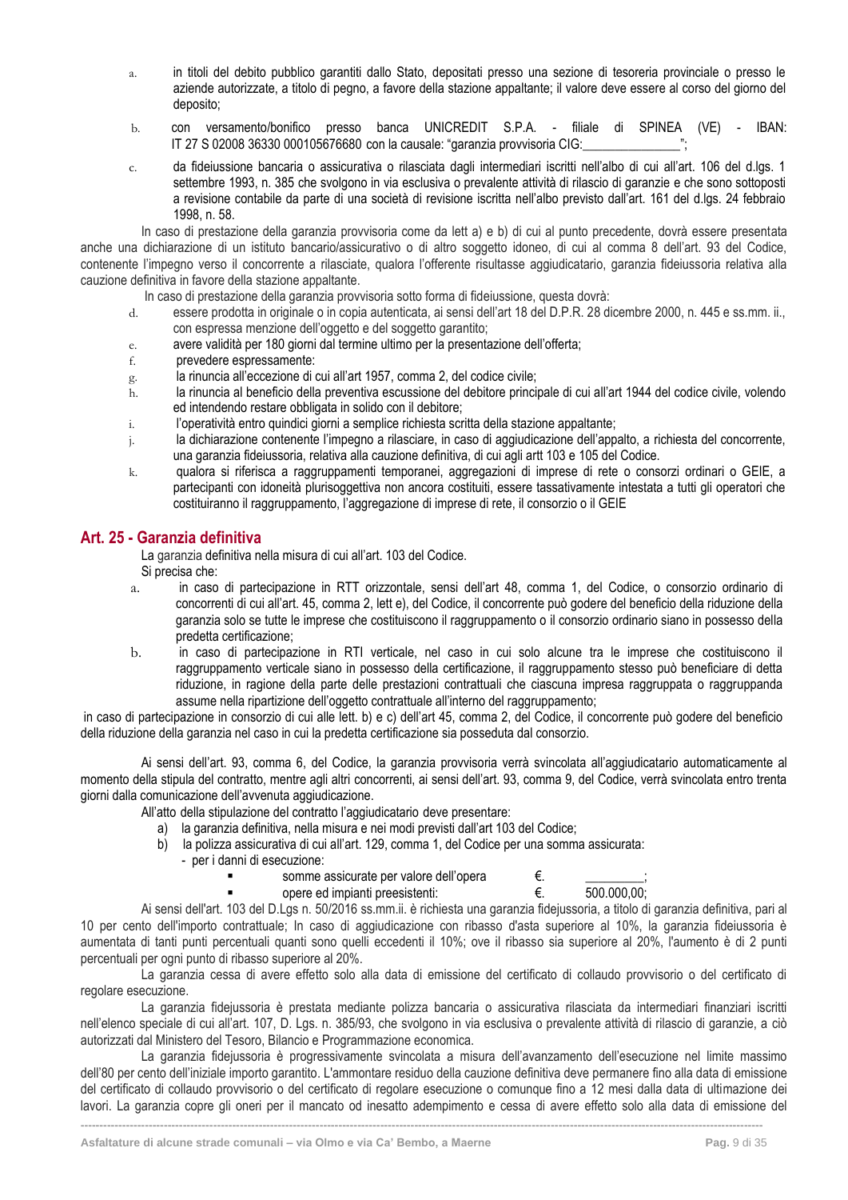a. in titoli del debito pubblico garantiti dallo Stato, depositati presso una sezione di tesoreria provinciale o presso le aziende autorizzate, a titolo di pegno, a favore della stazione appaltante; il valore deve essere al corso del giorno del deposito;

b. con versamento/bonifico presso banca UNICREDIT S.P.A. - filiale di SPINEA (VE) - IBAN: IT 27 S 02008 36330 000105676680 con la causale: "garanzia provvisoria CIG:_______________";

c. da fideiussione bancaria o assicurativa o rilasciata dagli intermediari iscritti nell'albo di cui all'art. 106 del d.lgs. 1 settembre 1993, n. 385 che svolgono in via esclusiva o prevalente attività di rilascio di garanzie e che sono sottoposti a revisione contabile da parte di una società di revisione iscritta nell'albo previsto dall'art. 161 del d.lgs. 24 febbraio 1998, n. 58.

In caso di prestazione della garanzia provvisoria come da lett a) e b) di cui al punto precedente, dovrà essere presentata anche una dichiarazione di un istituto bancario/assicurativo o di altro soggetto idoneo, di cui al comma 8 dell'art. 93 del Codice, contenente l'impegno verso il concorrente a rilasciate, qualora l'offerente risultasse aggiudicatario, garanzia fideiussoria relativa alla cauzione definitiva in favore della stazione appaltante.

In caso di prestazione della garanzia provvisoria sotto forma di fideiussione, questa dovrà:

d. essere prodotta in originale o in copia autenticata, ai sensi dell'art 18 del D.P.R. 28 dicembre 2000, n. 445 e ss.mm. ii., con espressa menzione dell'oggetto e del soggetto garantito;
e. avere validità per 180 giorni dal termine ultimo per la presentazione dell'offerta;
f. prevedere espressamente:
g. la rinuncia all'eccezione di cui all'art 1957, comma 2, del codice civile;
h. la rinuncia al beneficio della preventiva escussione del debitore principale di cui all'art 1944 del codice civile, volendo ed intendendo restare obbligata in solido con il debitore;
i. l'operatività entro quindici giorni a semplice richiesta scritta della stazione appaltante;
j. la dichiarazione contenente l'impegno a rilasciare, in caso di aggiudicazione dell'appalto, a richiesta del concorrente, una garanzia fideiussoria, relativa alla cauzione definitiva, di cui agli artt 103 e 105 del Codice.
k. qualora si riferisca a raggruppamenti temporanei, aggregazioni di imprese di rete o consorzi ordinari o GEIE, a partecipanti con idoneità plurisoggettiva non ancora costituiti, essere tassativamente intestata a tutti gli operatori che costituiranno il raggruppamento, l'aggregazione di imprese di rete, il consorzio o il GEIE

## Art. 25 - Garanzia definitiva

La garanzia definitiva nella misura di cui all'art. 103 del Codice.

Si precisa che:

a. in caso di partecipazione in RTT orizzontale, sensi dell'art 48, comma 1, del Codice, o consorzio ordinario di concorrenti di cui all'art. 45, comma 2, lett e), del Codice, il concorrente può godere del beneficio della riduzione della garanzia solo se tutte le imprese che costituiscono il raggruppamento o il consorzio ordinario siano in possesso della predetta certificazione;
b. in caso di partecipazione in RTI verticale, nel caso in cui solo alcune tra le imprese che costituiscono il raggruppamento verticale siano in possesso della certificazione, il raggruppamento stesso può beneficiare di detta riduzione, in ragione della parte delle prestazioni contrattuali che ciascuna impresa raggruppata o raggruppanda assume nella ripartizione dell'oggetto contrattuale all'interno del raggruppamento;

in caso di partecipazione in consorzio di cui alle lett. b) e c) dell'art 45, comma 2, del Codice, il concorrente può godere del beneficio della riduzione della garanzia nel caso in cui la predetta certificazione sia posseduta dal consorzio.

Ai sensi dell'art. 93, comma 6, del Codice, la garanzia provvisoria verrà svincolata all'aggiudicatario automaticamente al momento della stipula del contratto, mentre agli altri concorrenti, ai sensi dell'art. 93, comma 9, del Codice, verrà svincolata entro trenta giorni dalla comunicazione dell'avvenuta aggiudicazione.

All'atto della stipulazione del contratto l'aggiudicatario deve presentare:

a) la garanzia definitiva, nella misura e nei modi previsti dall'art 103 del Codice;
b) la polizza assicurativa di cui all'art. 129, comma 1, del Codice per una somma assicurata:
   - per i danni di esecuzione:
     - somme assicurate per valore dell'opera € _________;
     - opere ed impianti preesistenti: € 500.000,00;

Ai sensi dell'art. 103 del D.Lgs n. 50/2016 ss.mm.ii. è richiesta una garanzia fidejussoria, a titolo di garanzia definitiva, pari al 10 per cento dell'importo contrattuale; In caso di aggiudicazione con ribasso d'asta superiore al 10%, la garanzia fideiussoria è aumentata di tanti punti percentuali quanti sono quelli eccedenti il 10%; ove il ribasso sia superiore al 20%, l'aumento è di 2 punti percentuali per ogni punto di ribasso superiore al 20%.

La garanzia cessa di avere effetto solo alla data di emissione del certificato di collaudo provvisorio o del certificato di regolare esecuzione.

La garanzia fidejussoria è prestata mediante polizza bancaria o assicurativa rilasciata da intermediari finanziari iscritti nell'elenco speciale di cui all'art. 107, D. Lgs. n. 385/93, che svolgono in via esclusiva o prevalente attività di rilascio di garanzie, a ciò autorizzati dal Ministero del Tesoro, Bilancio e Programmazione economica.

La garanzia fidejussoria è progressivamente svincolata a misura dell'avanzamento dell'esecuzione nel limite massimo dell'80 per cento dell'iniziale importo garantito. L'ammontare residuo della cauzione definitiva deve permanere fino alla data di emissione del certificato di collaudo provvisorio o del certificato di regolare esecuzione o comunque fino a 12 mesi dalla data di ultimazione dei lavori. La garanzia copre gli oneri per il mancato od inesatto adempimento e cessa di avere effetto solo alla data di emissione del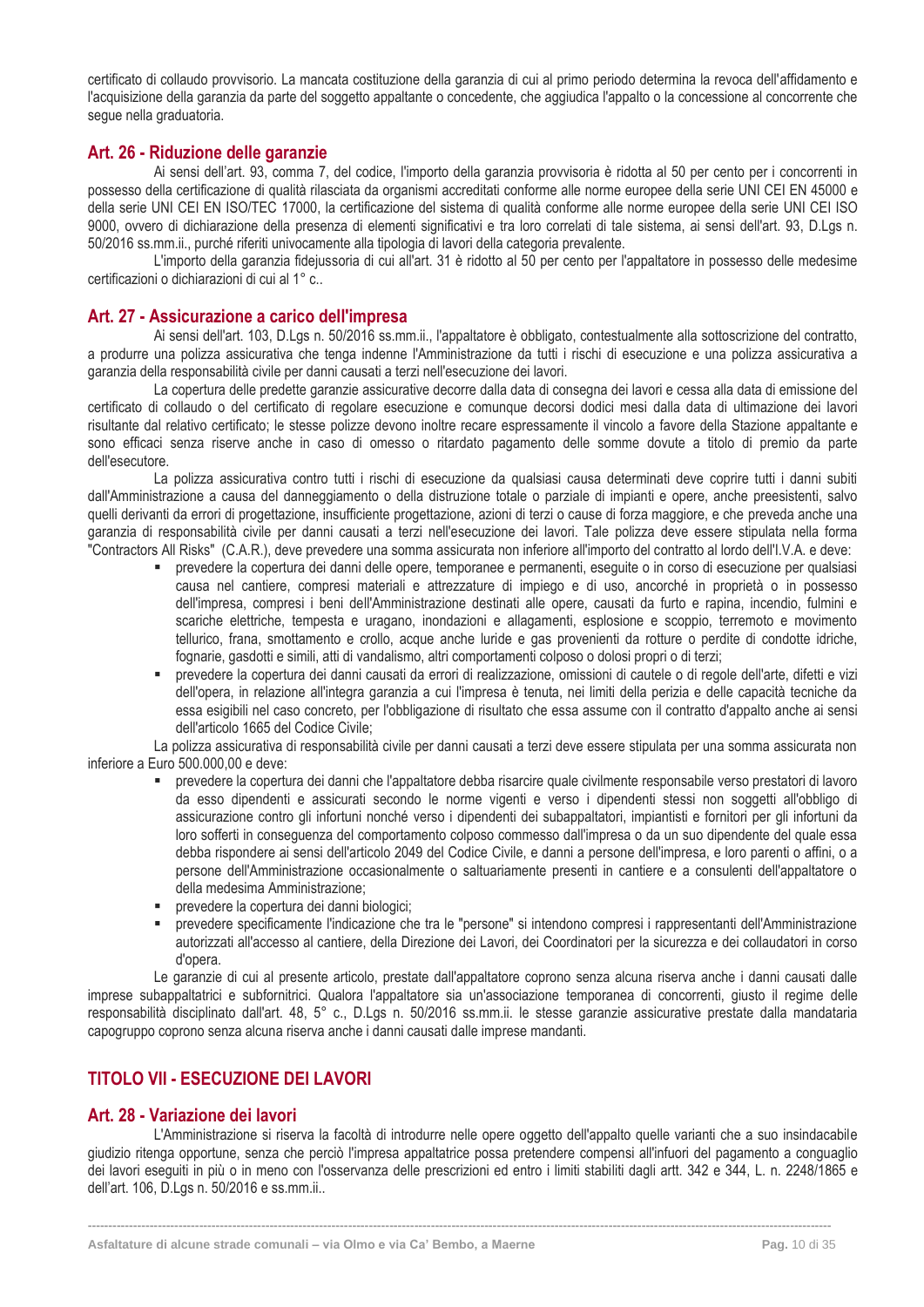certificato di collaudo provvisorio. La mancata costituzione della garanzia di cui al primo periodo determina la revoca dell'affidamento e l'acquisizione della garanzia da parte del soggetto appaltante o concedente, che aggiudica l'appalto o la concessione al concorrente che segue nella graduatoria.

## Art. 26 - Riduzione delle garanzie

Ai sensi dell'art. 93, comma 7, del codice, l'importo della garanzia provvisoria è ridotta al 50 per cento per i concorrenti in possesso della certificazione di qualità rilasciata da organismi accreditati conforme alle norme europee della serie UNI CEI EN 45000 e della serie UNI CEI EN ISO/TEC 17000, la certificazione del sistema di qualità conforme alle norme europee della serie UNI CEI ISO 9000, ovvero di dichiarazione della presenza di elementi significativi e tra loro correlati di tale sistema, ai sensi dell'art. 93, D.Lgs n. 50/2016 ss.mm.ii., purché riferiti univocamente alla tipologia di lavori della categoria prevalente.

L'importo della garanzia fidejussoria di cui all'art. 31 è ridotto al 50 per cento per l'appaltatore in possesso delle medesime certificazioni o dichiarazioni di cui al 1° c..

## Art. 27 - Assicurazione a carico dell'impresa

Ai sensi dell'art. 103, D.Lgs n. 50/2016 ss.mm.ii., l'appaltatore è obbligato, contestualmente alla sottoscrizione del contratto, a produrre una polizza assicurativa che tenga indenne l'Amministrazione da tutti i rischi di esecuzione e una polizza assicurativa a garanzia della responsabilità civile per danni causati a terzi nell'esecuzione dei lavori.

La copertura delle predette garanzie assicurative decorre dalla data di consegna dei lavori e cessa alla data di emissione del certificato di collaudo o del certificato di regolare esecuzione e comunque decorsi dodici mesi dalla data di ultimazione dei lavori risultante dal relativo certificato; le stesse polizze devono inoltre recare espressamente il vincolo a favore della Stazione appaltante e sono efficaci senza riserve anche in caso di omesso o ritardato pagamento delle somme dovute a titolo di premio da parte dell'esecutore.

La polizza assicurativa contro tutti i rischi di esecuzione da qualsiasi causa determinati deve coprire tutti i danni subiti dall'Amministrazione a causa del danneggiamento o della distruzione totale o parziale di impianti e opere, anche preesistenti, salvo quelli derivanti da errori di progettazione, insufficiente progettazione, azioni di terzi o cause di forza maggiore, e che preveda una garanzia di responsabilità civile per danni causati a terzi nell'esecuzione dei lavori. Tale polizza deve essere stipulata nella forma "Contractors All Risks" (C.A.R.), deve prevedere una somma assicurata non inferiore all'importo del contratto al lordo dell'I.V.A. e deve:

- prevedere la copertura dei danni delle opere, temporanee e permanenti, eseguite o in corso di esecuzione per qualsiasi causa nel cantiere, compresi materiali e attrezzature di impiego e di uso, ancorché in proprietà o in possesso dell'impresa, compresi i beni dell'Amministrazione destinati alle opere, causati da furto e rapina, incendio, fulmini e scariche elettriche, tempesta e uragano, inondazioni e allagamenti, esplosione e scoppio, terremoto e movimento tellurico, frana, smottamento e crollo, acque anche luride e gas provenienti da rotture o perdite di condotte idriche, fognarie, gasdotti e simili, atti di vandalismo, altri comportamenti colposo o dolosi propri o di terzi;
- prevedere la copertura dei danni causati da errori di realizzazione, omissioni di cautele o di regole dell'arte, difetti e vizi dell'opera, in relazione all'integra garanzia a cui l'impresa è tenuta, nei limiti della perizia e delle capacità tecniche da essa esigibili nel caso concreto, per l'obbligazione di risultato che essa assume con il contratto d'appalto anche ai sensi dell'articolo 1665 del Codice Civile;

La polizza assicurativa di responsabilità civile per danni causati a terzi deve essere stipulata per una somma assicurata non inferiore a Euro 500.000,00 e deve:

- prevedere la copertura dei danni che l'appaltatore debba risarcire quale civilmente responsabile verso prestatori di lavoro da esso dipendenti e assicurati secondo le norme vigenti e verso i dipendenti stessi non soggetti all'obbligo di assicurazione contro gli infortuni nonché verso i dipendenti dei subappaltatori, impiantisti e fornitori per gli infortuni da loro sofferti in conseguenza del comportamento colposo commesso dall'impresa o da un suo dipendente del quale essa debba rispondere ai sensi dell'articolo 2049 del Codice Civile, e danni a persone dell'impresa, e loro parenti o affini, o a persone dell'Amministrazione occasionalmente o saltuariamente presenti in cantiere e a consulenti dell'appaltatore o della medesima Amministrazione;
- prevedere la copertura dei danni biologici;
- prevedere specificamente l'indicazione che tra le "persone" si intendono compresi i rappresentanti dell'Amministrazione autorizzati all'accesso al cantiere, della Direzione dei Lavori, dei Coordinatori per la sicurezza e dei collaudatori in corso d'opera.

Le garanzie di cui al presente articolo, prestate dall'appaltatore coprono senza alcuna riserva anche i danni causati dalle imprese subappaltatrici e subfornitrici. Qualora l'appaltatore sia un'associazione temporanea di concorrenti, giusto il regime delle responsabilità disciplinato dall'art. 48, 5° c., D.Lgs n. 50/2016 ss.mm.ii. le stesse garanzie assicurative prestate dalla mandataria capogruppo coprono senza alcuna riserva anche i danni causati dalle imprese mandanti.

# TITOLO VII - ESECUZIONE DEI LAVORI

## Art. 28 - Variazione dei lavori

L'Amministrazione si riserva la facoltà di introdurre nelle opere oggetto dell'appalto quelle varianti che a suo insindacabile giudizio ritenga opportune, senza che perciò l'impresa appaltatrice possa pretendere compensi all'infuori del pagamento a conguaglio dei lavori eseguiti in più o in meno con l'osservanza delle prescrizioni ed entro i limiti stabiliti dagli artt. 342 e 344, L. n. 2248/1865 e dell'art. 106, D.Lgs n. 50/2016 e ss.mm.ii..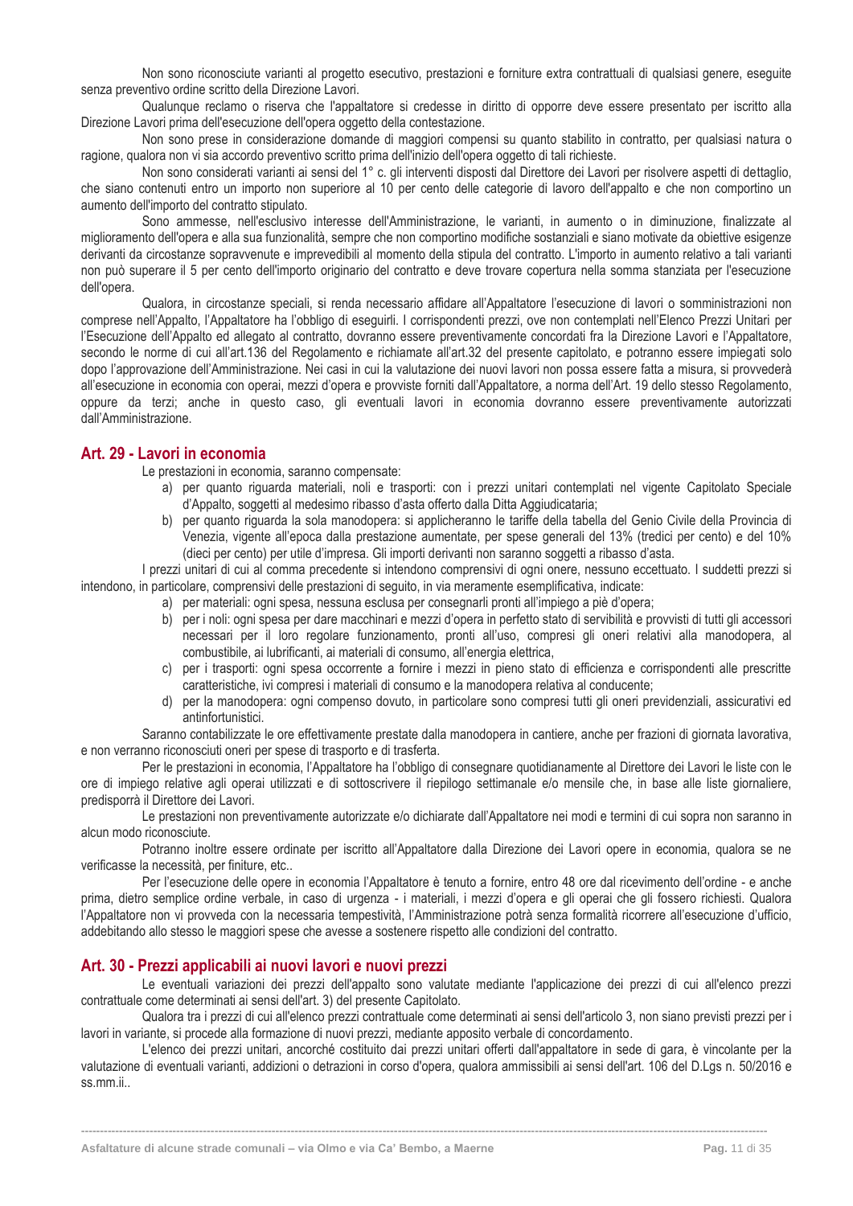Non sono riconosciute varianti al progetto esecutivo, prestazioni e forniture extra contrattuali di qualsiasi genere, eseguite senza preventivo ordine scritto della Direzione Lavori.

Qualunque reclamo o riserva che l'appaltatore si credesse in diritto di opporre deve essere presentato per iscritto alla Direzione Lavori prima dell'esecuzione dell'opera oggetto della contestazione.

Non sono prese in considerazione domande di maggiori compensi su quanto stabilito in contratto, per qualsiasi natura o ragione, qualora non vi sia accordo preventivo scritto prima dell'inizio dell'opera oggetto di tali richieste.

Non sono considerati varianti ai sensi del 1° c. gli interventi disposti dal Direttore dei Lavori per risolvere aspetti di dettaglio, che siano contenuti entro un importo non superiore al 10 per cento delle categorie di lavoro dell'appalto e che non comportino un aumento dell'importo del contratto stipulato.

Sono ammesse, nell'esclusivo interesse dell'Amministrazione, le varianti, in aumento o in diminuzione, finalizzate al miglioramento dell'opera e alla sua funzionalità, sempre che non comportino modifiche sostanziali e siano motivate da obiettive esigenze derivanti da circostanze sopravvenute e imprevedibili al momento della stipula del contratto. L'importo in aumento relativo a tali varianti non può superare il 5 per cento dell'importo originario del contratto e deve trovare copertura nella somma stanziata per l'esecuzione dell'opera.

Qualora, in circostanze speciali, si renda necessario affidare all'Appaltatore l'esecuzione di lavori o somministrazioni non comprese nell'Appalto, l'Appaltatore ha l'obbligo di eseguirli. I corrispondenti prezzi, ove non contemplati nell'Elenco Prezzi Unitari per l'Esecuzione dell'Appalto ed allegato al contratto, dovranno essere preventivamente concordati fra la Direzione Lavori e l'Appaltatore, secondo le norme di cui all'art.136 del Regolamento e richiamate all'art.32 del presente capitolato, e potranno essere impiegati solo dopo l'approvazione dell'Amministrazione. Nei casi in cui la valutazione dei nuovi lavori non possa essere fatta a misura, si provvederà all'esecuzione in economia con operai, mezzi d'opera e provviste forniti dall'Appaltatore, a norma dell'Art. 19 dello stesso Regolamento, oppure da terzi; anche in questo caso, gli eventuali lavori in economia dovranno essere preventivamente autorizzati dall'Amministrazione.

## Art. 29 - Lavori in economia

Le prestazioni in economia, saranno compensate:

a) per quanto riguarda materiali, noli e trasporti: con i prezzi unitari contemplati nel vigente Capitolato Speciale d'Appalto, soggetti al medesimo ribasso d'asta offerto dalla Ditta Aggiudicataria;
b) per quanto riguarda la sola manodopera: si applicheranno le tariffe della tabella del Genio Civile della Provincia di Venezia, vigente all'epoca dalla prestazione aumentate, per spese generali del 13% (tredici per cento) e del 10% (dieci per cento) per utile d'impresa. Gli importi derivanti non saranno soggetti a ribasso d'asta.

I prezzi unitari di cui al comma precedente si intendono comprensivi di ogni onere, nessuno eccettuato. I suddetti prezzi si intendono, in particolare, comprensivi delle prestazioni di seguito, in via meramente esemplificativa, indicate:

a) per materiali: ogni spesa, nessuna esclusa per consegnarli pronti all'impiego a piè d'opera;
b) per i noli: ogni spesa per dare macchinari e mezzi d'opera in perfetto stato di servibilità e provvisti di tutti gli accessori necessari per il loro regolare funzionamento, pronti all'uso, compresi gli oneri relativi alla manodopera, al combustibile, ai lubrificanti, ai materiali di consumo, all'energia elettrica,
c) per i trasporti: ogni spesa occorrente a fornire i mezzi in pieno stato di efficienza e corrispondenti alle prescritte caratteristiche, ivi compresi i materiali di consumo e la manodopera relativa al conducente;
d) per la manodopera: ogni compenso dovuto, in particolare sono compresi tutti gli oneri previdenziali, assicurativi ed antinfortunistici.

Saranno contabilizzate le ore effettivamente prestate dalla manodopera in cantiere, anche per frazioni di giornata lavorativa, e non verranno riconosciuti oneri per spese di trasporto e di trasferta.

Per le prestazioni in economia, l'Appaltatore ha l'obbligo di consegnare quotidianamente al Direttore dei Lavori le liste con le ore di impiego relative agli operai utilizzati e di sottoscrivere il riepilogo settimanale e/o mensile che, in base alle liste giornaliere, predisporrà il Direttore dei Lavori.

Le prestazioni non preventivamente autorizzate e/o dichiarate dall'Appaltatore nei modi e termini di cui sopra non saranno in alcun modo riconosciute.

Potranno inoltre essere ordinate per iscritto all'Appaltatore dalla Direzione dei Lavori opere in economia, qualora se ne verificasse la necessità, per finiture, etc..

Per l'esecuzione delle opere in economia l'Appaltatore è tenuto a fornire, entro 48 ore dal ricevimento dell'ordine - e anche prima, dietro semplice ordine verbale, in caso di urgenza - i materiali, i mezzi d'opera e gli operai che gli fossero richiesti. Qualora l'Appaltatore non vi provveda con la necessaria tempestività, l'Amministrazione potrà senza formalità ricorrere all'esecuzione d'ufficio, addebitando allo stesso le maggiori spese che avesse a sostenere rispetto alle condizioni del contratto.

## Art. 30 - Prezzi applicabili ai nuovi lavori e nuovi prezzi

Le eventuali variazioni dei prezzi dell'appalto sono valutate mediante l'applicazione dei prezzi di cui all'elenco prezzi contrattuale come determinati ai sensi dell'art. 3) del presente Capitolato.

Qualora tra i prezzi di cui all'elenco prezzi contrattuale come determinati ai sensi dell'articolo 3, non siano previsti prezzi per i lavori in variante, si procede alla formazione di nuovi prezzi, mediante apposito verbale di concordamento.

L'elenco dei prezzi unitari, ancorché costituito dai prezzi unitari offerti dall'appaltatore in sede di gara, è vincolante per la valutazione di eventuali varianti, addizioni o detrazioni in corso d'opera, qualora ammissibili ai sensi dell'art. 106 del D.Lgs n. 50/2016 e ss.mm.ii..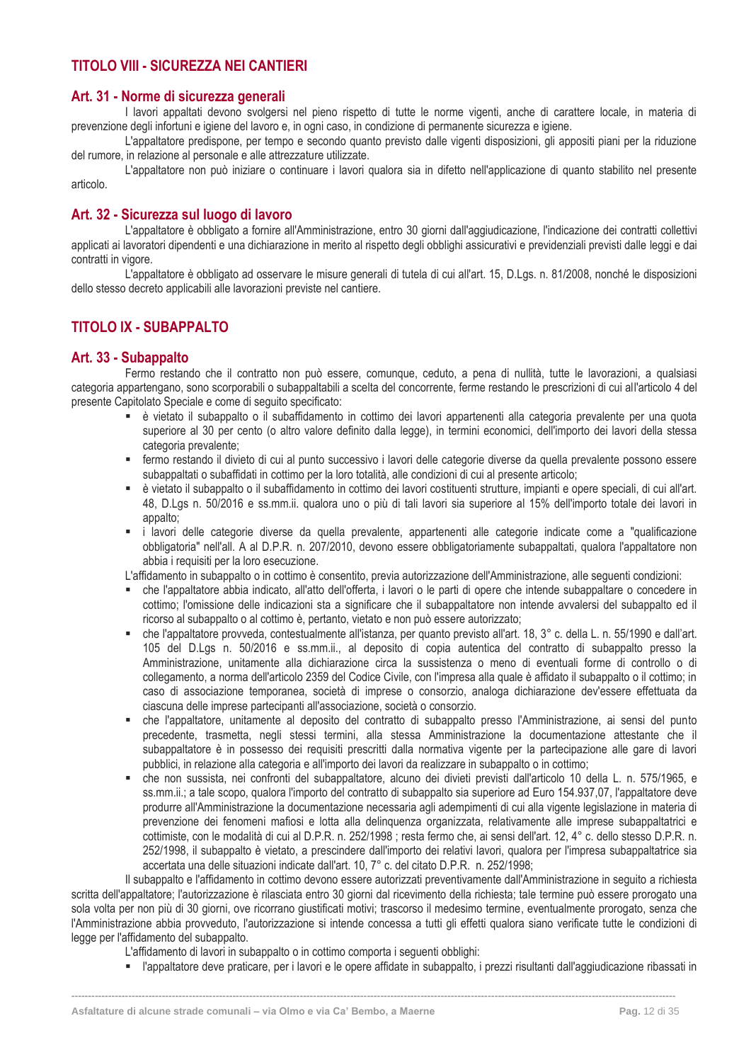## TITOLO VIII - SICUREZZA NEI CANTIERI

### Art. 31 - Norme di sicurezza generali

I lavori appaltati devono svolgersi nel pieno rispetto di tutte le norme vigenti, anche di carattere locale, in materia di prevenzione degli infortuni e igiene del lavoro e, in ogni caso, in condizione di permanente sicurezza e igiene.

L'appaltatore predispone, per tempo e secondo quanto previsto dalle vigenti disposizioni, gli appositi piani per la riduzione del rumore, in relazione al personale e alle attrezzature utilizzate.

L'appaltatore non può iniziare o continuare i lavori qualora sia in difetto nell'applicazione di quanto stabilito nel presente articolo.

### Art. 32 - Sicurezza sul luogo di lavoro

L'appaltatore è obbligato a fornire all'Amministrazione, entro 30 giorni dall'aggiudicazione, l'indicazione dei contratti collettivi applicati ai lavoratori dipendenti e una dichiarazione in merito al rispetto degli obblighi assicurativi e previdenziali previsti dalle leggi e dai contratti in vigore.

L'appaltatore è obbligato ad osservare le misure generali di tutela di cui all'art. 15, D.Lgs. n. 81/2008, nonché le disposizioni dello stesso decreto applicabili alle lavorazioni previste nel cantiere.

## TITOLO IX - SUBAPPALTO

### Art. 33 - Subappalto

Fermo restando che il contratto non può essere, comunque, ceduto, a pena di nullità, tutte le lavorazioni, a qualsiasi categoria appartengano, sono scorporabili o subappaltabili a scelta del concorrente, ferme restando le prescrizioni di cui all'articolo 4 del presente Capitolato Speciale e come di seguito specificato:

- è vietato il subappalto o il subaffidamento in cottimo dei lavori appartenenti alla categoria prevalente per una quota superiore al 30 per cento (o altro valore definito dalla legge), in termini economici, dell'importo dei lavori della stessa categoria prevalente;
- fermo restando il divieto di cui al punto successivo i lavori delle categorie diverse da quella prevalente possono essere subappaltati o subaffidati in cottimo per la loro totalità, alle condizioni di cui al presente articolo;
- è vietato il subappalto o il subaffidamento in cottimo dei lavori costituenti strutture, impianti e opere speciali, di cui all'art. 48, D.Lgs n. 50/2016 e ss.mm.ii. qualora uno o più di tali lavori sia superiore al 15% dell'importo totale dei lavori in appalto;
- i lavori delle categorie diverse da quella prevalente, appartenenti alle categorie indicate come a "qualificazione obbligatoria" nell'all. A al D.P.R. n. 207/2010, devono essere obbligatoriamente subappaltati, qualora l'appaltatore non abbia i requisiti per la loro esecuzione.

L'affidamento in subappalto o in cottimo è consentito, previa autorizzazione dell'Amministrazione, alle seguenti condizioni:

- che l'appaltatore abbia indicato, all'atto dell'offerta, i lavori o le parti di opere che intende subappaltare o concedere in cottimo; l'omissione delle indicazioni sta a significare che il subappaltatore non intende avvalersi del subappalto ed il ricorso al subappalto o al cottimo è, pertanto, vietato e non può essere autorizzato;
- che l'appaltatore provveda, contestualmente all'istanza, per quanto previsto all'art. 18, 3° c. della L. n. 55/1990 e dall'art. 105 del D.Lgs n. 50/2016 e ss.mm.ii., al deposito di copia autentica del contratto di subappalto presso la Amministrazione, unitamente alla dichiarazione circa la sussistenza o meno di eventuali forme di controllo o di collegamento, a norma dell'articolo 2359 del Codice Civile, con l'impresa alla quale è affidato il subappalto o il cottimo; in caso di associazione temporanea, società di imprese o consorzio, analoga dichiarazione dev'essere effettuata da ciascuna delle imprese partecipanti all'associazione, società o consorzio.
- che l'appaltatore, unitamente al deposito del contratto di subappalto presso l'Amministrazione, ai sensi del punto precedente, trasmetta, negli stessi termini, alla stessa Amministrazione la documentazione attestante che il subappaltatore è in possesso dei requisiti prescritti dalla normativa vigente per la partecipazione alle gare di lavori pubblici, in relazione alla categoria e all'importo dei lavori da realizzare in subappalto o in cottimo;
- che non sussista, nei confronti del subappaltatore, alcuno dei divieti previsti dall'articolo 10 della L. n. 575/1965, e ss.mm.ii.; a tale scopo, qualora l'importo del contratto di subappalto sia superiore ad Euro 154.937,07, l'appaltatore deve produrre all'Amministrazione la documentazione necessaria agli adempimenti di cui alla vigente legislazione in materia di prevenzione dei fenomeni mafiosi e lotta alla delinquenza organizzata, relativamente alle imprese subappaltatrici e cottimiste, con le modalità di cui al D.P.R. n. 252/1998 ; resta fermo che, ai sensi dell'art. 12, 4° c. dello stesso D.P.R. n. 252/1998, il subappalto è vietato, a prescindere dall'importo dei relativi lavori, qualora per l'impresa subappaltatrice sia accertata una delle situazioni indicate dall'art. 10, 7° c. del citato D.P.R. n. 252/1998;

Il subappalto e l'affidamento in cottimo devono essere autorizzati preventivamente dall'Amministrazione in seguito a richiesta scritta dell'appaltatore; l'autorizzazione è rilasciata entro 30 giorni dal ricevimento della richiesta; tale termine può essere prorogato una sola volta per non più di 30 giorni, ove ricorrano giustificati motivi; trascorso il medesimo termine, eventualmente prorogato, senza che l'Amministrazione abbia provveduto, l'autorizzazione si intende concessa a tutti gli effetti qualora siano verificate tutte le condizioni di legge per l'affidamento del subappalto.

L'affidamento di lavori in subappalto o in cottimo comporta i seguenti obblighi:

- l'appaltatore deve praticare, per i lavori e le opere affidate in subappalto, i prezzi risultanti dall'aggiudicazione ribassati in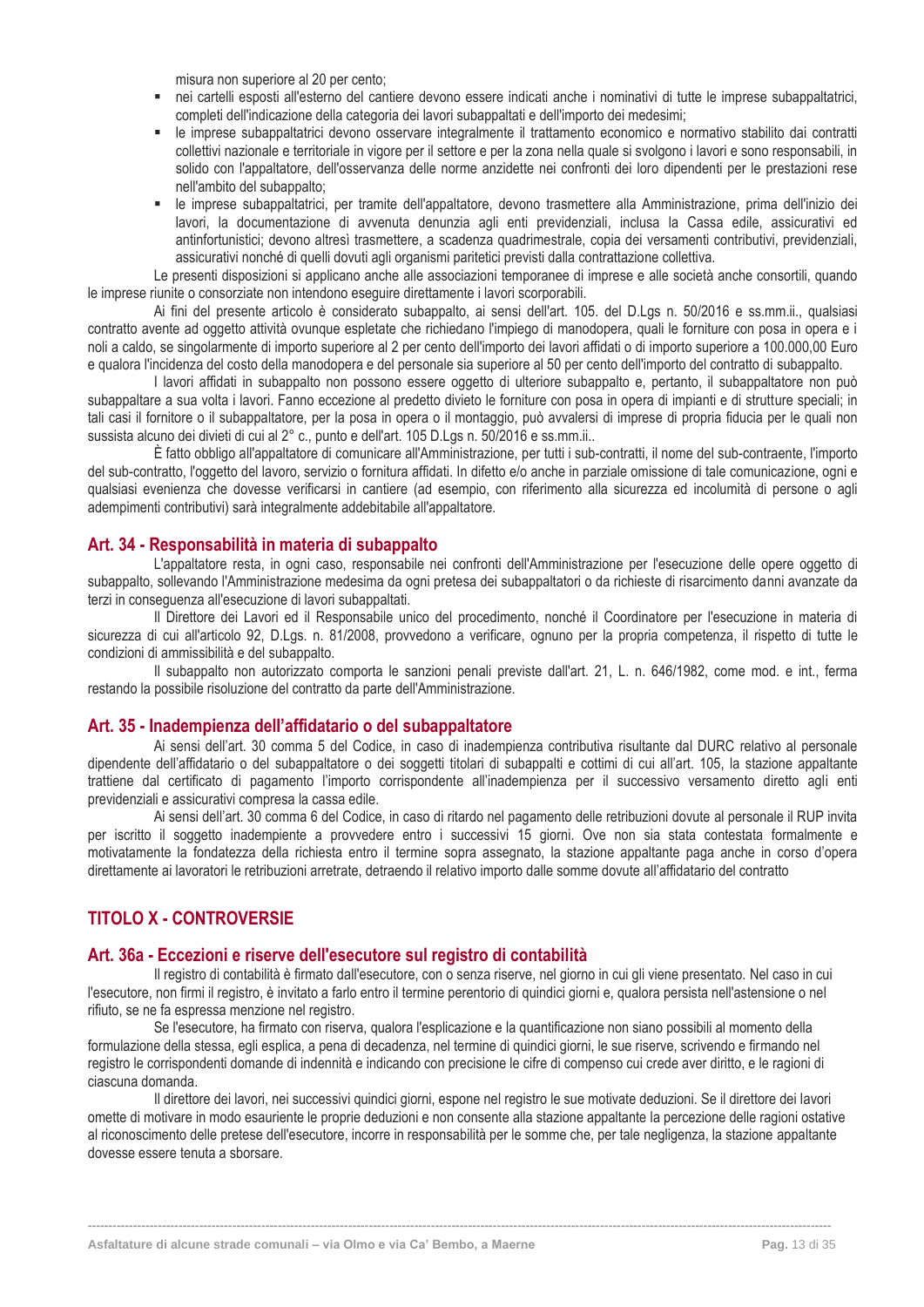misura non superiore al 20 per cento;

- nei cartelli esposti all'esterno del cantiere devono essere indicati anche i nominativi di tutte le imprese subappaltatrici, completi dell'indicazione della categoria dei lavori subappaltati e dell'importo dei medesimi;
- le imprese subappaltatrici devono osservare integralmente il trattamento economico e normativo stabilito dai contratti collettivi nazionale e territoriale in vigore per il settore e per la zona nella quale si svolgono i lavori e sono responsabili, in solido con l'appaltatore, dell'osservanza delle norme anzidette nei confronti dei loro dipendenti per le prestazioni rese nell'ambito del subappalto;
- le imprese subappaltatrici, per tramite dell'appaltatore, devono trasmettere alla Amministrazione, prima dell'inizio dei lavori, la documentazione di avvenuta denunzia agli enti previdenziali, inclusa la Cassa edile, assicurativi ed antinfortunistici; devono altresì trasmettere, a scadenza quadrimestrale, copia dei versamenti contributivi, previdenziali, assicurativi nonché di quelli dovuti agli organismi paritetici previsti dalla contrattazione collettiva.

Le presenti disposizioni si applicano anche alle associazioni temporanee di imprese e alle società anche consortili, quando le imprese riunite o consorziate non intendono eseguire direttamente i lavori scorporabili.

Ai fini del presente articolo è considerato subappalto, ai sensi dell'art. 105. del D.Lgs n. 50/2016 e ss.mm.ii., qualsiasi contratto avente ad oggetto attività ovunque espletate che richiedano l'impiego di manodopera, quali le forniture con posa in opera e i noli a caldo, se singolarmente di importo superiore al 2 per cento dell'importo dei lavori affidati o di importo superiore a 100.000,00 Euro e qualora l'incidenza del costo della manodopera e del personale sia superiore al 50 per cento dell'importo del contratto di subappalto.

I lavori affidati in subappalto non possono essere oggetto di ulteriore subappalto e, pertanto, il subappaltatore non può subappaltare a sua volta i lavori. Fanno eccezione al predetto divieto le forniture con posa in opera di impianti e di strutture speciali; in tali casi il fornitore o il subappaltatore, per la posa in opera o il montaggio, può avvalersi di imprese di propria fiducia per le quali non sussista alcuno dei divieti di cui al 2° c., punto e dell'art. 105 D.Lgs n. 50/2016 e ss.mm.ii..

È fatto obbligo all'appaltatore di comunicare all'Amministrazione, per tutti i sub-contratti, il nome del sub-contraente, l'importo del sub-contratto, l'oggetto del lavoro, servizio o fornitura affidati. In difetto e/o anche in parziale omissione di tale comunicazione, ogni e qualsiasi evenienza che dovesse verificarsi in cantiere (ad esempio, con riferimento alla sicurezza ed incolumità di persone o agli adempimenti contributivi) sarà integralmente addebitabile all'appaltatore.

## Art. 34 - Responsabilità in materia di subappalto

L'appaltatore resta, in ogni caso, responsabile nei confronti dell'Amministrazione per l'esecuzione delle opere oggetto di subappalto, sollevando l'Amministrazione medesima da ogni pretesa dei subappaltatori o da richieste di risarcimento danni avanzate da terzi in conseguenza all'esecuzione di lavori subappaltati.

Il Direttore dei Lavori ed il Responsabile unico del procedimento, nonché il Coordinatore per l'esecuzione in materia di sicurezza di cui all'articolo 92, D.Lgs. n. 81/2008, provvedono a verificare, ognuno per la propria competenza, il rispetto di tutte le condizioni di ammissibilità e del subappalto.

Il subappalto non autorizzato comporta le sanzioni penali previste dall'art. 21, L. n. 646/1982, come mod. e int., ferma restando la possibile risoluzione del contratto da parte dell'Amministrazione.

## Art. 35 - Inadempienza dell'affidatario o del subappaltatore

Ai sensi dell'art. 30 comma 5 del Codice, in caso di inadempienza contributiva risultante dal DURC relativo al personale dipendente dell'affidatario o del subappaltatore o dei soggetti titolari di subappalti e cottimi di cui all'art. 105, la stazione appaltante trattiene dal certificato di pagamento l'importo corrispondente all'inadempienza per il successivo versamento diretto agli enti previdenziali e assicurativi compresa la cassa edile.

Ai sensi dell'art. 30 comma 6 del Codice, in caso di ritardo nel pagamento delle retribuzioni dovute al personale il RUP invita per iscritto il soggetto inadempiente a provvedere entro i successivi 15 giorni. Ove non sia stata contestata formalmente e motivatamente la fondatezza della richiesta entro il termine sopra assegnato, la stazione appaltante paga anche in corso d'opera direttamente ai lavoratori le retribuzioni arretrate, detraendo il relativo importo dalle somme dovute all'affidatario del contratto

# TITOLO X - CONTROVERSIE

## Art. 36a - Eccezioni e riserve dell'esecutore sul registro di contabilità

Il registro di contabilità è firmato dall'esecutore, con o senza riserve, nel giorno in cui gli viene presentato. Nel caso in cui l'esecutore, non firmi il registro, è invitato a farlo entro il termine perentorio di quindici giorni e, qualora persista nell'astensione o nel rifiuto, se ne fa espressa menzione nel registro.

Se l'esecutore, ha firmato con riserva, qualora l'esplicazione e la quantificazione non siano possibili al momento della formulazione della stessa, egli esplica, a pena di decadenza, nel termine di quindici giorni, le sue riserve, scrivendo e firmando nel registro le corrispondenti domande di indennità e indicando con precisione le cifre di compenso cui crede aver diritto, e le ragioni di ciascuna domanda.

Il direttore dei lavori, nei successivi quindici giorni, espone nel registro le sue motivate deduzioni. Se il direttore dei lavori omette di motivare in modo esauriente le proprie deduzioni e non consente alla stazione appaltante la percezione delle ragioni ostative al riconoscimento delle pretese dell'esecutore, incorre in responsabilità per le somme che, per tale negligenza, la stazione appaltante dovesse essere tenuta a sborsare.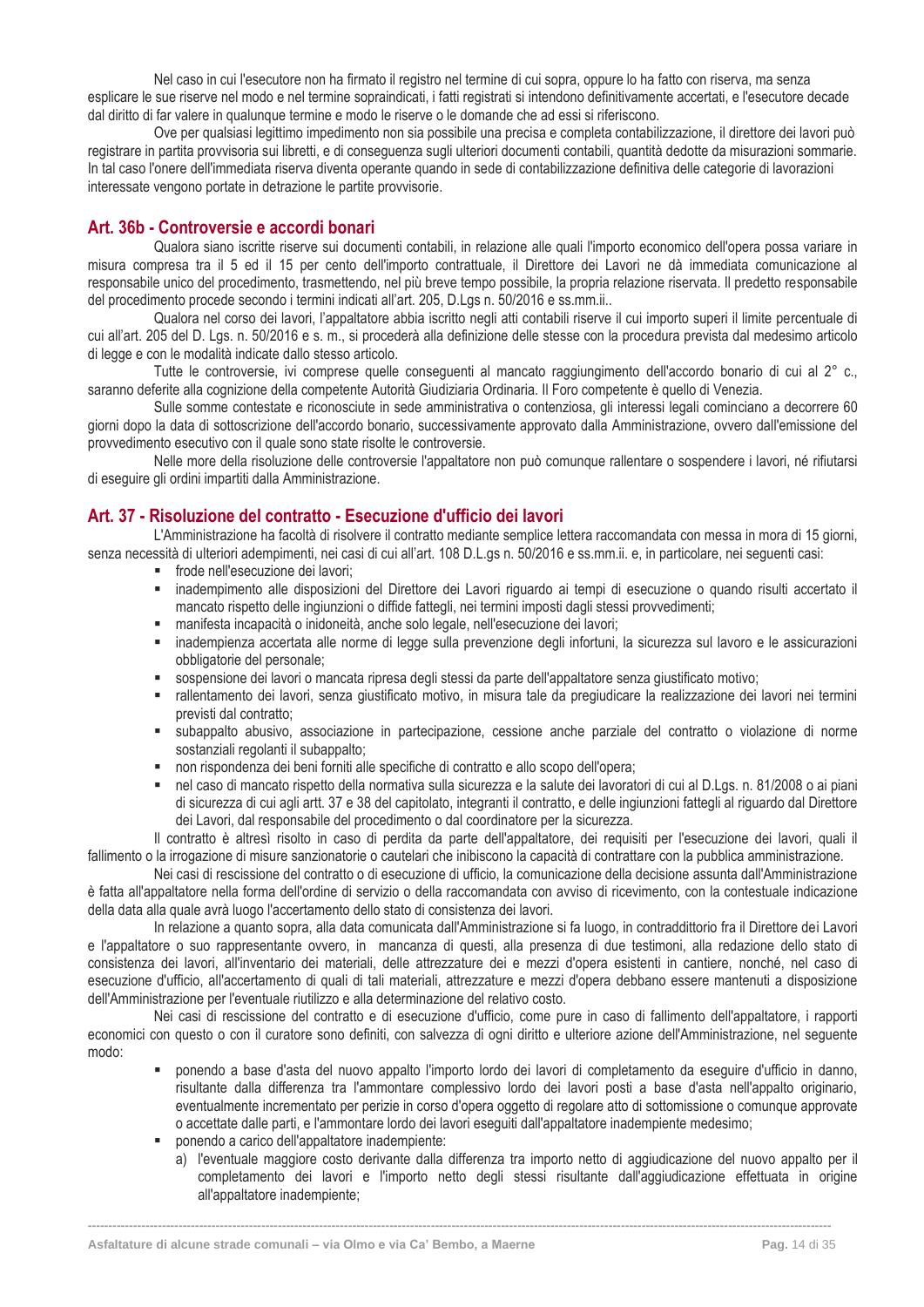Nel caso in cui l'esecutore non ha firmato il registro nel termine di cui sopra, oppure lo ha fatto con riserva, ma senza esplicare le sue riserve nel modo e nel termine sopraindicati, i fatti registrati si intendono definitivamente accertati, e l'esecutore decade dal diritto di far valere in qualunque termine e modo le riserve o le domande che ad essi si riferiscono.

Ove per qualsiasi legittimo impedimento non sia possibile una precisa e completa contabilizzazione, il direttore dei lavori può registrare in partita provvisoria sui libretti, e di conseguenza sugli ulteriori documenti contabili, quantità dedotte da misurazioni sommarie. In tal caso l'onere dell'immediata riserva diventa operante quando in sede di contabilizzazione definitiva delle categorie di lavorazioni interessate vengono portate in detrazione le partite provvisorie.

## Art. 36b - Controversie e accordi bonari

Qualora siano iscritte riserve sui documenti contabili, in relazione alle quali l'importo economico dell'opera possa variare in misura compresa tra il 5 ed il 15 per cento dell'importo contrattuale, il Direttore dei Lavori ne dà immediata comunicazione al responsabile unico del procedimento, trasmettendo, nel più breve tempo possibile, la propria relazione riservata. Il predetto responsabile del procedimento procede secondo i termini indicati all'art. 205, D.Lgs n. 50/2016 e ss.mm.ii..

Qualora nel corso dei lavori, l'appaltatore abbia iscritto negli atti contabili riserve il cui importo superi il limite percentuale di cui all'art. 205 del D. Lgs. n. 50/2016 e s. m., si procederà alla definizione delle stesse con la procedura prevista dal medesimo articolo di legge e con le modalità indicate dallo stesso articolo.

Tutte le controversie, ivi comprese quelle conseguenti al mancato raggiungimento dell'accordo bonario di cui al 2° c., saranno deferite alla cognizione della competente Autorità Giudiziaria Ordinaria. Il Foro competente è quello di Venezia.

Sulle somme contestate e riconosciute in sede amministrativa o contenziosa, gli interessi legali cominciano a decorrere 60 giorni dopo la data di sottoscrizione dell'accordo bonario, successivamente approvato dalla Amministrazione, ovvero dall'emissione del provvedimento esecutivo con il quale sono state risolte le controversie.

Nelle more della risoluzione delle controversie l'appaltatore non può comunque rallentare o sospendere i lavori, né rifiutarsi di eseguire gli ordini impartiti dalla Amministrazione.

## Art. 37 - Risoluzione del contratto - Esecuzione d'ufficio dei lavori

L'Amministrazione ha facoltà di risolvere il contratto mediante semplice lettera raccomandata con messa in mora di 15 giorni, senza necessità di ulteriori adempimenti, nei casi di cui all'art. 108 D.L.gs n. 50/2016 e ss.mm.ii. e, in particolare, nei seguenti casi:

- frode nell'esecuzione dei lavori;
- inadempimento alle disposizioni del Direttore dei Lavori riguardo ai tempi di esecuzione o quando risulti accertato il mancato rispetto delle ingiunzioni o diffide fattegli, nei termini imposti dagli stessi provvedimenti;
- manifesta incapacità o inidoneità, anche solo legale, nell'esecuzione dei lavori;
- inadempienza accertata alle norme di legge sulla prevenzione degli infortuni, la sicurezza sul lavoro e le assicurazioni obbligatorie del personale;
- sospensione dei lavori o mancata ripresa degli stessi da parte dell'appaltatore senza giustificato motivo;
- rallentamento dei lavori, senza giustificato motivo, in misura tale da pregiudicare la realizzazione dei lavori nei termini previsti dal contratto;
- subappalto abusivo, associazione in partecipazione, cessione anche parziale del contratto o violazione di norme sostanziali regolanti il subappalto;
- non rispondenza dei beni forniti alle specifiche di contratto e allo scopo dell'opera;
- nel caso di mancato rispetto della normativa sulla sicurezza e la salute dei lavoratori di cui al D.Lgs. n. 81/2008 o ai piani di sicurezza di cui agli artt. 37 e 38 del capitolato, integranti il contratto, e delle ingiunzioni fattegli al riguardo dal Direttore dei Lavori, dal responsabile del procedimento o dal coordinatore per la sicurezza.

Il contratto è altresì risolto in caso di perdita da parte dell'appaltatore, dei requisiti per l'esecuzione dei lavori, quali il fallimento o la irrogazione di misure sanzionatorie o cautelari che inibiscono la capacità di contrattare con la pubblica amministrazione.

Nei casi di rescissione del contratto o di esecuzione di ufficio, la comunicazione della decisione assunta dall'Amministrazione è fatta all'appaltatore nella forma dell'ordine di servizio o della raccomandata con avviso di ricevimento, con la contestuale indicazione della data alla quale avrà luogo l'accertamento dello stato di consistenza dei lavori.

In relazione a quanto sopra, alla data comunicata dall'Amministrazione si fa luogo, in contraddittorio fra il Direttore dei Lavori e l'appaltatore o suo rappresentante ovvero, in mancanza di questi, alla presenza di due testimoni, alla redazione dello stato di consistenza dei lavori, all'inventario dei materiali, delle attrezzature dei e mezzi d'opera esistenti in cantiere, nonché, nel caso di esecuzione d'ufficio, all'accertamento di quali di tali materiali, attrezzature e mezzi d'opera debbano essere mantenuti a disposizione dell'Amministrazione per l'eventuale riutilizzo e alla determinazione del relativo costo.

Nei casi di rescissione del contratto e di esecuzione d'ufficio, come pure in caso di fallimento dell'appaltatore, i rapporti economici con questo o con il curatore sono definiti, con salvezza di ogni diritto e ulteriore azione dell'Amministrazione, nel seguente modo:

- ponendo a base d'asta del nuovo appalto l'importo lordo dei lavori di completamento da eseguire d'ufficio in danno, risultante dalla differenza tra l'ammontare complessivo lordo dei lavori posti a base d'asta nell'appalto originario, eventualmente incrementato per perizie in corso d'opera oggetto di regolare atto di sottomissione o comunque approvate o accettate dalle parti, e l'ammontare lordo dei lavori eseguiti dall'appaltatore inadempiente medesimo;
- ponendo a carico dell'appaltatore inadempiente:
  a) l'eventuale maggiore costo derivante dalla differenza tra importo netto di aggiudicazione del nuovo appalto per il completamento dei lavori e l'importo netto degli stessi risultante dall'aggiudicazione effettuata in origine all'appaltatore inadempiente;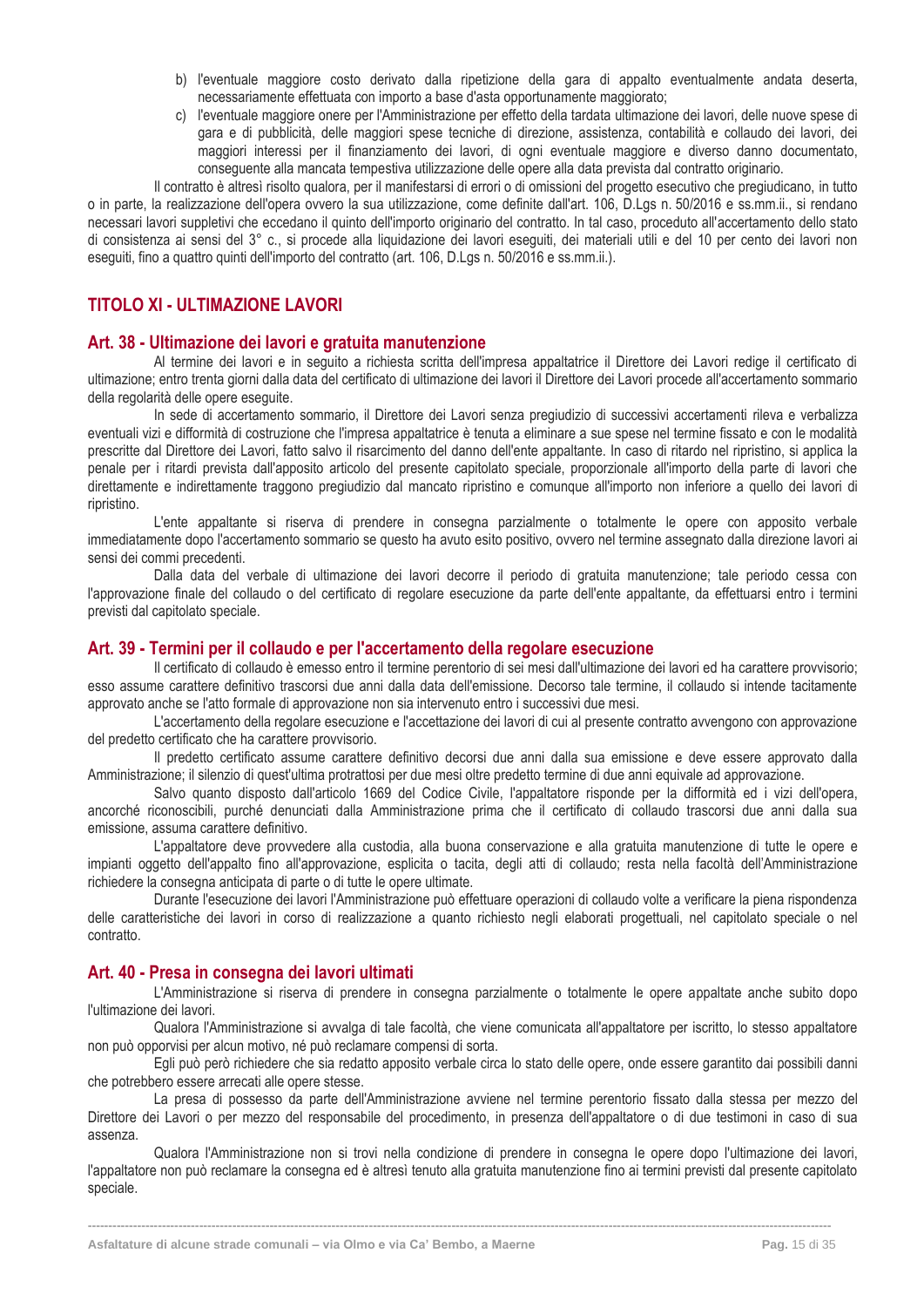b) l'eventuale maggiore costo derivato dalla ripetizione della gara di appalto eventualmente andata deserta, necessariamente effettuata con importo a base d'asta opportunamente maggiorato;
c) l'eventuale maggiore onere per l'Amministrazione per effetto della tardata ultimazione dei lavori, delle nuove spese di gara e di pubblicità, delle maggiori spese tecniche di direzione, assistenza, contabilità e collaudo dei lavori, dei maggiori interessi per il finanziamento dei lavori, di ogni eventuale maggiore e diverso danno documentato, conseguente alla mancata tempestiva utilizzazione delle opere alla data prevista dal contratto originario.

Il contratto è altresì risolto qualora, per il manifestarsi di errori o di omissioni del progetto esecutivo che pregiudicano, in tutto o in parte, la realizzazione dell'opera ovvero la sua utilizzazione, come definite dall'art. 106, D.Lgs n. 50/2016 e ss.mm.ii., si rendano necessari lavori suppletivi che eccedano il quinto dell'importo originario del contratto. In tal caso, proceduto all'accertamento dello stato di consistenza ai sensi del 3° c., si procede alla liquidazione dei lavori eseguiti, dei materiali utili e del 10 per cento dei lavori non eseguiti, fino a quattro quinti dell'importo del contratto (art. 106, D.Lgs n. 50/2016 e ss.mm.ii.).

## TITOLO XI - ULTIMAZIONE LAVORI

### Art. 38 - Ultimazione dei lavori e gratuita manutenzione

Al termine dei lavori e in seguito a richiesta scritta dell'impresa appaltatrice il Direttore dei Lavori redige il certificato di ultimazione; entro trenta giorni dalla data del certificato di ultimazione dei lavori il Direttore dei Lavori procede all'accertamento sommario della regolarità delle opere eseguite.

In sede di accertamento sommario, il Direttore dei Lavori senza pregiudizio di successivi accertamenti rileva e verbalizza eventuali vizi e difformità di costruzione che l'impresa appaltatrice è tenuta a eliminare a sue spese nel termine fissato e con le modalità prescritte dal Direttore dei Lavori, fatto salvo il risarcimento del danno dell'ente appaltante. In caso di ritardo nel ripristino, si applica la penale per i ritardi prevista dall'apposito articolo del presente capitolato speciale, proporzionale all'importo della parte di lavori che direttamente e indirettamente traggono pregiudizio dal mancato ripristino e comunque all'importo non inferiore a quello dei lavori di ripristino.

L'ente appaltante si riserva di prendere in consegna parzialmente o totalmente le opere con apposito verbale immediatamente dopo l'accertamento sommario se questo ha avuto esito positivo, ovvero nel termine assegnato dalla direzione lavori ai sensi dei commi precedenti.

Dalla data del verbale di ultimazione dei lavori decorre il periodo di gratuita manutenzione; tale periodo cessa con l'approvazione finale del collaudo o del certificato di regolare esecuzione da parte dell'ente appaltante, da effettuarsi entro i termini previsti dal capitolato speciale.

### Art. 39 - Termini per il collaudo e per l'accertamento della regolare esecuzione

Il certificato di collaudo è emesso entro il termine perentorio di sei mesi dall'ultimazione dei lavori ed ha carattere provvisorio; esso assume carattere definitivo trascorsi due anni dalla data dell'emissione. Decorso tale termine, il collaudo si intende tacitamente approvato anche se l'atto formale di approvazione non sia intervenuto entro i successivi due mesi.

L'accertamento della regolare esecuzione e l'accettazione dei lavori di cui al presente contratto avvengono con approvazione del predetto certificato che ha carattere provvisorio.

Il predetto certificato assume carattere definitivo decorsi due anni dalla sua emissione e deve essere approvato dalla Amministrazione; il silenzio di quest'ultima protrattosi per due mesi oltre predetto termine di due anni equivale ad approvazione.

Salvo quanto disposto dall'articolo 1669 del Codice Civile, l'appaltatore risponde per la difformità ed i vizi dell'opera, ancorché riconoscibili, purché denunciati dalla Amministrazione prima che il certificato di collaudo trascorsi due anni dalla sua emissione, assuma carattere definitivo.

L'appaltatore deve provvedere alla custodia, alla buona conservazione e alla gratuita manutenzione di tutte le opere e impianti oggetto dell'appalto fino all'approvazione, esplicita o tacita, degli atti di collaudo; resta nella facoltà dell'Amministrazione richiedere la consegna anticipata di parte o di tutte le opere ultimate.

Durante l'esecuzione dei lavori l'Amministrazione può effettuare operazioni di collaudo volte a verificare la piena rispondenza delle caratteristiche dei lavori in corso di realizzazione a quanto richiesto negli elaborati progettuali, nel capitolato speciale o nel contratto.

### Art. 40 - Presa in consegna dei lavori ultimati

L'Amministrazione si riserva di prendere in consegna parzialmente o totalmente le opere appaltate anche subito dopo l'ultimazione dei lavori.

Qualora l'Amministrazione si avvalga di tale facoltà, che viene comunicata all'appaltatore per iscritto, lo stesso appaltatore non può opporvisi per alcun motivo, né può reclamare compensi di sorta.

Egli può però richiedere che sia redatto apposito verbale circa lo stato delle opere, onde essere garantito dai possibili danni che potrebbero essere arrecati alle opere stesse.

La presa di possesso da parte dell'Amministrazione avviene nel termine perentorio fissato dalla stessa per mezzo del Direttore dei Lavori o per mezzo del responsabile del procedimento, in presenza dell'appaltatore o di due testimoni in caso di sua assenza.

Qualora l'Amministrazione non si trovi nella condizione di prendere in consegna le opere dopo l'ultimazione dei lavori, l'appaltatore non può reclamare la consegna ed è altresì tenuto alla gratuita manutenzione fino ai termini previsti dal presente capitolato speciale.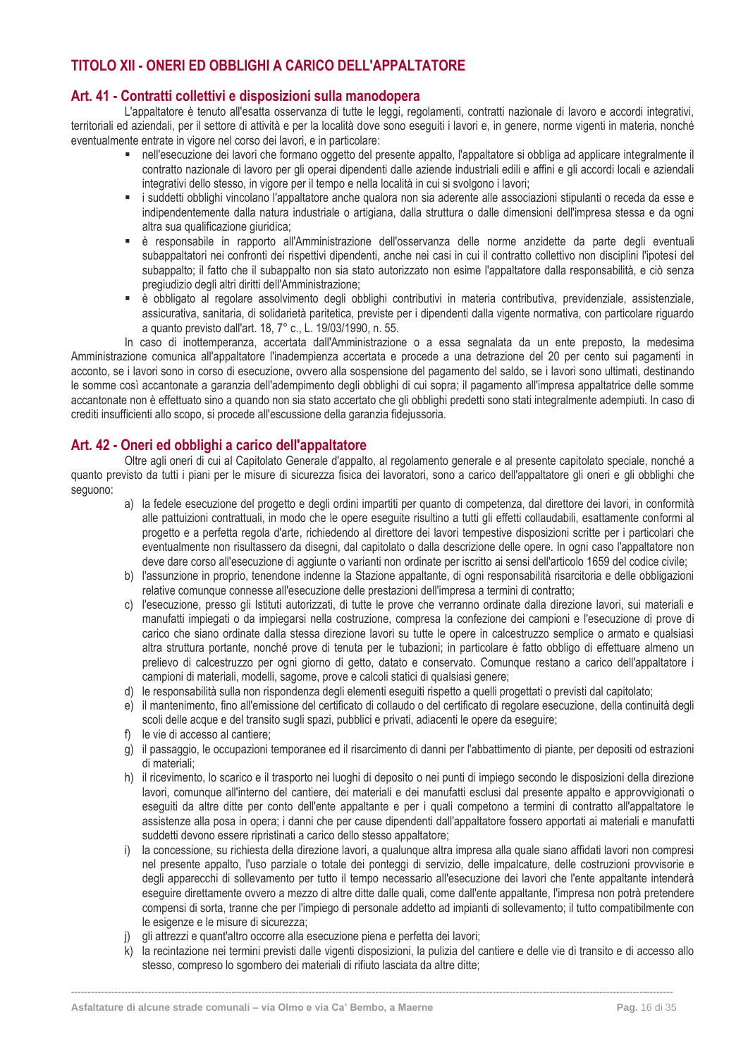## TITOLO XII - ONERI ED OBBLIGHI A CARICO DELL'APPALTATORE

### Art. 41 - Contratti collettivi e disposizioni sulla manodopera

L'appaltatore è tenuto all'esatta osservanza di tutte le leggi, regolamenti, contratti nazionale di lavoro e accordi integrativi, territoriali ed aziendali, per il settore di attività e per la località dove sono eseguiti i lavori e, in genere, norme vigenti in materia, nonché eventualmente entrate in vigore nel corso dei lavori, e in particolare:

- nell'esecuzione dei lavori che formano oggetto del presente appalto, l'appaltatore si obbliga ad applicare integralmente il contratto nazionale di lavoro per gli operai dipendenti dalle aziende industriali edili e affini e gli accordi locali e aziendali integrativi dello stesso, in vigore per il tempo e nella località in cui si svolgono i lavori;
- i suddetti obblighi vincolano l'appaltatore anche qualora non sia aderente alle associazioni stipulanti o receda da esse e indipendentemente dalla natura industriale o artigiana, dalla struttura o dalle dimensioni dell'impresa stessa e da ogni altra sua qualificazione giuridica;
- è responsabile in rapporto all'Amministrazione dell'osservanza delle norme anzidette da parte degli eventuali subappaltatori nei confronti dei rispettivi dipendenti, anche nei casi in cui il contratto collettivo non disciplini l'ipotesi del subappalto; il fatto che il subappalto non sia stato autorizzato non esime l'appaltatore dalla responsabilità, e ciò senza pregiudizio degli altri diritti dell'Amministrazione;
- è obbligato al regolare assolvimento degli obblighi contributivi in materia contributiva, previdenziale, assistenziale, assicurativa, sanitaria, di solidarietà paritetica, previste per i dipendenti dalla vigente normativa, con particolare riguardo a quanto previsto dall'art. 18, 7° c., L. 19/03/1990, n. 55.

In caso di inottemperanza, accertata dall'Amministrazione o a essa segnalata da un ente preposto, la medesima Amministrazione comunica all'appaltatore l'inadempienza accertata e procede a una detrazione del 20 per cento sui pagamenti in acconto, se i lavori sono in corso di esecuzione, ovvero alla sospensione del pagamento del saldo, se i lavori sono ultimati, destinando le somme così accantonate a garanzia dell'adempimento degli obblighi di cui sopra; il pagamento all'impresa appaltatrice delle somme accantonate non è effettuato sino a quando non sia stato accertato che gli obblighi predetti sono stati integralmente adempiuti. In caso di crediti insufficienti allo scopo, si procede all'escussione della garanzia fidejussoria.

### Art. 42 - Oneri ed obblighi a carico dell'appaltatore

Oltre agli oneri di cui al Capitolato Generale d'appalto, al regolamento generale e al presente capitolato speciale, nonché a quanto previsto da tutti i piani per le misure di sicurezza fisica dei lavoratori, sono a carico dell'appaltatore gli oneri e gli obblighi che seguono:

a) la fedele esecuzione del progetto e degli ordini impartiti per quanto di competenza, dal direttore dei lavori, in conformità alle pattuizioni contrattuali, in modo che le opere eseguite risultino a tutti gli effetti collaudabili, esattamente conformi al progetto e a perfetta regola d'arte, richiedendo al direttore dei lavori tempestive disposizioni scritte per i particolari che eventualmente non risultassero da disegni, dal capitolato o dalla descrizione delle opere. In ogni caso l'appaltatore non deve dare corso all'esecuzione di aggiunte o varianti non ordinate per iscritto ai sensi dell'articolo 1659 del codice civile;

b) l'assunzione in proprio, tenendone indenne la Stazione appaltante, di ogni responsabilità risarcitoria e delle obbligazioni relative comunque connesse all'esecuzione delle prestazioni dell'impresa a termini di contratto;

c) l'esecuzione, presso gli Istituti autorizzati, di tutte le prove che verranno ordinate dalla direzione lavori, sui materiali e manufatti impiegati o da impiegarsi nella costruzione, compresa la confezione dei campioni e l'esecuzione di prove di carico che siano ordinate dalla stessa direzione lavori su tutte le opere in calcestruzzo semplice o armato e qualsiasi altra struttura portante, nonché prove di tenuta per le tubazioni; in particolare è fatto obbligo di effettuare almeno un prelievo di calcestruzzo per ogni giorno di getto, datato e conservato. Comunque restano a carico dell'appaltatore i campioni di materiali, modelli, sagome, prove e calcoli statici di qualsiasi genere;

d) le responsabilità sulla non rispondenza degli elementi eseguiti rispetto a quelli progettati o previsti dal capitolato;

e) il mantenimento, fino all'emissione del certificato di collaudo o del certificato di regolare esecuzione, della continuità degli scoli delle acque e del transito sugli spazi, pubblici e privati, adiacenti le opere da eseguire;

f) le vie di accesso al cantiere;

g) il passaggio, le occupazioni temporanee ed il risarcimento di danni per l'abbattimento di piante, per depositi od estrazioni di materiali;

h) il ricevimento, lo scarico e il trasporto nei luoghi di deposito o nei punti di impiego secondo le disposizioni della direzione lavori, comunque all'interno del cantiere, dei materiali e dei manufatti esclusi dal presente appalto e approvvigionati o eseguiti da altre ditte per conto dell'ente appaltante e per i quali competono a termini di contratto all'appaltatore le assistenze alla posa in opera; i danni che per cause dipendenti dall'appaltatore fossero apportati ai materiali e manufatti suddetti devono essere ripristinati a carico dello stesso appaltatore;

i) la concessione, su richiesta della direzione lavori, a qualunque altra impresa alla quale siano affidati lavori non compresi nel presente appalto, l'uso parziale o totale dei ponteggi di servizio, delle impalcature, delle costruzioni provvisorie e degli apparecchi di sollevamento per tutto il tempo necessario all'esecuzione dei lavori che l'ente appaltante intenderà eseguire direttamente ovvero a mezzo di altre ditte dalle quali, come dall'ente appaltante, l'impresa non potrà pretendere compensi di sorta, tranne che per l'impiego di personale addetto ad impianti di sollevamento; il tutto compatibilmente con le esigenze e le misure di sicurezza;

j) gli attrezzi e quant'altro occorre alla esecuzione piena e perfetta dei lavori;

k) la recintazione nei termini previsti dalle vigenti disposizioni, la pulizia del cantiere e delle vie di transito e di accesso allo stesso, compreso lo sgombero dei materiali di rifiuto lasciata da altre ditte;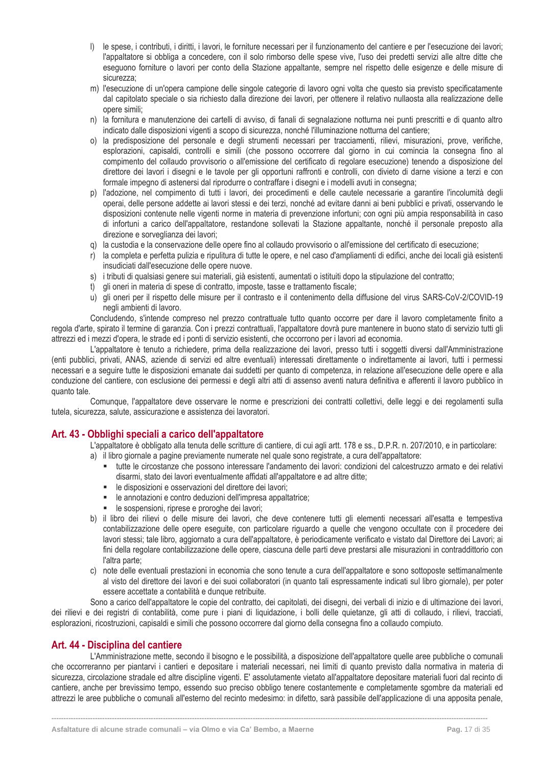l) le spese, i contributi, i diritti, i lavori, le forniture necessari per il funzionamento del cantiere e per l'esecuzione dei lavori; l'appaltatore si obbliga a concedere, con il solo rimborso delle spese vive, l'uso dei predetti servizi alle altre ditte che eseguono forniture o lavori per conto della Stazione appaltante, sempre nel rispetto delle esigenze e delle misure di sicurezza;
m) l'esecuzione di un'opera campione delle singole categorie di lavoro ogni volta che questo sia previsto specificatamente dal capitolato speciale o sia richiesto dalla direzione dei lavori, per ottenere il relativo nullaosta alla realizzazione delle opere simili;
n) la fornitura e manutenzione dei cartelli di avviso, di fanali di segnalazione notturna nei punti prescritti e di quanto altro indicato dalle disposizioni vigenti a scopo di sicurezza, nonché l'illuminazione notturna del cantiere;
o) la predisposizione del personale e degli strumenti necessari per tracciamenti, rilievi, misurazioni, prove, verifiche, esplorazioni, capisaldi, controlli e simili (che possono occorrere dal giorno in cui comincia la consegna fino al compimento del collaudo provvisorio o all'emissione del certificato di regolare esecuzione) tenendo a disposizione del direttore dei lavori i disegni e le tavole per gli opportuni raffronti e controlli, con divieto di darne visione a terzi e con formale impegno di astenersi dal riprodurre o contraffare i disegni e i modelli avuti in consegna;
p) l'adozione, nel compimento di tutti i lavori, dei procedimenti e delle cautele necessarie a garantire l'incolumità degli operai, delle persone addette ai lavori stessi e dei terzi, nonché ad evitare danni ai beni pubblici e privati, osservando le disposizioni contenute nelle vigenti norme in materia di prevenzione infortuni; con ogni più ampia responsabilità in caso di infortuni a carico dell'appaltatore, restandone sollevati la Stazione appaltante, nonché il personale preposto alla direzione e sorveglianza dei lavori;
q) la custodia e la conservazione delle opere fino al collaudo provvisorio o all'emissione del certificato di esecuzione;
r) la completa e perfetta pulizia e ripulitura di tutte le opere, e nel caso d'ampliamenti di edifici, anche dei locali già esistenti insudiciati dall'esecuzione delle opere nuove.
s) i tributi di qualsiasi genere sui materiali, già esistenti, aumentati o istituiti dopo la stipulazione del contratto;
t) gli oneri in materia di spese di contratto, imposte, tasse e trattamento fiscale;
u) gli oneri per il rispetto delle misure per il contrasto e il contenimento della diffusione del virus SARS-CoV-2/COVID-19 negli ambienti di lavoro.

Concludendo, s'intende compreso nel prezzo contrattuale tutto quanto occorre per dare il lavoro completamente finito a regola d'arte, spirato il termine di garanzia. Con i prezzi contrattuali, l'appaltatore dovrà pure mantenere in buono stato di servizio tutti gli attrezzi ed i mezzi d'opera, le strade ed i ponti di servizio esistenti, che occorrono per i lavori ad economia.

L'appaltatore è tenuto a richiedere, prima della realizzazione dei lavori, presso tutti i soggetti diversi dall'Amministrazione (enti pubblici, privati, ANAS, aziende di servizi ed altre eventuali) interessati direttamente o indirettamente ai lavori, tutti i permessi necessari e a seguire tutte le disposizioni emanate dai suddetti per quanto di competenza, in relazione all'esecuzione delle opere e alla conduzione del cantiere, con esclusione dei permessi e degli altri atti di assenso aventi natura definitiva e afferenti il lavoro pubblico in quanto tale.

Comunque, l'appaltatore deve osservare le norme e prescrizioni dei contratti collettivi, delle leggi e dei regolamenti sulla tutela, sicurezza, salute, assicurazione e assistenza dei lavoratori.

## Art. 43 - Obblighi speciali a carico dell'appaltatore

L'appaltatore è obbligato alla tenuta delle scritture di cantiere, di cui agli artt. 178 e ss., D.P.R. n. 207/2010, e in particolare:

a) il libro giornale a pagine previamente numerate nel quale sono registrate, a cura dell'appaltatore:
   - tutte le circostanze che possono interessare l'andamento dei lavori: condizioni del calcestruzzo armato e dei relativi disarmi, stato dei lavori eventualmente affidati all'appaltatore e ad altre ditte;
   - le disposizioni e osservazioni del direttore dei lavori;
   - le annotazioni e contro deduzioni dell'impresa appaltatrice;
   - le sospensioni, riprese e proroghe dei lavori;
b) il libro dei rilievi o delle misure dei lavori, che deve contenere tutti gli elementi necessari all'esatta e tempestiva contabilizzazione delle opere eseguite, con particolare riguardo a quelle che vengono occultate con il procedere dei lavori stessi; tale libro, aggiornato a cura dell'appaltatore, è periodicamente verificato e vistato dal Direttore dei Lavori; ai fini della regolare contabilizzazione delle opere, ciascuna delle parti deve prestarsi alle misurazioni in contraddittorio con l'altra parte;
c) note delle eventuali prestazioni in economia che sono tenute a cura dell'appaltatore e sono sottoposte settimanalmente al visto del direttore dei lavori e dei suoi collaboratori (in quanto tali espressamente indicati sul libro giornale), per poter essere accettate a contabilità e dunque retribuite.

Sono a carico dell'appaltatore le copie del contratto, dei capitolati, dei disegni, dei verbali di inizio e di ultimazione dei lavori, dei rilievi e dei registri di contabilità, come pure i piani di liquidazione, i bolli delle quietanze, gli atti di collaudo, i rilievi, tracciati, esplorazioni, ricostruzioni, capisaldi e simili che possono occorrere dal giorno della consegna fino a collaudo compiuto.

## Art. 44 - Disciplina del cantiere

L'Amministrazione mette, secondo il bisogno e le possibilità, a disposizione dell'appaltatore quelle aree pubbliche o comunali che occorreranno per piantarvi i cantieri e depositare i materiali necessari, nei limiti di quanto previsto dalla normativa in materia di sicurezza, circolazione stradale ed altre discipline vigenti. E' assolutamente vietato all'appaltatore depositare materiali fuori dal recinto di cantiere, anche per brevissimo tempo, essendo suo preciso obbligo tenere costantemente e completamente sgombre da materiali ed attrezzi le aree pubbliche o comunali all'esterno del recinto medesimo: in difetto, sarà passibile dell'applicazione di una apposita penale,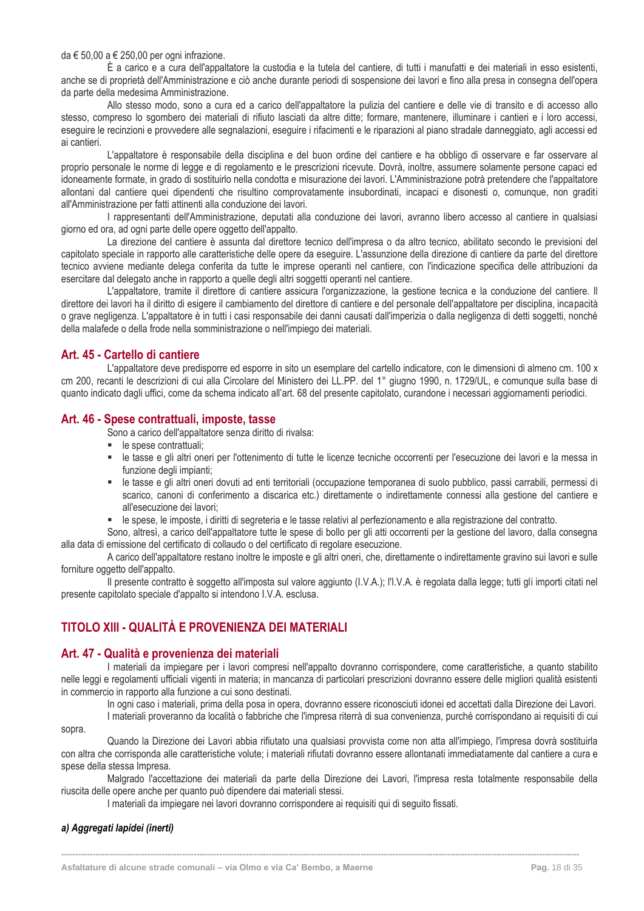da € 50,00 a € 250,00 per ogni infrazione.

È a carico e a cura dell'appaltatore la custodia e la tutela del cantiere, di tutti i manufatti e dei materiali in esso esistenti, anche se di proprietà dell'Amministrazione e ciò anche durante periodi di sospensione dei lavori e fino alla presa in consegna dell'opera da parte della medesima Amministrazione.

Allo stesso modo, sono a cura ed a carico dell'appaltatore la pulizia del cantiere e delle vie di transito e di accesso allo stesso, compreso lo sgombero dei materiali di rifiuto lasciati da altre ditte; formare, mantenere, illuminare i cantieri e i loro accessi, eseguire le recinzioni e provvedere alle segnalazioni, eseguire i rifacimenti e le riparazioni al piano stradale danneggiato, agli accessi ed ai cantieri.

L'appaltatore è responsabile della disciplina e del buon ordine del cantiere e ha obbligo di osservare e far osservare al proprio personale le norme di legge e di regolamento e le prescrizioni ricevute. Dovrà, inoltre, assumere solamente persone capaci ed idoneamente formate, in grado di sostituirlo nella condotta e misurazione dei lavori. L'Amministrazione potrà pretendere che l'appaltatore allontani dal cantiere quei dipendenti che risultino comprovatamente insubordinati, incapaci e disonesti o, comunque, non graditi all'Amministrazione per fatti attinenti alla conduzione dei lavori.

I rappresentanti dell'Amministrazione, deputati alla conduzione dei lavori, avranno libero accesso al cantiere in qualsiasi giorno ed ora, ad ogni parte delle opere oggetto dell'appalto.

La direzione del cantiere è assunta dal direttore tecnico dell'impresa o da altro tecnico, abilitato secondo le previsioni del capitolato speciale in rapporto alle caratteristiche delle opere da eseguire. L'assunzione della direzione di cantiere da parte del direttore tecnico avviene mediante delega conferita da tutte le imprese operanti nel cantiere, con l'indicazione specifica delle attribuzioni da esercitare dal delegato anche in rapporto a quelle degli altri soggetti operanti nel cantiere.

L'appaltatore, tramite il direttore di cantiere assicura l'organizzazione, la gestione tecnica e la conduzione del cantiere. Il direttore dei lavori ha il diritto di esigere il cambiamento del direttore di cantiere e del personale dell'appaltatore per disciplina, incapacità o grave negligenza. L'appaltatore è in tutti i casi responsabile dei danni causati dall'imperizia o dalla negligenza di detti soggetti, nonché della malafede o della frode nella somministrazione o nell'impiego dei materiali.

### Art. 45 - Cartello di cantiere

L'appaltatore deve predisporre ed esporre in sito un esemplare del cartello indicatore, con le dimensioni di almeno cm. 100 x cm 200, recanti le descrizioni di cui alla Circolare del Ministero dei LL.PP. del 1° giugno 1990, n. 1729/UL, e comunque sulla base di quanto indicato dagli uffici, come da schema indicato all'art. 68 del presente capitolato, curandone i necessari aggiornamenti periodici.

### Art. 46 - Spese contrattuali, imposte, tasse

Sono a carico dell'appaltatore senza diritto di rivalsa:

- le spese contrattuali;
- le tasse e gli altri oneri per l'ottenimento di tutte le licenze tecniche occorrenti per l'esecuzione dei lavori e la messa in funzione degli impianti;
- le tasse e gli altri oneri dovuti ad enti territoriali (occupazione temporanea di suolo pubblico, passi carrabili, permessi di scarico, canoni di conferimento a discarica etc.) direttamente o indirettamente connessi alla gestione del cantiere e all'esecuzione dei lavori;
- le spese, le imposte, i diritti di segreteria e le tasse relativi al perfezionamento e alla registrazione del contratto.

Sono, altresì, a carico dell'appaltatore tutte le spese di bollo per gli atti occorrenti per la gestione del lavoro, dalla consegna alla data di emissione del certificato di collaudo o del certificato di regolare esecuzione.

A carico dell'appaltatore restano inoltre le imposte e gli altri oneri, che, direttamente o indirettamente gravino sui lavori e sulle forniture oggetto dell'appalto.

Il presente contratto è soggetto all'imposta sul valore aggiunto (I.V.A.); l'I.V.A. è regolata dalla legge; tutti gli importi citati nel presente capitolato speciale d'appalto si intendono I.V.A. esclusa.

## TITOLO XIII - QUALITÀ E PROVENIENZA DEI MATERIALI

### Art. 47 - Qualità e provenienza dei materiali

I materiali da impiegare per i lavori compresi nell'appalto dovranno corrispondere, come caratteristiche, a quanto stabilito nelle leggi e regolamenti ufficiali vigenti in materia; in mancanza di particolari prescrizioni dovranno essere delle migliori qualità esistenti in commercio in rapporto alla funzione a cui sono destinati.

In ogni caso i materiali, prima della posa in opera, dovranno essere riconosciuti idonei ed accettati dalla Direzione dei Lavori.

I materiali proveranno da località o fabbriche che l'impresa riterrà di sua convenienza, purché corrispondano ai requisiti di cui sopra.

Quando la Direzione dei Lavori abbia rifiutato una qualsiasi provvista come non atta all'impiego, l'impresa dovrà sostituirla con altra che corrisponda alle caratteristiche volute; i materiali rifiutati dovranno essere allontanati immediatamente dal cantiere a cura e spese della stessa Impresa.

Malgrado l'accettazione dei materiali da parte della Direzione dei Lavori, l'impresa resta totalmente responsabile della riuscita delle opere anche per quanto può dipendere dai materiali stessi.

I materiali da impiegare nei lavori dovranno corrispondere ai requisiti qui di seguito fissati.

#### *a) Aggregati lapidei (inerti)*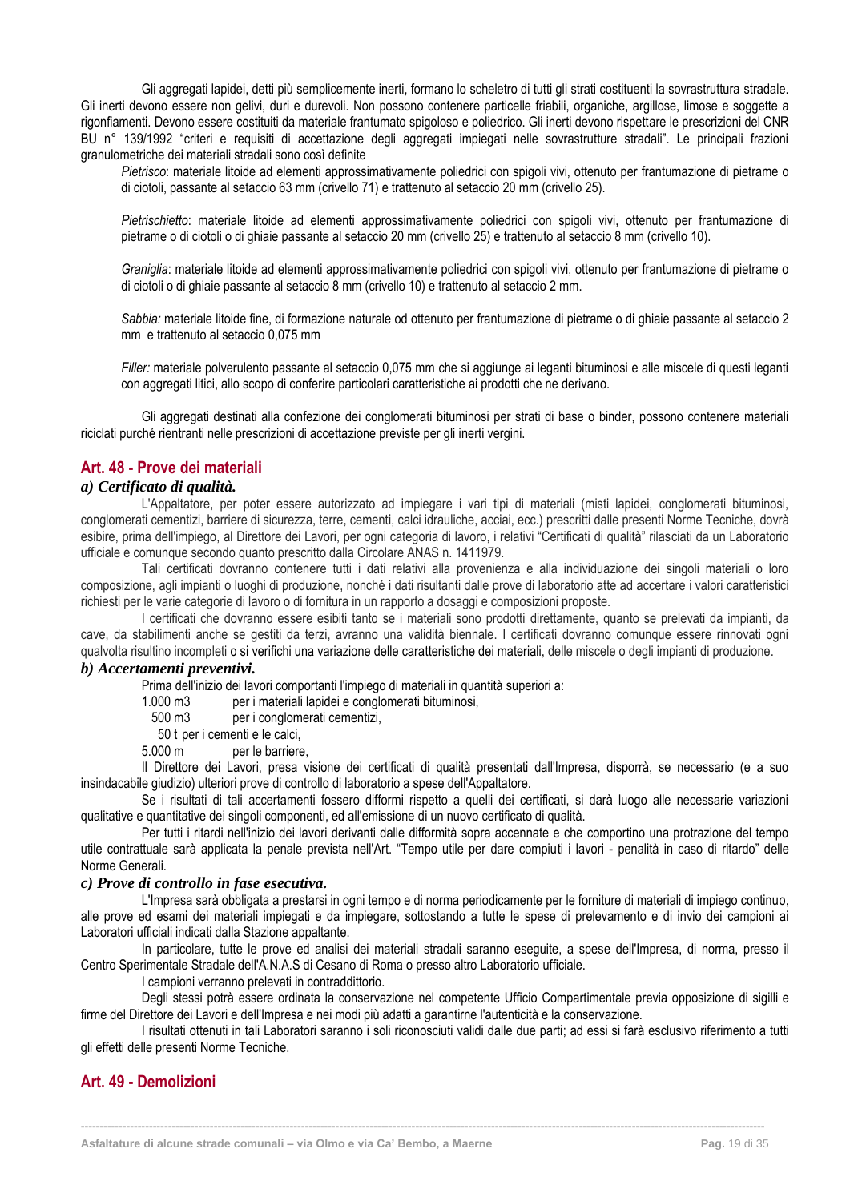Gli aggregati lapidei, detti più semplicemente inerti, formano lo scheletro di tutti gli strati costituenti la sovrastruttura stradale. Gli inerti devono essere non gelivi, duri e durevoli. Non possono contenere particelle friabili, organiche, argillose, limose e soggette a rigonfiamenti. Devono essere costituiti da materiale frantumato spigoloso e poliedrico. Gli inerti devono rispettare le prescrizioni del CNR BU n° 139/1992 "criteri e requisiti di accettazione degli aggregati impiegati nelle sovrastrutture stradali". Le principali frazioni granulometriche dei materiali stradali sono così definite

*Pietrisco*: materiale litoide ad elementi approssimativamente poliedrici con spigoli vivi, ottenuto per frantumazione di pietrame o di ciotoli, passante al setaccio 63 mm (crivello 71) e trattenuto al setaccio 20 mm (crivello 25).

*Pietrischietto*: materiale litoide ad elementi approssimativamente poliedrici con spigoli vivi, ottenuto per frantumazione di pietrame o di ciotoli o di ghiaie passante al setaccio 20 mm (crivello 25) e trattenuto al setaccio 8 mm (crivello 10).

*Graniglia*: materiale litoide ad elementi approssimativamente poliedrici con spigoli vivi, ottenuto per frantumazione di pietrame o di ciotoli o di ghiaie passante al setaccio 8 mm (crivello 10) e trattenuto al setaccio 2 mm.

*Sabbia:* materiale litoide fine, di formazione naturale od ottenuto per frantumazione di pietrame o di ghiaie passante al setaccio 2 mm e trattenuto al setaccio 0,075 mm

*Filler:* materiale polverulento passante al setaccio 0,075 mm che si aggiunge ai leganti bituminosi e alle miscele di questi leganti con aggregati litici, allo scopo di conferire particolari caratteristiche ai prodotti che ne derivano.

Gli aggregati destinati alla confezione dei conglomerati bituminosi per strati di base o binder, possono contenere materiali riciclati purché rientranti nelle prescrizioni di accettazione previste per gli inerti vergini.

## Art. 48 - Prove dei materiali

### *a) Certificato di qualità.*

L'Appaltatore, per poter essere autorizzato ad impiegare i vari tipi di materiali (misti lapidei, conglomerati bituminosi, conglomerati cementizi, barriere di sicurezza, terre, cementi, calci idrauliche, acciai, ecc.) prescritti dalle presenti Norme Tecniche, dovrà esibire, prima dell'impiego, al Direttore dei Lavori, per ogni categoria di lavoro, i relativi "Certificati di qualità" rilasciati da un Laboratorio ufficiale e comunque secondo quanto prescritto dalla Circolare ANAS n. 1411979.

Tali certificati dovranno contenere tutti i dati relativi alla provenienza e alla individuazione dei singoli materiali o loro composizione, agli impianti o luoghi di produzione, nonché i dati risultanti dalle prove di laboratorio atte ad accertare i valori caratteristici richiesti per le varie categorie di lavoro o di fornitura in un rapporto a dosaggi e composizioni proposte.

I certificati che dovranno essere esibiti tanto se i materiali sono prodotti direttamente, quanto se prelevati da impianti, da cave, da stabilimenti anche se gestiti da terzi, avranno una validità biennale. I certificati dovranno comunque essere rinnovati ogni qualvolta risultino incompleti o si verifichi una variazione delle caratteristiche dei materiali, delle miscele o degli impianti di produzione.

### *b) Accertamenti preventivi.*

Prima dell'inizio dei lavori comportanti l'impiego di materiali in quantità superiori a:

1.000 m3 per i materiali lapidei e conglomerati bituminosi,
500 m3 per i conglomerati cementizi,
50 t per i cementi e le calci,
5.000 m per le barriere,

Il Direttore dei Lavori, presa visione dei certificati di qualità presentati dall'Impresa, disporrà, se necessario (e a suo insindacabile giudizio) ulteriori prove di controllo di laboratorio a spese dell'Appaltatore.

Se i risultati di tali accertamenti fossero difformi rispetto a quelli dei certificati, si darà luogo alle necessarie variazioni qualitative e quantitative dei singoli componenti, ed all'emissione di un nuovo certificato di qualità.

Per tutti i ritardi nell'inizio dei lavori derivanti dalle difformità sopra accennate e che comportino una protrazione del tempo utile contrattuale sarà applicata la penale prevista nell'Art. "Tempo utile per dare compiuti i lavori - penalità in caso di ritardo" delle Norme Generali.

### *c) Prove di controllo in fase esecutiva.*

L'Impresa sarà obbligata a prestarsi in ogni tempo e di norma periodicamente per le forniture di materiali di impiego continuo, alle prove ed esami dei materiali impiegati e da impiegare, sottostando a tutte le spese di prelevamento e di invio dei campioni ai Laboratori ufficiali indicati dalla Stazione appaltante.

In particolare, tutte le prove ed analisi dei materiali stradali saranno eseguite, a spese dell'Impresa, di norma, presso il Centro Sperimentale Stradale dell'A.N.A.S di Cesano di Roma o presso altro Laboratorio ufficiale.

I campioni verranno prelevati in contraddittorio.

Degli stessi potrà essere ordinata la conservazione nel competente Ufficio Compartimentale previa opposizione di sigilli e firme del Direttore dei Lavori e dell'Impresa e nei modi più adatti a garantirne l'autenticità e la conservazione.

I risultati ottenuti in tali Laboratori saranno i soli riconosciuti validi dalle due parti; ad essi si farà esclusivo riferimento a tutti gli effetti delle presenti Norme Tecniche.

## Art. 49 - Demolizioni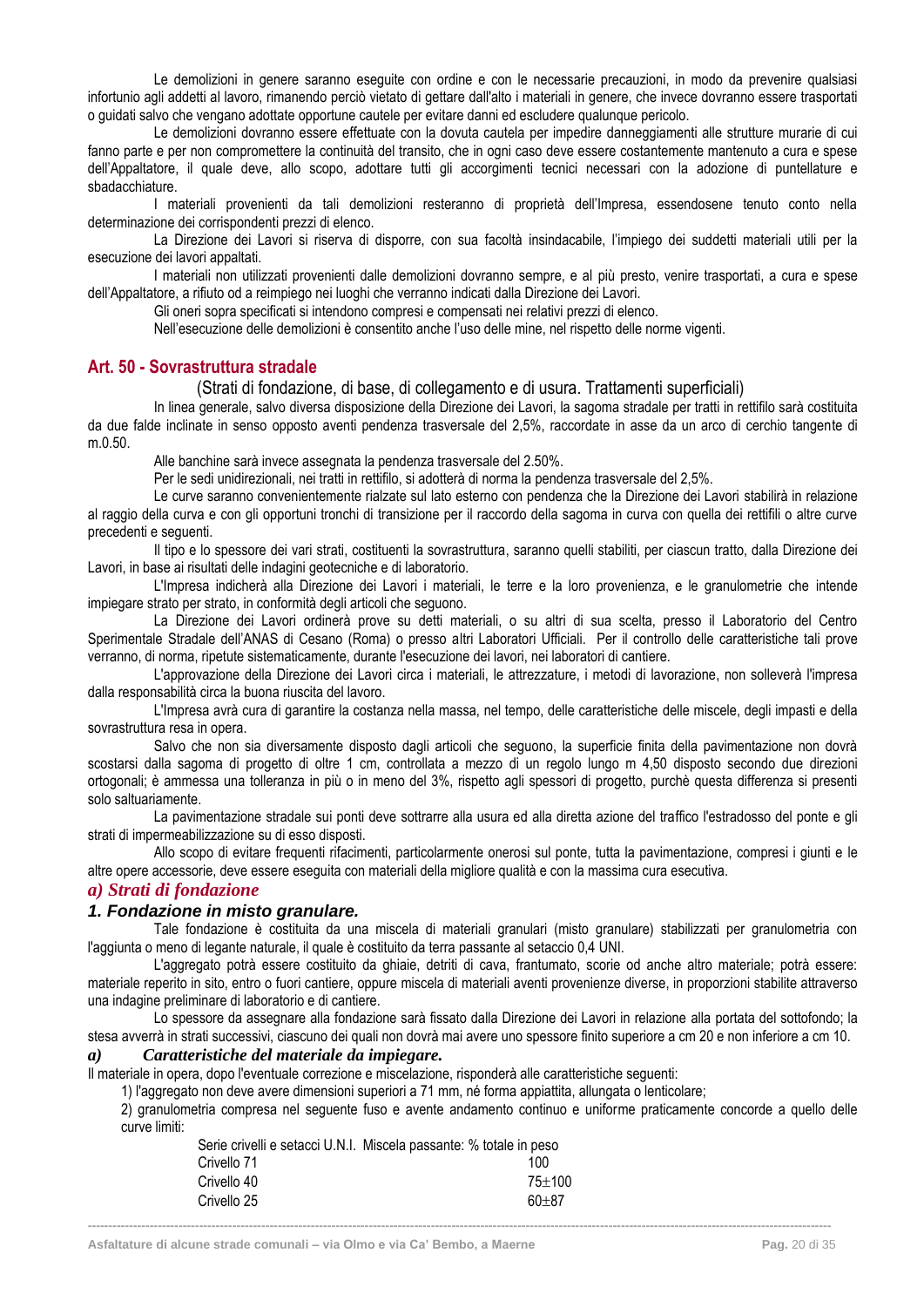Le demolizioni in genere saranno eseguite con ordine e con le necessarie precauzioni, in modo da prevenire qualsiasi infortunio agli addetti al lavoro, rimanendo perciò vietato di gettare dall'alto i materiali in genere, che invece dovranno essere trasportati o guidati salvo che vengano adottate opportune cautele per evitare danni ed escludere qualunque pericolo.

Le demolizioni dovranno essere effettuate con la dovuta cautela per impedire danneggiamenti alle strutture murarie di cui fanno parte e per non compromettere la continuità del transito, che in ogni caso deve essere costantemente mantenuto a cura e spese dell'Appaltatore, il quale deve, allo scopo, adottare tutti gli accorgimenti tecnici necessari con la adozione di puntellature e sbadacchiature.

I materiali provenienti da tali demolizioni resteranno di proprietà dell'Impresa, essendosene tenuto conto nella determinazione dei corrispondenti prezzi di elenco.

La Direzione dei Lavori si riserva di disporre, con sua facoltà insindacabile, l'impiego dei suddetti materiali utili per la esecuzione dei lavori appaltati.

I materiali non utilizzati provenienti dalle demolizioni dovranno sempre, e al più presto, venire trasportati, a cura e spese dell'Appaltatore, a rifiuto od a reimpiego nei luoghi che verranno indicati dalla Direzione dei Lavori.

Gli oneri sopra specificati si intendono compresi e compensati nei relativi prezzi di elenco.

Nell'esecuzione delle demolizioni è consentito anche l'uso delle mine, nel rispetto delle norme vigenti.

## Art. 50 - Sovrastruttura stradale

(Strati di fondazione, di base, di collegamento e di usura. Trattamenti superficiali)

In linea generale, salvo diversa disposizione della Direzione dei Lavori, la sagoma stradale per tratti in rettifilo sarà costituita da due falde inclinate in senso opposto aventi pendenza trasversale del 2,5%, raccordate in asse da un arco di cerchio tangente di m.0.50.

Alle banchine sarà invece assegnata la pendenza trasversale del 2.50%.

Per le sedi unidirezionali, nei tratti in rettifilo, si adotterà di norma la pendenza trasversale del 2,5%.

Le curve saranno convenientemente rialzate sul lato esterno con pendenza che la Direzione dei Lavori stabilirà in relazione al raggio della curva e con gli opportuni tronchi di transizione per il raccordo della sagoma in curva con quella dei rettifili o altre curve precedenti e seguenti.

Il tipo e lo spessore dei vari strati, costituenti la sovrastruttura, saranno quelli stabiliti, per ciascun tratto, dalla Direzione dei Lavori, in base ai risultati delle indagini geotecniche e di laboratorio.

L'Impresa indicherà alla Direzione dei Lavori i materiali, le terre e la loro provenienza, e le granulometrie che intende impiegare strato per strato, in conformità degli articoli che seguono.

La Direzione dei Lavori ordinerà prove su detti materiali, o su altri di sua scelta, presso il Laboratorio del Centro Sperimentale Stradale dell'ANAS di Cesano (Roma) o presso altri Laboratori Ufficiali. Per il controllo delle caratteristiche tali prove verranno, di norma, ripetute sistematicamente, durante l'esecuzione dei lavori, nei laboratori di cantiere.

L'approvazione della Direzione dei Lavori circa i materiali, le attrezzature, i metodi di lavorazione, non solleverà l'impresa dalla responsabilità circa la buona riuscita del lavoro.

L'Impresa avrà cura di garantire la costanza nella massa, nel tempo, delle caratteristiche delle miscele, degli impasti e della sovrastruttura resa in opera.

Salvo che non sia diversamente disposto dagli articoli che seguono, la superficie finita della pavimentazione non dovrà scostarsi dalla sagoma di progetto di oltre 1 cm, controllata a mezzo di un regolo lungo m 4,50 disposto secondo due direzioni ortogonali; è ammessa una tolleranza in più o in meno del 3%, rispetto agli spessori di progetto, purchè questa differenza si presenti solo saltuariamente.

La pavimentazione stradale sui ponti deve sottrarre alla usura ed alla diretta azione del traffico l'estradosso del ponte e gli strati di impermeabilizzazione su di esso disposti.

Allo scopo di evitare frequenti rifacimenti, particolarmente onerosi sul ponte, tutta la pavimentazione, compresi i giunti e le altre opere accessorie, deve essere eseguita con materiali della migliore qualità e con la massima cura esecutiva.

### *a) Strati di fondazione*

#### ***1. Fondazione in misto granulare.***

Tale fondazione è costituita da una miscela di materiali granulari (misto granulare) stabilizzati per granulometria con l'aggiunta o meno di legante naturale, il quale è costituito da terra passante al setaccio 0,4 UNI.

L'aggregato potrà essere costituito da ghiaie, detriti di cava, frantumato, scorie od anche altro materiale; potrà essere: materiale reperito in sito, entro o fuori cantiere, oppure miscela di materiali aventi provenienze diverse, in proporzioni stabilite attraverso una indagine preliminare di laboratorio e di cantiere.

Lo spessore da assegnare alla fondazione sarà fissato dalla Direzione dei Lavori in relazione alla portata del sottofondo; la stesa avverrà in strati successivi, ciascuno dei quali non dovrà mai avere uno spessore finito superiore a cm 20 e non inferiore a cm 10.

#### ***a) Caratteristiche del materiale da impiegare.***

Il materiale in opera, dopo l'eventuale correzione e miscelazione, risponderà alle caratteristiche seguenti:

1) l'aggregato non deve avere dimensioni superiori a 71 mm, né forma appiattita, allungata o lenticolare;

2) granulometria compresa nel seguente fuso e avente andamento continuo e uniforme praticamente concorde a quello delle curve limiti:

| Serie crivelli e setacci U.N.I. | Miscela passante: % totale in peso |
|---|---|
| Crivello 71 | 100 |
| Crivello 40 | 75±100 |
| Crivello 25 | 60±87 |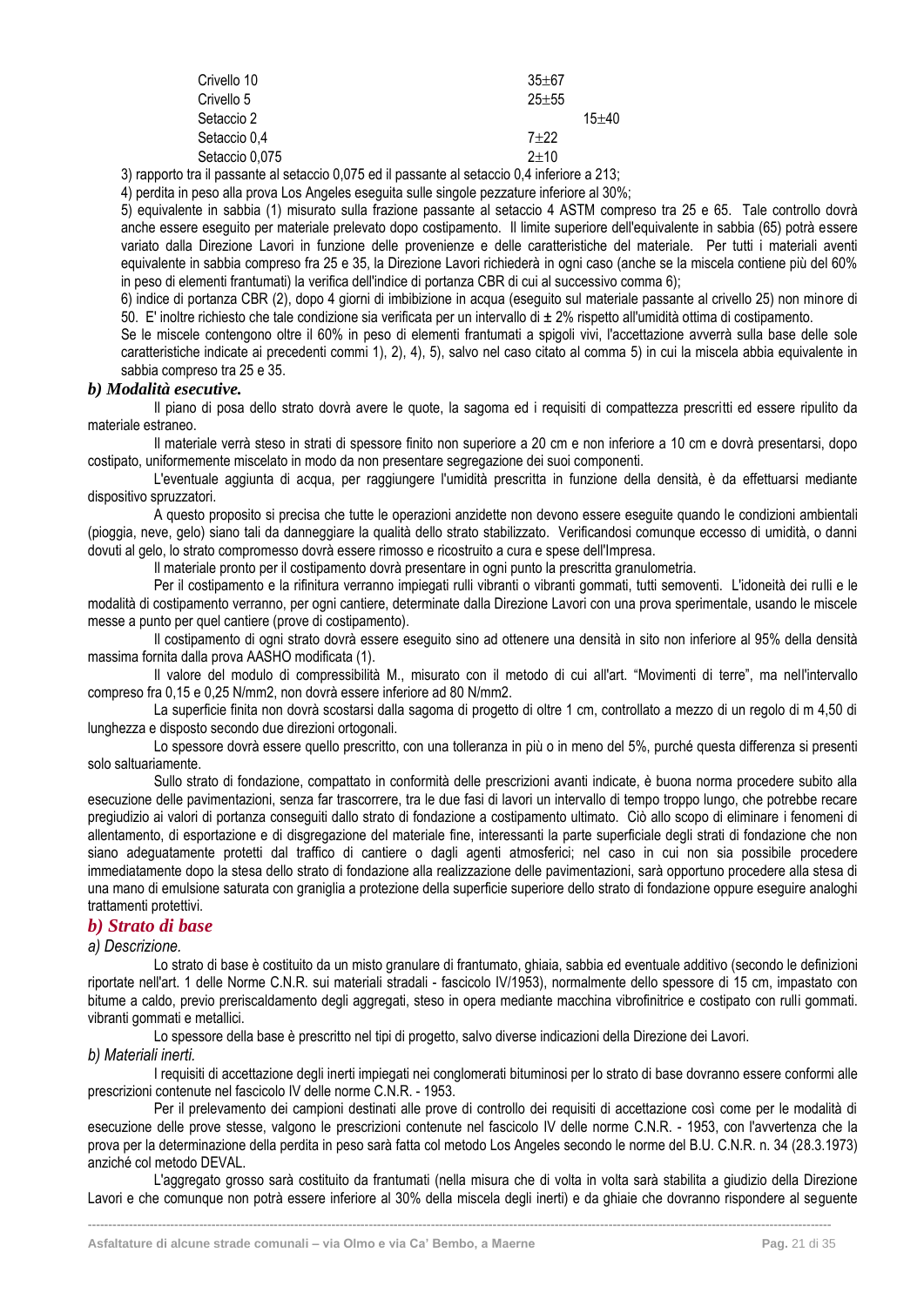| | |
|---|---|
| Crivello 10 | 35±67 |
| Crivello 5 | 25±55 |
| Setaccio 2 | 15±40 |
| Setaccio 0,4 | 7±22 |
| Setaccio 0,075 | 2±10 |

3) rapporto tra il passante al setaccio 0,075 ed il passante al setaccio 0,4 inferiore a 213;

4) perdita in peso alla prova Los Angeles eseguita sulle singole pezzature inferiore al 30%;

5) equivalente in sabbia (1) misurato sulla frazione passante al setaccio 4 ASTM compreso tra 25 e 65. Tale controllo dovrà anche essere eseguito per materiale prelevato dopo costipamento. Il limite superiore dell'equivalente in sabbia (65) potrà essere variato dalla Direzione Lavori in funzione delle provenienze e delle caratteristiche del materiale. Per tutti i materiali aventi equivalente in sabbia compreso fra 25 e 35, la Direzione Lavori richiederà in ogni caso (anche se la miscela contiene più del 60% in peso di elementi frantumati) la verifica dell'indice di portanza CBR di cui al successivo comma 6);

6) indice di portanza CBR (2), dopo 4 giorni di imbibizione in acqua (eseguito sul materiale passante al crivello 25) non minore di 50. E' inoltre richiesto che tale condizione sia verificata per un intervallo di ± 2% rispetto all'umidità ottima di costipamento.

Se le miscele contengono oltre il 60% in peso di elementi frantumati a spigoli vivi, l'accettazione avverrà sulla base delle sole caratteristiche indicate ai precedenti commi 1), 2), 4), 5), salvo nel caso citato al comma 5) in cui la miscela abbia equivalente in sabbia compreso tra 25 e 35.

***b) Modalità esecutive.***

Il piano di posa dello strato dovrà avere le quote, la sagoma ed i requisiti di compattezza prescritti ed essere ripulito da materiale estraneo.

Il materiale verrà steso in strati di spessore finito non superiore a 20 cm e non inferiore a 10 cm e dovrà presentarsi, dopo costipato, uniformemente miscelato in modo da non presentare segregazione dei suoi componenti.

L'eventuale aggiunta di acqua, per raggiungere l'umidità prescritta in funzione della densità, è da effettuarsi mediante dispositivo spruzzatori.

A questo proposito si precisa che tutte le operazioni anzidette non devono essere eseguite quando le condizioni ambientali (pioggia, neve, gelo) siano tali da danneggiare la qualità dello strato stabilizzato. Verificandosi comunque eccesso di umidità, o danni dovuti al gelo, lo strato compromesso dovrà essere rimosso e ricostruito a cura e spese dell'Impresa.

Il materiale pronto per il costipamento dovrà presentare in ogni punto la prescritta granulometria.

Per il costipamento e la rifinitura verranno impiegati rulli vibranti o vibranti gommati, tutti semoventi. L'idoneità dei rulli e le modalità di costipamento verranno, per ogni cantiere, determinate dalla Direzione Lavori con una prova sperimentale, usando le miscele messe a punto per quel cantiere (prove di costipamento).

Il costipamento di ogni strato dovrà essere eseguito sino ad ottenere una densità in sito non inferiore al 95% della densità massima fornita dalla prova AASHO modificata (1).

Il valore del modulo di compressibilità M., misurato con il metodo di cui all'art. "Movimenti di terre", ma nell'intervallo compreso fra 0,15 e 0,25 N/mm2, non dovrà essere inferiore ad 80 N/mm2.

La superficie finita non dovrà scostarsi dalla sagoma di progetto di oltre 1 cm, controllato a mezzo di un regolo di m 4,50 di lunghezza e disposto secondo due direzioni ortogonali.

Lo spessore dovrà essere quello prescritto, con una tolleranza in più o in meno del 5%, purché questa differenza si presenti solo saltuariamente.

Sullo strato di fondazione, compattato in conformità delle prescrizioni avanti indicate, è buona norma procedere subito alla esecuzione delle pavimentazioni, senza far trascorrere, tra le due fasi di lavori un intervallo di tempo troppo lungo, che potrebbe recare pregiudizio ai valori di portanza conseguiti dallo strato di fondazione a costipamento ultimato. Ciò allo scopo di eliminare i fenomeni di allentamento, di esportazione e di disgregazione del materiale fine, interessanti la parte superficiale degli strati di fondazione che non siano adeguatamente protetti dal traffico di cantiere o dagli agenti atmosferici; nel caso in cui non sia possibile procedere immediatamente dopo la stesa dello strato di fondazione alla realizzazione delle pavimentazioni, sarà opportuno procedere alla stesa di una mano di emulsione saturata con graniglia a protezione della superficie superiore dello strato di fondazione oppure eseguire analoghi trattamenti protettivi.

## *b) Strato di base*

*a) Descrizione.*

Lo strato di base è costituito da un misto granulare di frantumato, ghiaia, sabbia ed eventuale additivo (secondo le definizioni riportate nell'art. 1 delle Norme C.N.R. sui materiali stradali - fascicolo IV/1953), normalmente dello spessore di 15 cm, impastato con bitume a caldo, previo preriscaldamento degli aggregati, steso in opera mediante macchina vibrofinitrice e costipato con rulli gommati. vibranti gommati e metallici.

Lo spessore della base è prescritto nel tipi di progetto, salvo diverse indicazioni della Direzione dei Lavori.

*b) Materiali inerti.*

I requisiti di accettazione degli inerti impiegati nei conglomerati bituminosi per lo strato di base dovranno essere conformi alle prescrizioni contenute nel fascicolo IV delle norme C.N.R. - 1953.

Per il prelevamento dei campioni destinati alle prove di controllo dei requisiti di accettazione così come per le modalità di esecuzione delle prove stesse, valgono le prescrizioni contenute nel fascicolo IV delle norme C.N.R. - 1953, con l'avvertenza che la prova per la determinazione della perdita in peso sarà fatta col metodo Los Angeles secondo le norme del B.U. C.N.R. n. 34 (28.3.1973) anziché col metodo DEVAL.

L'aggregato grosso sarà costituito da frantumati (nella misura che di volta in volta sarà stabilita a giudizio della Direzione Lavori e che comunque non potrà essere inferiore al 30% della miscela degli inerti) e da ghiaie che dovranno rispondere al seguente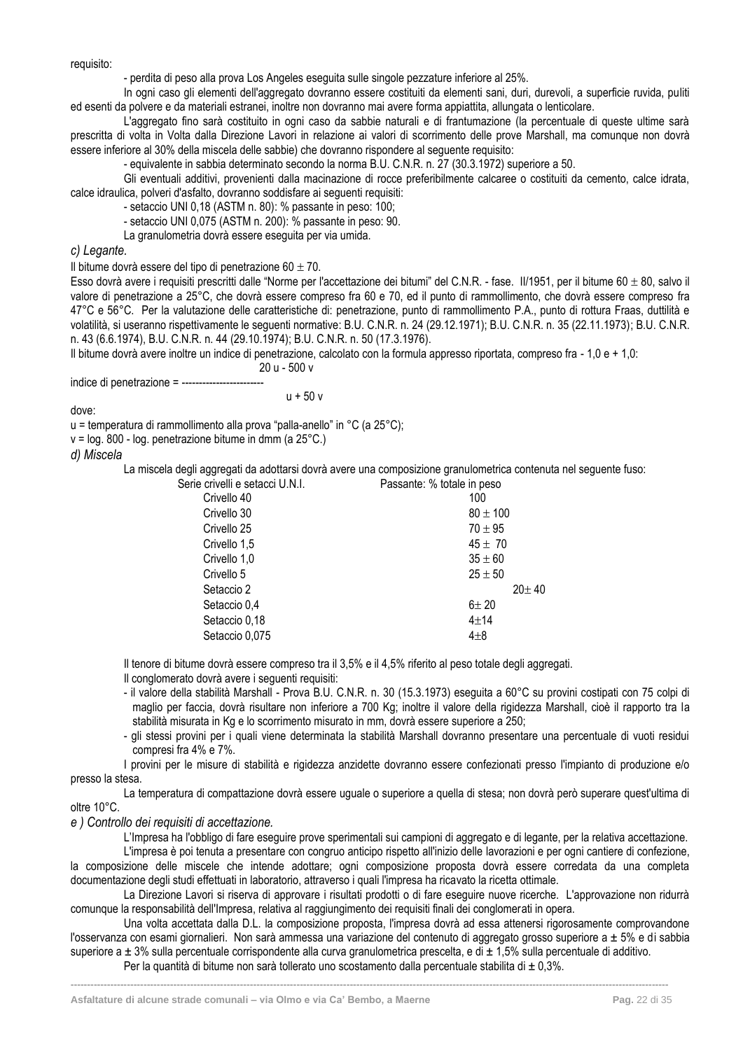requisito:

- perdita di peso alla prova Los Angeles eseguita sulle singole pezzature inferiore al 25%.

In ogni caso gli elementi dell'aggregato dovranno essere costituiti da elementi sani, duri, durevoli, a superficie ruvida, puliti ed esenti da polvere e da materiali estranei, inoltre non dovranno mai avere forma appiattita, allungata o lenticolare.

L'aggregato fino sarà costituito in ogni caso da sabbie naturali e di frantumazione (la percentuale di queste ultime sarà prescritta di volta in Volta dalla Direzione Lavori in relazione ai valori di scorrimento delle prove Marshall, ma comunque non dovrà essere inferiore al 30% della miscela delle sabbie) che dovranno rispondere al seguente requisito:

- equivalente in sabbia determinato secondo la norma B.U. C.N.R. n. 27 (30.3.1972) superiore a 50.

Gli eventuali additivi, provenienti dalla macinazione di rocce preferibilmente calcaree o costituiti da cemento, calce idrata, calce idraulica, polveri d'asfalto, dovranno soddisfare ai seguenti requisiti:

- setaccio UNI 0,18 (ASTM n. 80): % passante in peso: 100;
- setaccio UNI 0,075 (ASTM n. 200): % passante in peso: 90.

La granulometria dovrà essere eseguita per via umida.

*c) Legante.*

Il bitume dovrà essere del tipo di penetrazione 60 ± 70.

Esso dovrà avere i requisiti prescritti dalle "Norme per l'accettazione dei bitumi" del C.N.R. - fase. II/1951, per il bitume 60 ± 80, salvo il valore di penetrazione a 25°C, che dovrà essere compreso fra 60 e 70, ed il punto di rammollimento, che dovrà essere compreso fra 47°C e 56°C. Per la valutazione delle caratteristiche di: penetrazione, punto di rammollimento P.A., punto di rottura Fraas, duttilità e volatilità, si useranno rispettivamente le seguenti normative: B.U. C.N.R. n. 24 (29.12.1971); B.U. C.N.R. n. 35 (22.11.1973); B.U. C.N.R. n. 43 (6.6.1974), B.U. C.N.R. n. 44 (29.10.1974); B.U. C.N.R. n. 50 (17.3.1976).

Il bitume dovrà avere inoltre un indice di penetrazione, calcolato con la formula appresso riportata, compreso fra - 1,0 e + 1,0:

$$\text{indice di penetrazione} = \frac{20\,u - 500\,v}{u + 50\,v}$$

dove:

u = temperatura di rammollimento alla prova "palla-anello" in °C (a 25°C);

v = log. 800 - log. penetrazione bitume in dmm (a 25°C.)

*d) Miscela*

La miscela degli aggregati da adottarsi dovrà avere una composizione granulometrica contenuta nel seguente fuso:

| Serie crivelli e setacci U.N.I. | Passante: % totale in peso |
|---|---|
| Crivello 40 | 100 |
| Crivello 30 | 80 ± 100 |
| Crivello 25 | 70 ± 95 |
| Crivello 1,5 | 45 ± 70 |
| Crivello 1,0 | 35 ± 60 |
| Crivello 5 | 25 ± 50 |
| Setaccio 2 | 20± 40 |
| Setaccio 0,4 | 6± 20 |
| Setaccio 0,18 | 4±14 |
| Setaccio 0,075 | 4±8 |

Il tenore di bitume dovrà essere compreso tra il 3,5% e il 4,5% riferito al peso totale degli aggregati.

Il conglomerato dovrà avere i seguenti requisiti:

- il valore della stabilità Marshall - Prova B.U. C.N.R. n. 30 (15.3.1973) eseguita a 60°C su provini costipati con 75 colpi di maglio per faccia, dovrà risultare non inferiore a 700 Kg; inoltre il valore della rigidezza Marshall, cioè il rapporto tra la stabilità misurata in Kg e lo scorrimento misurato in mm, dovrà essere superiore a 250;
- gli stessi provini per i quali viene determinata la stabilità Marshall dovranno presentare una percentuale di vuoti residui compresi fra 4% e 7%.

I provini per le misure di stabilità e rigidezza anzidette dovranno essere confezionati presso l'impianto di produzione e/o presso la stesa.

La temperatura di compattazione dovrà essere uguale o superiore a quella di stesa; non dovrà però superare quest'ultima di oltre 10°C.

*e ) Controllo dei requisiti di accettazione.*

L'Impresa ha l'obbligo di fare eseguire prove sperimentali sui campioni di aggregato e di legante, per la relativa accettazione.

L'impresa è poi tenuta a presentare con congruo anticipo rispetto all'inizio delle lavorazioni e per ogni cantiere di confezione, la composizione delle miscele che intende adottare; ogni composizione proposta dovrà essere corredata da una completa documentazione degli studi effettuati in laboratorio, attraverso i quali l'impresa ha ricavato la ricetta ottimale.

La Direzione Lavori si riserva di approvare i risultati prodotti o di fare eseguire nuove ricerche. L'approvazione non ridurrà comunque la responsabilità dell'Impresa, relativa al raggiungimento dei requisiti finali dei conglomerati in opera.

Una volta accettata dalla D.L. la composizione proposta, l'impresa dovrà ad essa attenersi rigorosamente comprovandone l'osservanza con esami giornalieri. Non sarà ammessa una variazione del contenuto di aggregato grosso superiore a ± 5% e di sabbia superiore a ± 3% sulla percentuale corrispondente alla curva granulometrica prescelta, e di ± 1,5% sulla percentuale di additivo.

Per la quantità di bitume non sarà tollerato uno scostamento dalla percentuale stabilita di ± 0,3%.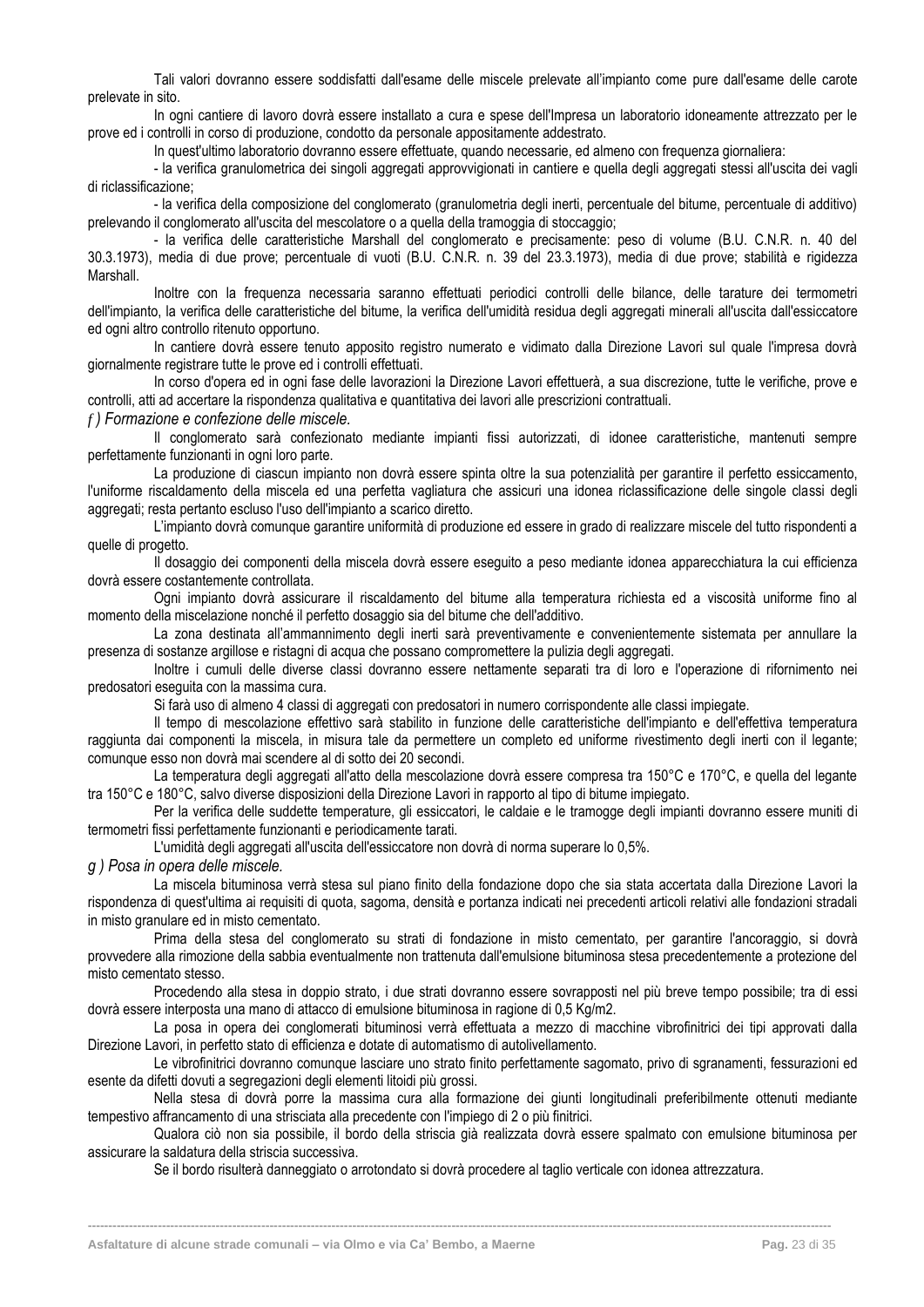Tali valori dovranno essere soddisfatti dall'esame delle miscele prelevate all'impianto come pure dall'esame delle carote prelevate in sito.

In ogni cantiere di lavoro dovrà essere installato a cura e spese dell'Impresa un laboratorio idoneamente attrezzato per le prove ed i controlli in corso di produzione, condotto da personale appositamente addestrato.

In quest'ultimo laboratorio dovranno essere effettuate, quando necessarie, ed almeno con frequenza giornaliera:

- la verifica granulometrica dei singoli aggregati approvvigionati in cantiere e quella degli aggregati stessi all'uscita dei vagli di riclassificazione;

- la verifica della composizione del conglomerato (granulometria degli inerti, percentuale del bitume, percentuale di additivo) prelevando il conglomerato all'uscita del mescolatore o a quella della tramoggia di stoccaggio;

- la verifica delle caratteristiche Marshall del conglomerato e precisamente: peso di volume (B.U. C.N.R. n. 40 del 30.3.1973), media di due prove; percentuale di vuoti (B.U. C.N.R. n. 39 del 23.3.1973), media di due prove; stabilità e rigidezza Marshall.

Inoltre con la frequenza necessaria saranno effettuati periodici controlli delle bilance, delle tarature dei termometri dell'impianto, la verifica delle caratteristiche del bitume, la verifica dell'umidità residua degli aggregati minerali all'uscita dall'essiccatore ed ogni altro controllo ritenuto opportuno.

In cantiere dovrà essere tenuto apposito registro numerato e vidimato dalla Direzione Lavori sul quale l'impresa dovrà giornalmente registrare tutte le prove ed i controlli effettuati.

In corso d'opera ed in ogni fase delle lavorazioni la Direzione Lavori effettuerà, a sua discrezione, tutte le verifiche, prove e controlli, atti ad accertare la rispondenza qualitativa e quantitativa dei lavori alle prescrizioni contrattuali.

*f ) Formazione e confezione delle miscele.*

Il conglomerato sarà confezionato mediante impianti fissi autorizzati, di idonee caratteristiche, mantenuti sempre perfettamente funzionanti in ogni loro parte.

La produzione di ciascun impianto non dovrà essere spinta oltre la sua potenzialità per garantire il perfetto essiccamento, l'uniforme riscaldamento della miscela ed una perfetta vagliatura che assicuri una idonea riclassificazione delle singole classi degli aggregati; resta pertanto escluso l'uso dell'impianto a scarico diretto.

L'impianto dovrà comunque garantire uniformità di produzione ed essere in grado di realizzare miscele del tutto rispondenti a quelle di progetto.

Il dosaggio dei componenti della miscela dovrà essere eseguito a peso mediante idonea apparecchiatura la cui efficienza dovrà essere costantemente controllata.

Ogni impianto dovrà assicurare il riscaldamento del bitume alla temperatura richiesta ed a viscosità uniforme fino al momento della miscelazione nonché il perfetto dosaggio sia del bitume che dell'additivo.

La zona destinata all'ammannimento degli inerti sarà preventivamente e convenientemente sistemata per annullare la presenza di sostanze argillose e ristagni di acqua che possano compromettere la pulizia degli aggregati.

Inoltre i cumuli delle diverse classi dovranno essere nettamente separati tra di loro e l'operazione di rifornimento nei predosatori eseguita con la massima cura.

Si farà uso di almeno 4 classi di aggregati con predosatori in numero corrispondente alle classi impiegate.

Il tempo di mescolazione effettivo sarà stabilito in funzione delle caratteristiche dell'impianto e dell'effettiva temperatura raggiunta dai componenti la miscela, in misura tale da permettere un completo ed uniforme rivestimento degli inerti con il legante; comunque esso non dovrà mai scendere al di sotto dei 20 secondi.

La temperatura degli aggregati all'atto della mescolazione dovrà essere compresa tra 150°C e 170°C, e quella del legante tra 150°C e 180°C, salvo diverse disposizioni della Direzione Lavori in rapporto al tipo di bitume impiegato.

Per la verifica delle suddette temperature, gli essiccatori, le caldaie e le tramogge degli impianti dovranno essere muniti di termometri fissi perfettamente funzionanti e periodicamente tarati.

L'umidità degli aggregati all'uscita dell'essiccatore non dovrà di norma superare lo 0,5%.

*g ) Posa in opera delle miscele.*

La miscela bituminosa verrà stesa sul piano finito della fondazione dopo che sia stata accertata dalla Direzione Lavori la rispondenza di quest'ultima ai requisiti di quota, sagoma, densità e portanza indicati nei precedenti articoli relativi alle fondazioni stradali in misto granulare ed in misto cementato.

Prima della stesa del conglomerato su strati di fondazione in misto cementato, per garantire l'ancoraggio, si dovrà provvedere alla rimozione della sabbia eventualmente non trattenuta dall'emulsione bituminosa stesa precedentemente a protezione del misto cementato stesso.

Procedendo alla stesa in doppio strato, i due strati dovranno essere sovrapposti nel più breve tempo possibile; tra di essi dovrà essere interposta una mano di attacco di emulsione bituminosa in ragione di 0,5 Kg/m2.

La posa in opera dei conglomerati bituminosi verrà effettuata a mezzo di macchine vibrofinitrici dei tipi approvati dalla Direzione Lavori, in perfetto stato di efficienza e dotate di automatismo di autolivellamento.

Le vibrofinitrici dovranno comunque lasciare uno strato finito perfettamente sagomato, privo di sgranamenti, fessurazioni ed esente da difetti dovuti a segregazioni degli elementi litoidi più grossi.

Nella stesa di dovrà porre la massima cura alla formazione dei giunti longitudinali preferibilmente ottenuti mediante tempestivo affrancamento di una strisciata alla precedente con l'impiego di 2 o più finitrici.

Qualora ciò non sia possibile, il bordo della striscia già realizzata dovrà essere spalmato con emulsione bituminosa per assicurare la saldatura della striscia successiva.

Se il bordo risulterà danneggiato o arrotondato si dovrà procedere al taglio verticale con idonea attrezzatura.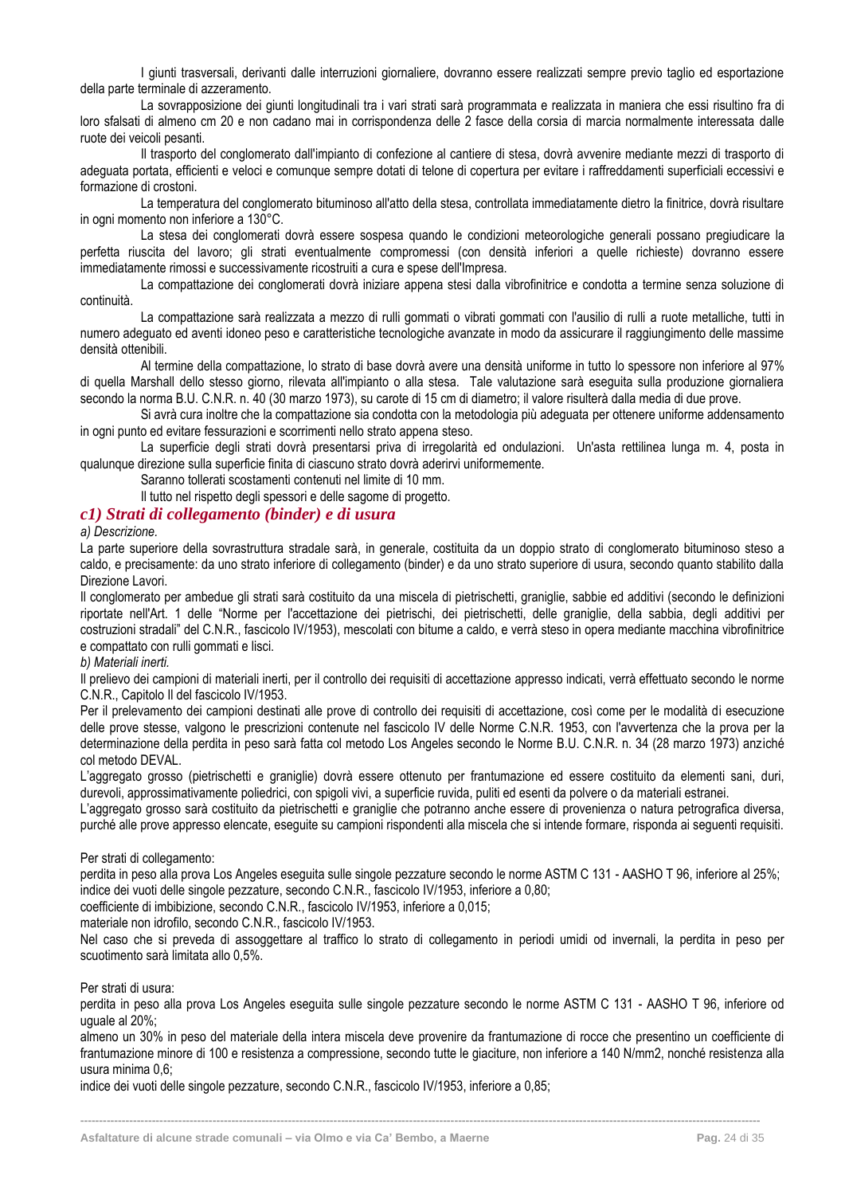I giunti trasversali, derivanti dalle interruzioni giornaliere, dovranno essere realizzati sempre previo taglio ed esportazione della parte terminale di azzeramento.

La sovrapposizione dei giunti longitudinali tra i vari strati sarà programmata e realizzata in maniera che essi risultino fra di loro sfalsati di almeno cm 20 e non cadano mai in corrispondenza delle 2 fasce della corsia di marcia normalmente interessata dalle ruote dei veicoli pesanti.

Il trasporto del conglomerato dall'impianto di confezione al cantiere di stesa, dovrà avvenire mediante mezzi di trasporto di adeguata portata, efficienti e veloci e comunque sempre dotati di telone di copertura per evitare i raffreddamenti superficiali eccessivi e formazione di crostoni.

La temperatura del conglomerato bituminoso all'atto della stesa, controllata immediatamente dietro la finitrice, dovrà risultare in ogni momento non inferiore a 130°C.

La stesa dei conglomerati dovrà essere sospesa quando le condizioni meteorologiche generali possano pregiudicare la perfetta riuscita del lavoro; gli strati eventualmente compromessi (con densità inferiori a quelle richieste) dovranno essere immediatamente rimossi e successivamente ricostruiti a cura e spese dell'Impresa.

La compattazione dei conglomerati dovrà iniziare appena stesi dalla vibrofinitrice e condotta a termine senza soluzione di continuità.

La compattazione sarà realizzata a mezzo di rulli gommati o vibrati gommati con l'ausilio di rulli a ruote metalliche, tutti in numero adeguato ed aventi idoneo peso e caratteristiche tecnologiche avanzate in modo da assicurare il raggiungimento delle massime densità ottenibili.

Al termine della compattazione, lo strato di base dovrà avere una densità uniforme in tutto lo spessore non inferiore al 97% di quella Marshall dello stesso giorno, rilevata all'impianto o alla stesa. Tale valutazione sarà eseguita sulla produzione giornaliera secondo la norma B.U. C.N.R. n. 40 (30 marzo 1973), su carote di 15 cm di diametro; il valore risulterà dalla media di due prove.

Si avrà cura inoltre che la compattazione sia condotta con la metodologia più adeguata per ottenere uniforme addensamento in ogni punto ed evitare fessurazioni e scorrimenti nello strato appena steso.

La superficie degli strati dovrà presentarsi priva di irregolarità ed ondulazioni. Un'asta rettilinea lunga m. 4, posta in qualunque direzione sulla superficie finita di ciascuno strato dovrà aderirvi uniformemente.

Saranno tollerati scostamenti contenuti nel limite di 10 mm.

Il tutto nel rispetto degli spessori e delle sagome di progetto.

### *c1) Strati di collegamento (binder) e di usura*

*a) Descrizione.*

La parte superiore della sovrastruttura stradale sarà, in generale, costituita da un doppio strato di conglomerato bituminoso steso a caldo, e precisamente: da uno strato inferiore di collegamento (binder) e da uno strato superiore di usura, secondo quanto stabilito dalla Direzione Lavori.

Il conglomerato per ambedue gli strati sarà costituito da una miscela di pietrischetti, graniglie, sabbie ed additivi (secondo le definizioni riportate nell'Art. 1 delle "Norme per l'accettazione dei pietrischi, dei pietrischetti, delle graniglie, della sabbia, degli additivi per costruzioni stradali" del C.N.R., fascicolo IV/1953), mescolati con bitume a caldo, e verrà steso in opera mediante macchina vibrofinitrice e compattato con rulli gommati e lisci.

*b) Materiali inerti.*

Il prelievo dei campioni di materiali inerti, per il controllo dei requisiti di accettazione appresso indicati, verrà effettuato secondo le norme C.N.R., Capitolo II del fascicolo IV/1953.

Per il prelevamento dei campioni destinati alle prove di controllo dei requisiti di accettazione, così come per le modalità di esecuzione delle prove stesse, valgono le prescrizioni contenute nel fascicolo IV delle Norme C.N.R. 1953, con l'avvertenza che la prova per la determinazione della perdita in peso sarà fatta col metodo Los Angeles secondo le Norme B.U. C.N.R. n. 34 (28 marzo 1973) anziché col metodo DEVAL.

L'aggregato grosso (pietrischetti e graniglie) dovrà essere ottenuto per frantumazione ed essere costituito da elementi sani, duri, durevoli, approssimativamente poliedrici, con spigoli vivi, a superficie ruvida, puliti ed esenti da polvere o da materiali estranei.

L'aggregato grosso sarà costituito da pietrischetti e graniglie che potranno anche essere di provenienza o natura petrografica diversa, purché alle prove appresso elencate, eseguite su campioni rispondenti alla miscela che si intende formare, risponda ai seguenti requisiti.

Per strati di collegamento:

perdita in peso alla prova Los Angeles eseguita sulle singole pezzature secondo le norme ASTM C 131 - AASHO T 96, inferiore al 25%;

indice dei vuoti delle singole pezzature, secondo C.N.R., fascicolo IV/1953, inferiore a 0,80;

coefficiente di imbibizione, secondo C.N.R., fascicolo IV/1953, inferiore a 0,015;

materiale non idrofilo, secondo C.N.R., fascicolo IV/1953.

Nel caso che si preveda di assoggettare al traffico lo strato di collegamento in periodi umidi od invernali, la perdita in peso per scuotimento sarà limitata allo 0,5%.

Per strati di usura:

perdita in peso alla prova Los Angeles eseguita sulle singole pezzature secondo le norme ASTM C 131 - AASHO T 96, inferiore od uguale al 20%;

almeno un 30% in peso del materiale della intera miscela deve provenire da frantumazione di rocce che presentino un coefficiente di frantumazione minore di 100 e resistenza a compressione, secondo tutte le giaciture, non inferiore a 140 N/mm2, nonché resistenza alla usura minima 0,6;

indice dei vuoti delle singole pezzature, secondo C.N.R., fascicolo IV/1953, inferiore a 0,85;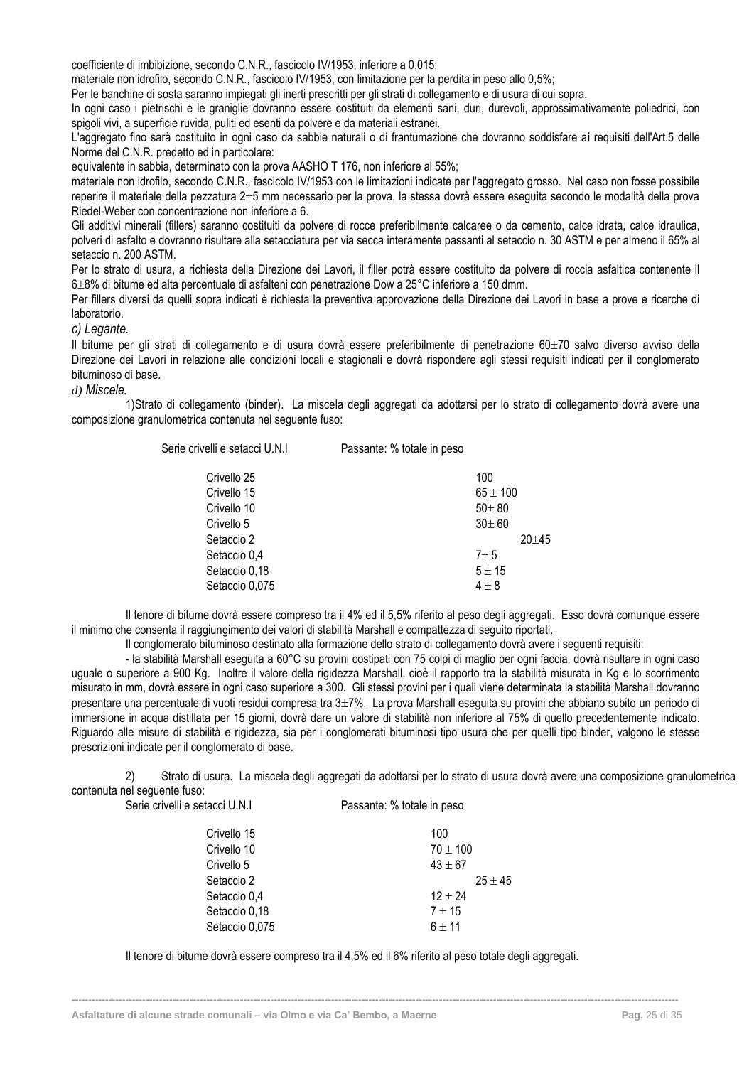coefficiente di imbibizione, secondo C.N.R., fascicolo IV/1953, inferiore a 0,015;

materiale non idrofilo, secondo C.N.R., fascicolo IV/1953, con limitazione per la perdita in peso allo 0,5%;

Per le banchine di sosta saranno impiegati gli inerti prescritti per gli strati di collegamento e di usura di cui sopra.

In ogni caso i pietrischi e le graniglie dovranno essere costituiti da elementi sani, duri, durevoli, approssimativamente poliedrici, con spigoli vivi, a superficie ruvida, puliti ed esenti da polvere e da materiali estranei.

L'aggregato fino sarà costituito in ogni caso da sabbie naturali o di frantumazione che dovranno soddisfare ai requisiti dell'Art.5 delle Norme del C.N.R. predetto ed in particolare:

equivalente in sabbia, determinato con la prova AASHO T 176, non inferiore al 55%;

materiale non idrofilo, secondo C.N.R., fascicolo IV/1953 con le limitazioni indicate per l'aggregato grosso. Nel caso non fosse possibile reperire il materiale della pezzatura 2±5 mm necessario per la prova, la stessa dovrà essere eseguita secondo le modalità della prova Riedel-Weber con concentrazione non inferiore a 6.

Gli additivi minerali (fillers) saranno costituiti da polvere di rocce preferibilmente calcaree o da cemento, calce idrata, calce idraulica, polveri di asfalto e dovranno risultare alla setacciatura per via secca interamente passanti al setaccio n. 30 ASTM e per almeno il 65% al setaccio n. 200 ASTM.

Per lo strato di usura, a richiesta della Direzione dei Lavori, il filler potrà essere costituito da polvere di roccia asfaltica contenente il 6±8% di bitume ed alta percentuale di asfalteni con penetrazione Dow a 25°C inferiore a 150 dmm.

Per fillers diversi da quelli sopra indicati è richiesta la preventiva approvazione della Direzione dei Lavori in base a prove e ricerche di laboratorio.

*c) Legante.*

Il bitume per gli strati di collegamento e di usura dovrà essere preferibilmente di penetrazione 60±70 salvo diverso avviso della Direzione dei Lavori in relazione alle condizioni locali e stagionali e dovrà rispondere agli stessi requisiti indicati per il conglomerato bituminoso di base.

*d) Miscele.*

1)Strato di collegamento (binder). La miscela degli aggregati da adottarsi per lo strato di collegamento dovrà avere una composizione granulometrica contenuta nel seguente fuso:

| Serie crivelli e setacci U.N.I | Passante: % totale in peso |
|---|---|
| Crivello 25 | 100 |
| Crivello 15 | 65 ± 100 |
| Crivello 10 | 50± 80 |
| Crivello 5 | 30± 60 |
| Setaccio 2 | 20±45 |
| Setaccio 0,4 | 7± 5 |
| Setaccio 0,18 | 5 ± 15 |
| Setaccio 0,075 | 4 ± 8 |

Il tenore di bitume dovrà essere compreso tra il 4% ed il 5,5% riferito al peso degli aggregati. Esso dovrà comunque essere il minimo che consenta il raggiungimento dei valori di stabilità Marshall e compattezza di seguito riportati.

Il conglomerato bituminoso destinato alla formazione dello strato di collegamento dovrà avere i seguenti requisiti:

- la stabilità Marshall eseguita a 60°C su provini costipati con 75 colpi di maglio per ogni faccia, dovrà risultare in ogni caso uguale o superiore a 900 Kg. Inoltre il valore della rigidezza Marshall, cioè il rapporto tra la stabilità misurata in Kg e lo scorrimento misurato in mm, dovrà essere in ogni caso superiore a 300. Gli stessi provini per i quali viene determinata la stabilità Marshall dovranno presentare una percentuale di vuoti residui compresa tra 3±7%. La prova Marshall eseguita su provini che abbiano subito un periodo di immersione in acqua distillata per 15 giorni, dovrà dare un valore di stabilità non inferiore al 75% di quello precedentemente indicato. Riguardo alle misure di stabilità e rigidezza, sia per i conglomerati bituminosi tipo usura che per quelli tipo binder, valgono le stesse prescrizioni indicate per il conglomerato di base.

2) Strato di usura. La miscela degli aggregati da adottarsi per lo strato di usura dovrà avere una composizione granulometrica contenuta nel seguente fuso:

| Serie crivelli e setacci U.N.I | Passante: % totale in peso |
|---|---|
| Crivello 15 | 100 |
| Crivello 10 | 70 ± 100 |
| Crivello 5 | 43 ± 67 |
| Setaccio 2 | 25 ± 45 |
| Setaccio 0,4 | 12 ± 24 |
| Setaccio 0,18 | 7 ± 15 |
| Setaccio 0,075 | 6 ± 11 |

Il tenore di bitume dovrà essere compreso tra il 4,5% ed il 6% riferito al peso totale degli aggregati.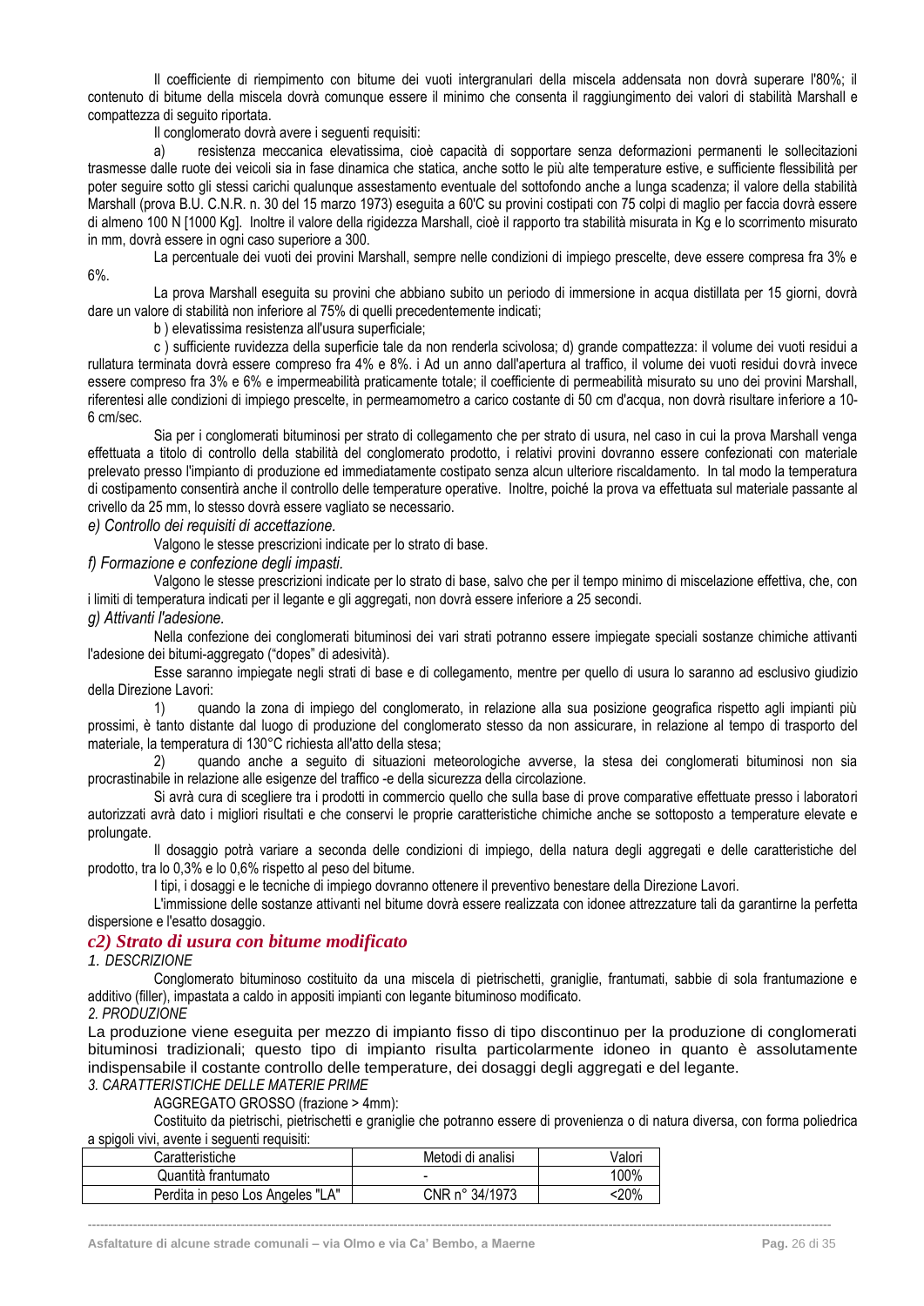Il coefficiente di riempimento con bitume dei vuoti intergranulari della miscela addensata non dovrà superare l'80%; il contenuto di bitume della miscela dovrà comunque essere il minimo che consenta il raggiungimento dei valori di stabilità Marshall e compattezza di seguito riportata.

Il conglomerato dovrà avere i seguenti requisiti:

a) resistenza meccanica elevatissima, cioè capacità di sopportare senza deformazioni permanenti le sollecitazioni trasmesse dalle ruote dei veicoli sia in fase dinamica che statica, anche sotto le più alte temperature estive, e sufficiente flessibilità per poter seguire sotto gli stessi carichi qualunque assestamento eventuale del sottofondo anche a lunga scadenza; il valore della stabilità Marshall (prova B.U. C.N.R. n. 30 del 15 marzo 1973) eseguita a 60'C su provini costipati con 75 colpi di maglio per faccia dovrà essere di almeno 100 N [1000 Kg]. Inoltre il valore della rigidezza Marshall, cioè il rapporto tra stabilità misurata in Kg e lo scorrimento misurato in mm, dovrà essere in ogni caso superiore a 300.

La percentuale dei vuoti dei provini Marshall, sempre nelle condizioni di impiego prescelte, deve essere compresa fra 3% e 6%.

La prova Marshall eseguita su provini che abbiano subito un periodo di immersione in acqua distillata per 15 giorni, dovrà dare un valore di stabilità non inferiore al 75% di quelli precedentemente indicati;

b ) elevatissima resistenza all'usura superficiale;

c ) sufficiente ruvidezza della superficie tale da non renderla scivolosa; d) grande compattezza: il volume dei vuoti residui a rullatura terminata dovrà essere compreso fra 4% e 8%. i Ad un anno dall'apertura al traffico, il volume dei vuoti residui dovrà invece essere compreso fra 3% e 6% e impermeabilità praticamente totale; il coefficiente di permeabilità misurato su uno dei provini Marshall, riferentesi alle condizioni di impiego prescelte, in permeamometro a carico costante di 50 cm d'acqua, non dovrà risultare inferiore a 10-6 cm/sec.

Sia per i conglomerati bituminosi per strato di collegamento che per strato di usura, nel caso in cui la prova Marshall venga effettuata a titolo di controllo della stabilità del conglomerato prodotto, i relativi provini dovranno essere confezionati con materiale prelevato presso l'impianto di produzione ed immediatamente costipato senza alcun ulteriore riscaldamento. In tal modo la temperatura di costipamento consentirà anche il controllo delle temperature operative. Inoltre, poiché la prova va effettuata sul materiale passante al crivello da 25 mm, lo stesso dovrà essere vagliato se necessario.

*e) Controllo dei requisiti di accettazione.*

Valgono le stesse prescrizioni indicate per lo strato di base.

*f) Formazione e confezione degli impasti.*

Valgono le stesse prescrizioni indicate per lo strato di base, salvo che per il tempo minimo di miscelazione effettiva, che, con i limiti di temperatura indicati per il legante e gli aggregati, non dovrà essere inferiore a 25 secondi.

*g) Attivanti l'adesione.*

Nella confezione dei conglomerati bituminosi dei vari strati potranno essere impiegate speciali sostanze chimiche attivanti l'adesione dei bitumi-aggregato ("dopes" di adesività).

Esse saranno impiegate negli strati di base e di collegamento, mentre per quello di usura lo saranno ad esclusivo giudizio della Direzione Lavori:

1) quando la zona di impiego del conglomerato, in relazione alla sua posizione geografica rispetto agli impianti più prossimi, è tanto distante dal luogo di produzione del conglomerato stesso da non assicurare, in relazione al tempo di trasporto del materiale, la temperatura di 130°C richiesta all'atto della stesa;

2) quando anche a seguito di situazioni meteorologiche avverse, la stesa dei conglomerati bituminosi non sia procrastinabile in relazione alle esigenze del traffico -e della sicurezza della circolazione.

Si avrà cura di scegliere tra i prodotti in commercio quello che sulla base di prove comparative effettuate presso i laboratori autorizzati avrà dato i migliori risultati e che conservi le proprie caratteristiche chimiche anche se sottoposto a temperature elevate e prolungate.

Il dosaggio potrà variare a seconda delle condizioni di impiego, della natura degli aggregati e delle caratteristiche del prodotto, tra lo 0,3% e lo 0,6% rispetto al peso del bitume.

I tipi, i dosaggi e le tecniche di impiego dovranno ottenere il preventivo benestare della Direzione Lavori.

L'immissione delle sostanze attivanti nel bitume dovrà essere realizzata con idonee attrezzature tali da garantirne la perfetta dispersione e l'esatto dosaggio.

### *c2) Strato di usura con bitume modificato*

*1. DESCRIZIONE*

Conglomerato bituminoso costituito da una miscela di pietrischetti, graniglie, frantumati, sabbie di sola frantumazione e additivo (filler), impastata a caldo in appositi impianti con legante bituminoso modificato.

*2. PRODUZIONE*

La produzione viene eseguita per mezzo di impianto fisso di tipo discontinuo per la produzione di conglomerati bituminosi tradizionali; questo tipo di impianto risulta particolarmente idoneo in quanto è assolutamente indispensabile il costante controllo delle temperature, dei dosaggi degli aggregati e del legante.

*3. CARATTERISTICHE DELLE MATERIE PRIME*

AGGREGATO GROSSO (frazione > 4mm):

Costituito da pietrischi, pietrischetti e graniglie che potranno essere di provenienza o di natura diversa, con forma poliedrica a spigoli vivi, avente i seguenti requisiti:

| Caratteristiche | Metodi di analisi | Valori |
|---|---|---|
| Quantità frantumato | - | 100% |
| Perdita in peso Los Angeles "LA" | CNR n° 34/1973 | <20% |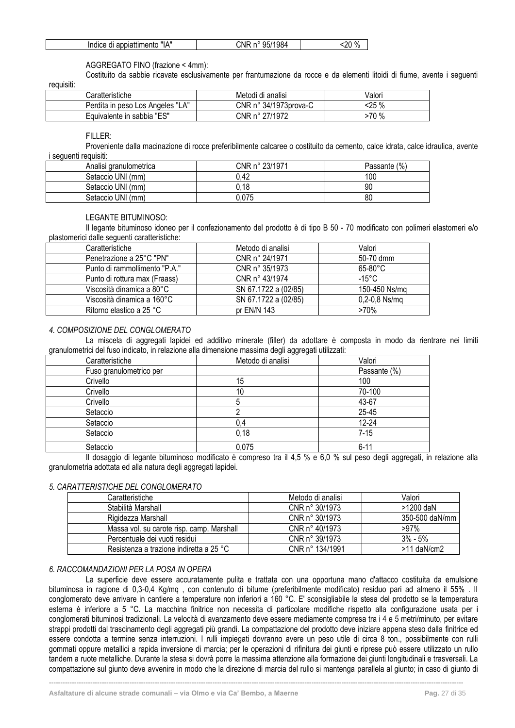| Indice di appiattimento "IA" | CNR n° 95/1984 | <20 % |
|---|---|---|

AGGREGATO FINO (frazione < 4mm):

Costituito da sabbie ricavate esclusivamente per frantumazione da rocce e da elementi litoidi di fiume, avente i seguenti requisiti:

| Caratteristiche | Metodi di analisi | Valori |
|---|---|---|
| Perdita in peso Los Angeles "LA" | CNR n° 34/1973prova-C | <25 % |
| Equivalente in sabbia "ES" | CNR n° 27/1972 | >70 % |

FILLER:

Proveniente dalla macinazione di rocce preferibilmente calcaree o costituito da cemento, calce idrata, calce idraulica, avente i seguenti requisiti:

| Analisi granulometrica | CNR n° 23/1971 | Passante (%) |
|---|---|---|
| Setaccio UNI (mm) | 0,42 | 100 |
| Setaccio UNI (mm) | 0,18 | 90 |
| Setaccio UNI (mm) | 0,075 | 80 |

LEGANTE BITUMINOSO:

Il legante bituminoso idoneo per il confezionamento del prodotto è di tipo B 50 - 70 modificato con polimeri elastomeri e/o plastomerici dalle seguenti caratteristiche:

| Caratteristiche | Metodo di analisi | Valori |
|---|---|---|
| Penetrazione a 25°C "PN" | CNR n° 24/1971 | 50-70 dmm |
| Punto di rammollimento "P.A." | CNR n° 35/1973 | 65-80°C |
| Punto di rottura max (Fraass) | CNR n° 43/1974 | -15°C |
| Viscosità dinamica a 80°C | SN 67.1722 a (02/85) | 150-450 Ns/mq |
| Viscosità dinamica a 160°C | SN 67.1722 a (02/85) | 0,2-0,8 Ns/mq |
| Ritorno elastico a 25 °C | pr EN/N 143 | >70% |

*4. COMPOSIZIONE DEL CONGLOMERATO*

La miscela di aggregati lapidei ed additivo minerale (filler) da adottare è composta in modo da rientrare nei limiti granulometrici del fuso indicato, in relazione alla dimensione massima degli aggregati utilizzati:

| Caratteristiche | Metodo di analisi | Valori |
|---|---|---|
| Fuso granulometrico per | | Passante (%) |
| Crivello | 15 | 100 |
| Crivello | 10 | 70-100 |
| Crivello | 5 | 43-67 |
| Setaccio | 2 | 25-45 |
| Setaccio | 0,4 | 12-24 |
| Setaccio | 0,18 | 7-15 |
| Setaccio | 0,075 | 6-11 |

Il dosaggio di legante bituminoso modificato è compreso tra il 4,5 % e 6,0 % sul peso degli aggregati, in relazione alla granulometria adottata ed alla natura degli aggregati lapidei.

*5. CARATTERISTICHE DEL CONGLOMERATO*

| Caratteristiche | Metodo di analisi | Valori |
|---|---|---|
| Stabilità Marshall | CNR n° 30/1973 | >1200 daN |
| Rigidezza Marshall | CNR n° 30/1973 | 350-500 daN/mm |
| Massa vol. su carote risp. camp. Marshall | CNR n° 40/1973 | >97% |
| Percentuale dei vuoti residui | CNR n° 39/1973 | 3% - 5% |
| Resistenza a trazione indiretta a 25 °C | CNR n° 134/1991 | >11 daN/cm2 |

*6. RACCOMANDAZIONI PER LA POSA IN OPERA*

La superficie deve essere accuratamente pulita e trattata con una opportuna mano d'attacco costituita da emulsione bituminosa in ragione di 0,3-0,4 Kg/mq , con contenuto di bitume (preferibilmente modificato) residuo pari ad almeno il 55% . Il conglomerato deve arrivare in cantiere a temperature non inferiori a 160 °C. E' sconsigliabile la stesa del prodotto se la temperatura esterna è inferiore a 5 °C. La macchina finitrice non necessita di particolare modifiche rispetto alla configurazione usata per i conglomerati bituminosi tradizionali. La velocità di avanzamento deve essere mediamente compresa tra i 4 e 5 metri/minuto, per evitare strappi prodotti dal trascinamento degli aggregati più grandi. La compattazione del prodotto deve iniziare appena steso dalla finitrice ed essere condotta a termine senza interruzioni. I rulli impiegati dovranno avere un peso utile di circa 8 ton., possibilmente con rulli gommati oppure metallici a rapida inversione di marcia; per le operazioni di rifinitura dei giunti e riprese può essere utilizzato un rullo tandem a ruote metalliche. Durante la stesa si dovrà porre la massima attenzione alla formazione dei giunti longitudinali e trasversali. La compattazione sul giunto deve avvenire in modo che la direzione di marcia del rullo si mantenga parallela al giunto; in caso di giunto di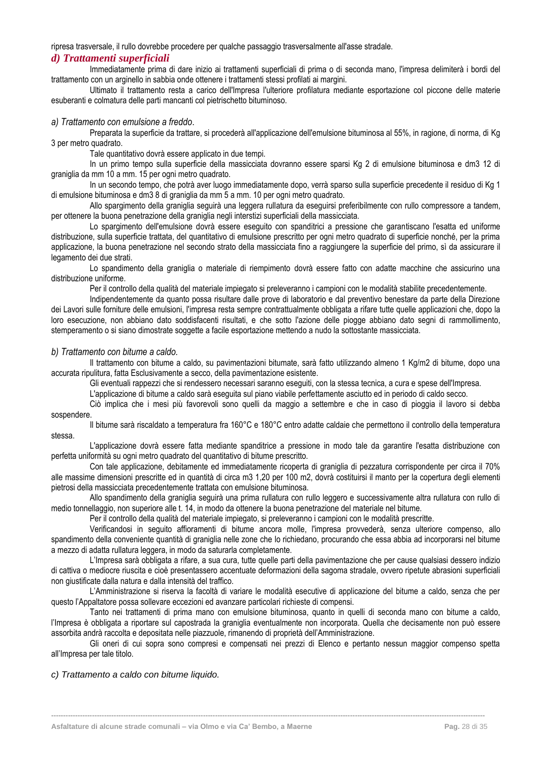ripresa trasversale, il rullo dovrebbe procedere per qualche passaggio trasversalmente all'asse stradale.

### *d) Trattamenti superficiali*

Immediatamente prima di dare inizio ai trattamenti superficiali di prima o di seconda mano, l'impresa delimiterà i bordi del trattamento con un arginello in sabbia onde ottenere i trattamenti stessi profilati ai margini.

Ultimato il trattamento resta a carico dell'Impresa l'ulteriore profilatura mediante esportazione col piccone delle materie esuberanti e colmatura delle parti mancanti col pietrischetto bituminoso.

*a) Trattamento con emulsione a freddo*.

Preparata la superficie da trattare, si procederà all'applicazione dell'emulsione bituminosa al 55%, in ragione, di norma, di Kg 3 per metro quadrato.

Tale quantitativo dovrà essere applicato in due tempi.

In un primo tempo sulla superficie della massicciata dovranno essere sparsi Kg 2 di emulsione bituminosa e dm3 12 di graniglia da mm 10 a mm. 15 per ogni metro quadrato.

In un secondo tempo, che potrà aver luogo immediatamente dopo, verrà sparso sulla superficie precedente il residuo di Kg 1 di emulsione bituminosa e dm3 8 di graniglia da mm 5 a mm. 10 per ogni metro quadrato.

Allo spargimento della graniglia seguirà una leggera rullatura da eseguirsi preferibilmente con rullo compressore a tandem, per ottenere la buona penetrazione della graniglia negli interstizi superficiali della massicciata.

Lo spargimento dell'emulsione dovrà essere eseguito con spanditrici a pressione che garantiscano l'esatta ed uniforme distribuzione, sulla superficie trattata, del quantitativo di emulsione prescritto per ogni metro quadrato di superficie nonché, per la prima applicazione, la buona penetrazione nel secondo strato della massicciata fino a raggiungere la superficie del primo, sì da assicurare il legamento dei due strati.

Lo spandimento della graniglia o materiale di riempimento dovrà essere fatto con adatte macchine che assicurino una distribuzione uniforme.

Per il controllo della qualità del materiale impiegato si preleveranno i campioni con le modalità stabilite precedentemente.

Indipendentemente da quanto possa risultare dalle prove di laboratorio e dal preventivo benestare da parte della Direzione dei Lavori sulle forniture delle emulsioni, l'impresa resta sempre contrattualmente obbligata a rifare tutte quelle applicazioni che, dopo la loro esecuzione, non abbiano dato soddisfacenti risultati, e che sotto l'azione delle piogge abbiano dato segni di rammollimento, stemperamento o si siano dimostrate soggette a facile esportazione mettendo a nudo la sottostante massicciata.

*b) Trattamento con bitume a caldo.*

Il trattamento con bitume a caldo, su pavimentazioni bitumate, sarà fatto utilizzando almeno 1 Kg/m2 di bitume, dopo una accurata ripulitura, fatta Esclusivamente a secco, della pavimentazione esistente.

Gli eventuali rappezzi che si rendessero necessari saranno eseguiti, con la stessa tecnica, a cura e spese dell'Impresa.

L'applicazione di bitume a caldo sarà eseguita sul piano viabile perfettamente asciutto ed in periodo di caldo secco.

Ciò implica che i mesi più favorevoli sono quelli da maggio a settembre e che in caso di pioggia il lavoro si debba sospendere.

Il bitume sarà riscaldato a temperatura fra 160°C e 180°C entro adatte caldaie che permettono il controllo della temperatura stessa.

L'applicazione dovrà essere fatta mediante spanditrice a pressione in modo tale da garantire l'esatta distribuzione con perfetta uniformità su ogni metro quadrato del quantitativo di bitume prescritto.

Con tale applicazione, debitamente ed immediatamente ricoperta di graniglia di pezzatura corrispondente per circa il 70% alle massime dimensioni prescritte ed in quantità di circa m3 1,20 per 100 m2, dovrà costituirsi il manto per la copertura degli elementi pietrosi della massicciata precedentemente trattata con emulsione bituminosa.

Allo spandimento della graniglia seguirà una prima rullatura con rullo leggero e successivamente altra rullatura con rullo di medio tonnellaggio, non superiore alle t. 14, in modo da ottenere la buona penetrazione del materiale nel bitume.

Per il controllo della qualità del materiale impiegato, si preleveranno i campioni con le modalità prescritte.

Verificandosi in seguito affioramenti di bitume ancora molle, l'impresa provvederà, senza ulteriore compenso, allo spandimento della conveniente quantità di graniglia nelle zone che lo richiedano, procurando che essa abbia ad incorporarsi nel bitume a mezzo di adatta rullatura leggera, in modo da saturarla completamente.

L'Impresa sarà obbligata a rifare, a sua cura, tutte quelle parti della pavimentazione che per cause qualsiasi dessero indizio di cattiva o mediocre riuscita e cioè presentassero accentuate deformazioni della sagoma stradale, ovvero ripetute abrasioni superficiali non giustificate dalla natura e dalla intensità del traffico.

L'Amministrazione si riserva la facoltà di variare le modalità esecutive di applicazione del bitume a caldo, senza che per questo l'Appaltatore possa sollevare eccezioni ed avanzare particolari richieste di compensi.

Tanto nei trattamenti di prima mano con emulsione bituminosa, quanto in quelli di seconda mano con bitume a caldo, l'Impresa è obbligata a riportare sul capostrada la graniglia eventualmente non incorporata. Quella che decisamente non può essere assorbita andrà raccolta e depositata nelle piazzuole, rimanendo di proprietà dell'Amministrazione.

Gli oneri di cui sopra sono compresi e compensati nei prezzi di Elenco e pertanto nessun maggior compenso spetta all'Impresa per tale titolo.

*c) Trattamento a caldo con bitume liquido.*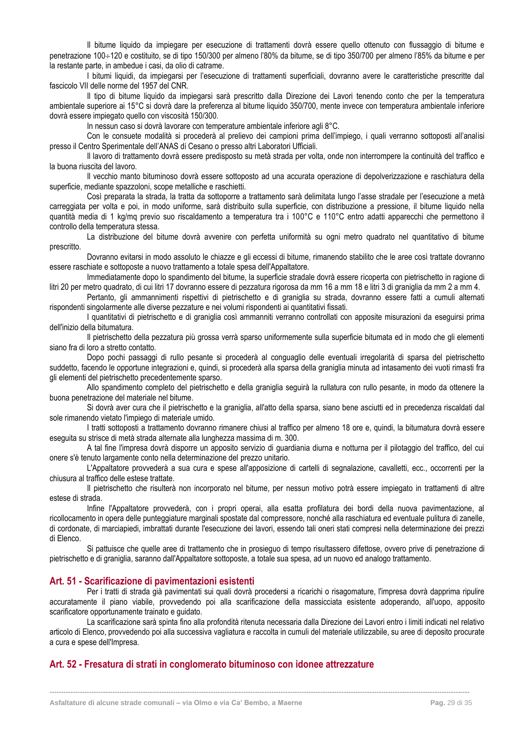Il bitume liquido da impiegare per esecuzione di trattamenti dovrà essere quello ottenuto con flussaggio di bitume e penetrazione 100÷120 e costituito, se di tipo 150/300 per almeno l'80% da bitume, se di tipo 350/700 per almeno l'85% da bitume e per la restante parte, in ambedue i casi, da olio di catrame.

I bitumi liquidi, da impiegarsi per l'esecuzione di trattamenti superficiali, dovranno avere le caratteristiche prescritte dal fascicolo VII delle norme del 1957 del CNR.

Il tipo di bitume liquido da impiegarsi sarà prescritto dalla Direzione dei Lavori tenendo conto che per la temperatura ambientale superiore ai 15°C si dovrà dare la preferenza al bitume liquido 350/700, mente invece con temperatura ambientale inferiore dovrà essere impiegato quello con viscosità 150/300.

In nessun caso si dovrà lavorare con temperature ambientale inferiore agli 8°C.

Con le consuete modalità si procederà al prelievo dei campioni prima dell'impiego, i quali verranno sottoposti all'analisi presso il Centro Sperimentale dell'ANAS di Cesano o presso altri Laboratori Ufficiali.

Il lavoro di trattamento dovrà essere predisposto su metà strada per volta, onde non interrompere la continuità del traffico e la buona riuscita del lavoro.

Il vecchio manto bituminoso dovrà essere sottoposto ad una accurata operazione di depolverizzazione e raschiatura della superficie, mediante spazzoloni, scope metalliche e raschietti.

Così preparata la strada, la tratta da sottoporre a trattamento sarà delimitata lungo l'asse stradale per l'esecuzione a metà carreggiata per volta e poi, in modo uniforme, sarà distribuito sulla superficie, con distribuzione a pressione, il bitume liquido nella quantità media di 1 kg/mq previo suo riscaldamento a temperatura tra i 100°C e 110°C entro adatti apparecchi che permettono il controllo della temperatura stessa.

La distribuzione del bitume dovrà avvenire con perfetta uniformità su ogni metro quadrato nel quantitativo di bitume prescritto.

Dovranno evitarsi in modo assoluto le chiazze e gli eccessi di bitume, rimanendo stabilito che le aree così trattate dovranno essere raschiate e sottoposte a nuovo trattamento a totale spesa dell'Appaltatore.

Immediatamente dopo lo spandimento del bitume, la superficie stradale dovrà essere ricoperta con pietrischetto in ragione di litri 20 per metro quadrato, di cui litri 17 dovranno essere di pezzatura rigorosa da mm 16 a mm 18 e litri 3 di graniglia da mm 2 a mm 4.

Pertanto, gli ammannimenti rispettivi di pietrischetto e di graniglia su strada, dovranno essere fatti a cumuli alternati rispondenti singolarmente alle diverse pezzature e nei volumi rispondenti ai quantitativi fissati.

I quantitativi di pietrischetto e di graniglia così ammanniti verranno controllati con apposite misurazioni da eseguirsi prima dell'inizio della bitumatura.

Il pietrischetto della pezzatura più grossa verrà sparso uniformemente sulla superficie bitumata ed in modo che gli elementi siano fra di loro a stretto contatto.

Dopo pochi passaggi di rullo pesante si procederà al conguaglio delle eventuali irregolarità di sparsa del pietrischetto suddetto, facendo le opportune integrazioni e, quindi, si procederà alla sparsa della graniglia minuta ad intasamento dei vuoti rimasti fra gli elementi del pietrischetto precedentemente sparso.

Allo spandimento completo del pietrischetto e della graniglia seguirà la rullatura con rullo pesante, in modo da ottenere la buona penetrazione del materiale nel bitume.

Si dovrà aver cura che il pietrischetto e la graniglia, all'atto della sparsa, siano bene asciutti ed in precedenza riscaldati dal sole rimanendo vietato l'impiego di materiale umido.

I tratti sottoposti a trattamento dovranno rimanere chiusi al traffico per almeno 18 ore e, quindi, la bitumatura dovrà essere eseguita su strisce di metà strada alternate alla lunghezza massima di m. 300.

A tal fine l'impresa dovrà disporre un apposito servizio di guardiania diurna e notturna per il pilotaggio del traffico, del cui onere s'è tenuto largamente conto nella determinazione del prezzo unitario.

L'Appaltatore provvederà a sua cura e spese all'apposizione di cartelli di segnalazione, cavalletti, ecc., occorrenti per la chiusura al traffico delle estese trattate.

Il pietrischetto che risulterà non incorporato nel bitume, per nessun motivo potrà essere impiegato in trattamenti di altre estese di strada.

Infine l'Appaltatore provvederà, con i propri operai, alla esatta profilatura dei bordi della nuova pavimentazione, al ricollocamento in opera delle punteggiature marginali spostate dal compressore, nonché alla raschiatura ed eventuale pulitura di zanelle, di cordonate, di marciapiedi, imbrattati durante l'esecuzione dei lavori, essendo tali oneri stati compresi nella determinazione dei prezzi di Elenco.

Si pattuisce che quelle aree di trattamento che in prosieguo di tempo risultassero difettose, ovvero prive di penetrazione di pietrischetto e di graniglia, saranno dall'Appaltatore sottoposte, a totale sua spesa, ad un nuovo ed analogo trattamento.

## Art. 51 - Scarificazione di pavimentazioni esistenti

Per i tratti di strada già pavimentati sui quali dovrà procedersi a ricarichi o risagomature, l'impresa dovrà dapprima ripulire accuratamente il piano viabile, provvedendo poi alla scarificazione della massicciata esistente adoperando, all'uopo, apposito scarificatore opportunamente trainato e guidato.

La scarificazione sarà spinta fino alla profondità ritenuta necessaria dalla Direzione dei Lavori entro i limiti indicati nel relativo articolo di Elenco, provvedendo poi alla successiva vagliatura e raccolta in cumuli del materiale utilizzabile, su aree di deposito procurate a cura e spese dell'Impresa.

## Art. 52 - Fresatura di strati in conglomerato bituminoso con idonee attrezzature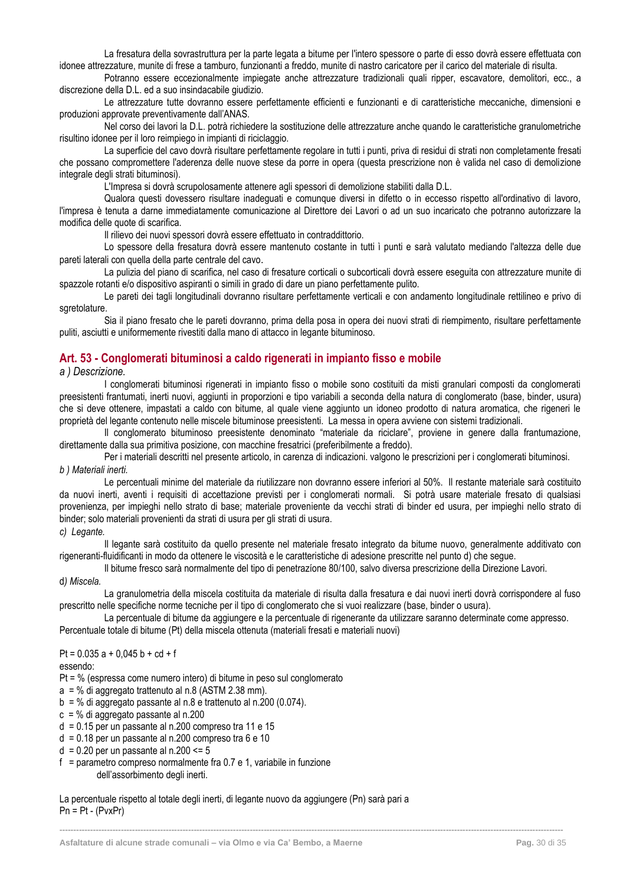La fresatura della sovrastruttura per la parte legata a bitume per l'intero spessore o parte di esso dovrà essere effettuata con idonee attrezzature, munite di frese a tamburo, funzionanti a freddo, munite di nastro caricatore per il carico del materiale di risulta.

Potranno essere eccezionalmente impiegate anche attrezzature tradizionali quali ripper, escavatore, demolitori, ecc., a discrezione della D.L. ed a suo insindacabile giudizio.

Le attrezzature tutte dovranno essere perfettamente efficienti e funzionanti e di caratteristiche meccaniche, dimensioni e produzioni approvate preventivamente dall'ANAS.

Nel corso dei lavori la D.L. potrà richiedere la sostituzione delle attrezzature anche quando le caratteristiche granulometriche risultino idonee per il loro reimpiego in impianti di riciclaggio.

La superficie del cavo dovrà risultare perfettamente regolare in tutti i punti, priva di residui di strati non completamente fresati che possano compromettere l'aderenza delle nuove stese da porre in opera (questa prescrizione non è valida nel caso di demolizione integrale degli strati bituminosi).

L'Impresa si dovrà scrupolosamente attenere agli spessori di demolizione stabiliti dalla D.L.

Qualora questi dovessero risultare inadeguati e comunque diversi in difetto o in eccesso rispetto all'ordinativo di lavoro, l'impresa è tenuta a darne immediatamente comunicazione al Direttore dei Lavori o ad un suo incaricato che potranno autorizzare la modifica delle quote di scarifica.

Il rilievo dei nuovi spessori dovrà essere effettuato in contraddittorio.

Lo spessore della fresatura dovrà essere mantenuto costante in tutti ì punti e sarà valutato mediando l'altezza delle due pareti laterali con quella della parte centrale del cavo.

La pulizia del piano di scarifica, nel caso di fresature corticali o subcorticali dovrà essere eseguita con attrezzature munite di spazzole rotanti e/o dispositivo aspiranti o simili in grado di dare un piano perfettamente pulito.

Le pareti dei tagli longitudinali dovranno risultare perfettamente verticali e con andamento longitudinale rettilineo e privo di sgretolature.

Sia il piano fresato che le pareti dovranno, prima della posa in opera dei nuovi strati di riempimento, risultare perfettamente puliti, asciutti e uniformemente rivestiti dalla mano di attacco in legante bituminoso.

## Art. 53 - Conglomerati bituminosi a caldo rigenerati in impianto fisso e mobile

*a ) Descrizione.*

I conglomerati bituminosi rigenerati in impianto fisso o mobile sono costituiti da misti granulari composti da conglomerati preesistenti frantumati, inerti nuovi, aggiunti in proporzioni e tipo variabili a seconda della natura di conglomerato (base, binder, usura) che si deve ottenere, impastati a caldo con bitume, al quale viene aggiunto un idoneo prodotto di natura aromatica, che rigeneri le proprietà del legante contenuto nelle miscele bituminose preesistenti. La messa in opera avviene con sistemi tradizionali.

Il conglomerato bituminoso preesistente denominato "materiale da riciclare", proviene in genere dalla frantumazione, direttamente dalla sua primitiva posizione, con macchine fresatrici (preferibilmente a freddo).

Per i materiali descritti nel presente articolo, in carenza di indicazioni. valgono le prescrizioni per i conglomerati bituminosi.

*b ) Materiali inerti.*

Le percentuali minime del materiale da riutilizzare non dovranno essere inferiori al 50%. Il restante materiale sarà costituito da nuovi inerti, aventi i requisiti di accettazione previsti per i conglomerati normali. Si potrà usare materiale fresato di qualsiasi provenienza, per impieghi nello strato di base; materiale proveniente da vecchi strati di binder ed usura, per impieghi nello strato di binder; solo materiali provenienti da strati di usura per gli strati di usura.

*c) Legante.*

Il legante sarà costituito da quello presente nel materiale fresato integrato da bitume nuovo, generalmente additivato con rigeneranti-fluidificanti in modo da ottenere le viscosità e le caratteristiche di adesione prescritte nel punto d) che segue.

Il bitume fresco sarà normalmente del tipo di penetrazíone 80/100, salvo diversa prescrizione della Direzione Lavori.

d*) Miscela.*

La granulometria della miscela costituita da materiale di risulta dalla fresatura e dai nuovi inerti dovrà corrispondere al fuso prescritto nelle specifiche norme tecniche per il tipo di conglomerato che si vuoi realizzare (base, binder o usura).

La percentuale di bitume da aggiungere e la percentuale di rigenerante da utilizzare saranno determinate come appresso.
Percentuale totale di bitume (Pt) della miscela ottenuta (materiali fresati e materiali nuovi)

$$Pt = 0.035\, a + 0{,}045\, b + cd + f$$

essendo:

- $Pt$ = % (espressa come numero intero) di bitume in peso sul conglomerato
- $a$ = % di aggregato trattenuto al n.8 (ASTM 2.38 mm).
- $b$ = % di aggregato passante al n.8 e trattenuto al n.200 (0.074).
- $c$ = % di aggregato passante al n.200
- $d$ = 0.15 per un passante al n.200 compreso tra 11 e 15
- $d$ = 0.18 per un passante al n.200 compreso tra 6 e 10
- $d$ = 0.20 per un passante al n.200 <= 5
- $f$ = parametro compreso normalmente fra 0.7 e 1, variabile in funzione dell'assorbimento degli inerti.

La percentuale rispetto al totale degli inerti, di legante nuovo da aggiungere (Pn) sarà pari a

$$Pn = Pt - (Pv \times Pr)$$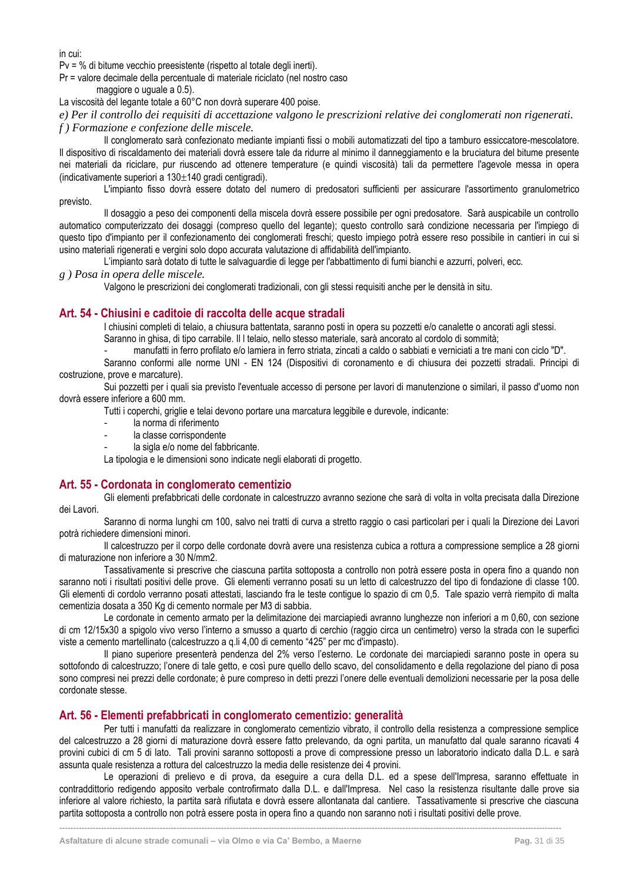in cui:

Pv = % di bitume vecchio preesistente (rispetto al totale degli inerti).

Pr = valore decimale della percentuale di materiale riciclato (nel nostro caso maggiore o uguale a 0.5).

La viscosità del legante totale a 60°C non dovrà superare 400 poise.

*e) Per il controllo dei requisiti di accettazione valgono le prescrizioni relative dei conglomerati non rigenerati.*

*f ) Formazione e confezione delle miscele.*

Il conglomerato sarà confezionato mediante impianti fissi o mobili automatizzati del tipo a tamburo essiccatore-mescolatore. Il dispositivo di riscaldamento dei materiali dovrà essere tale da ridurre al minimo il danneggiamento e la bruciatura del bitume presente nei materiali da riciclare, pur riuscendo ad ottenere temperature (e quindi viscosità) tali da permettere l'agevole messa in opera (indicativamente superiori a 130±140 gradi centigradi).

L'impianto fisso dovrà essere dotato del numero di predosatori sufficienti per assicurare l'assortimento granulometrico previsto.

Il dosaggio a peso dei componenti della miscela dovrà essere possibile per ogni predosatore. Sarà auspicabile un controllo automatico computerizzato dei dosaggi (compreso quello del legante); questo controllo sarà condizione necessaria per l'impiego di questo tipo d'impianto per il confezionamento dei conglomerati freschi; questo impiego potrà essere reso possibile in cantieri in cui si usino materiali rigenerati e vergini solo dopo accurata valutazione di affidabilità dell'impianto.

L'impianto sarà dotato di tutte le salvaguardie di legge per l'abbattimento di fumi bianchi e azzurri, polveri, ecc.

*g ) Posa in opera delle miscele.*

Valgono le prescrizioni dei conglomerati tradizionali, con gli stessi requisiti anche per le densità in situ.

## Art. 54 - Chiusini e caditoie di raccolta delle acque stradali

I chiusini completi di telaio, a chiusura battentata, saranno posti in opera su pozzetti e/o canalette o ancorati agli stessi.

Saranno in ghisa, di tipo carrabile. Il l telaio, nello stesso materiale, sarà ancorato al cordolo di sommità;

- manufatti in ferro profilato e/o lamiera in ferro striata, zincati a caldo o sabbiati e verniciati a tre mani con ciclo "D".

Saranno conformi alle norme UNI - EN 124 (Dispositivi di coronamento e di chiusura dei pozzetti stradali. Principi di costruzione, prove e marcature).

Sui pozzetti per i quali sia previsto l'eventuale accesso di persone per lavori di manutenzione o similari, il passo d'uomo non dovrà essere inferiore a 600 mm.

Tutti i coperchi, griglie e telai devono portare una marcatura leggibile e durevole, indicante:

- la norma di riferimento
- la classe corrispondente
- la sigla e/o nome del fabbricante.

La tipologia e le dimensioni sono indicate negli elaborati di progetto.

## Art. 55 - Cordonata in conglomerato cementizio

Gli elementi prefabbricati delle cordonate in calcestruzzo avranno sezione che sarà di volta in volta precisata dalla Direzione dei Lavori.

Saranno di norma lunghi cm 100, salvo nei tratti di curva a stretto raggio o casi particolari per i quali la Direzione dei Lavori potrà richiedere dimensioni minori.

Il calcestruzzo per il corpo delle cordonate dovrà avere una resistenza cubica a rottura a compressione semplice a 28 giorni di maturazione non inferiore a 30 N/mm2.

Tassativamente si prescrive che ciascuna partita sottoposta a controllo non potrà essere posta in opera fino a quando non saranno noti i risultati positivi delle prove. Gli elementi verranno posati su un letto di calcestruzzo del tipo di fondazione di classe 100. Gli elementi di cordolo verranno posati attestati, lasciando fra le teste contigue lo spazio di cm 0,5. Tale spazio verrà riempito di malta cementizia dosata a 350 Kg di cemento normale per M3 di sabbia.

Le cordonate in cemento armato per la delimitazione dei marciapiedi avranno lunghezze non inferiori a m 0,60, con sezione di cm 12/15x30 a spigolo vivo verso l'interno a smusso a quarto di cerchio (raggio circa un centimetro) verso la strada con le superfici viste a cemento martellinato (calcestruzzo a q.li 4,00 di cemento "425" per mc d'impasto).

Il piano superiore presenterà pendenza del 2% verso l'esterno. Le cordonate dei marciapiedi saranno poste in opera su sottofondo di calcestruzzo; l'onere di tale getto, e così pure quello dello scavo, del consolidamento e della regolazione del piano di posa sono compresi nei prezzi delle cordonate; è pure compreso in detti prezzi l'onere delle eventuali demolizioni necessarie per la posa delle cordonate stesse.

## Art. 56 - Elementi prefabbricati in conglomerato cementizio: generalità

Per tutti i manufatti da realizzare in conglomerato cementizio vibrato, il controllo della resistenza a compressione semplice del calcestruzzo a 28 giorni di maturazione dovrà essere fatto prelevando, da ogni partita, un manufatto dal quale saranno ricavati 4 provini cubici di cm 5 di lato. Tali provini saranno sottoposti a prove di compressione presso un laboratorio indicato dalla D.L. e sarà assunta quale resistenza a rottura del calcestruzzo la media delle resistenze dei 4 provini.

Le operazioni di prelievo e di prova, da eseguire a cura della D.L. ed a spese dell'Impresa, saranno effettuate in contraddittorio redigendo apposito verbale controfirmato dalla D.L. e dall'Impresa. Nel caso la resistenza risultante dalle prove sia inferiore al valore richiesto, la partita sarà rifiutata e dovrà essere allontanata dal cantiere. Tassativamente si prescrive che ciascuna partita sottoposta a controllo non potrà essere posta in opera fino a quando non saranno noti i risultati positivi delle prove.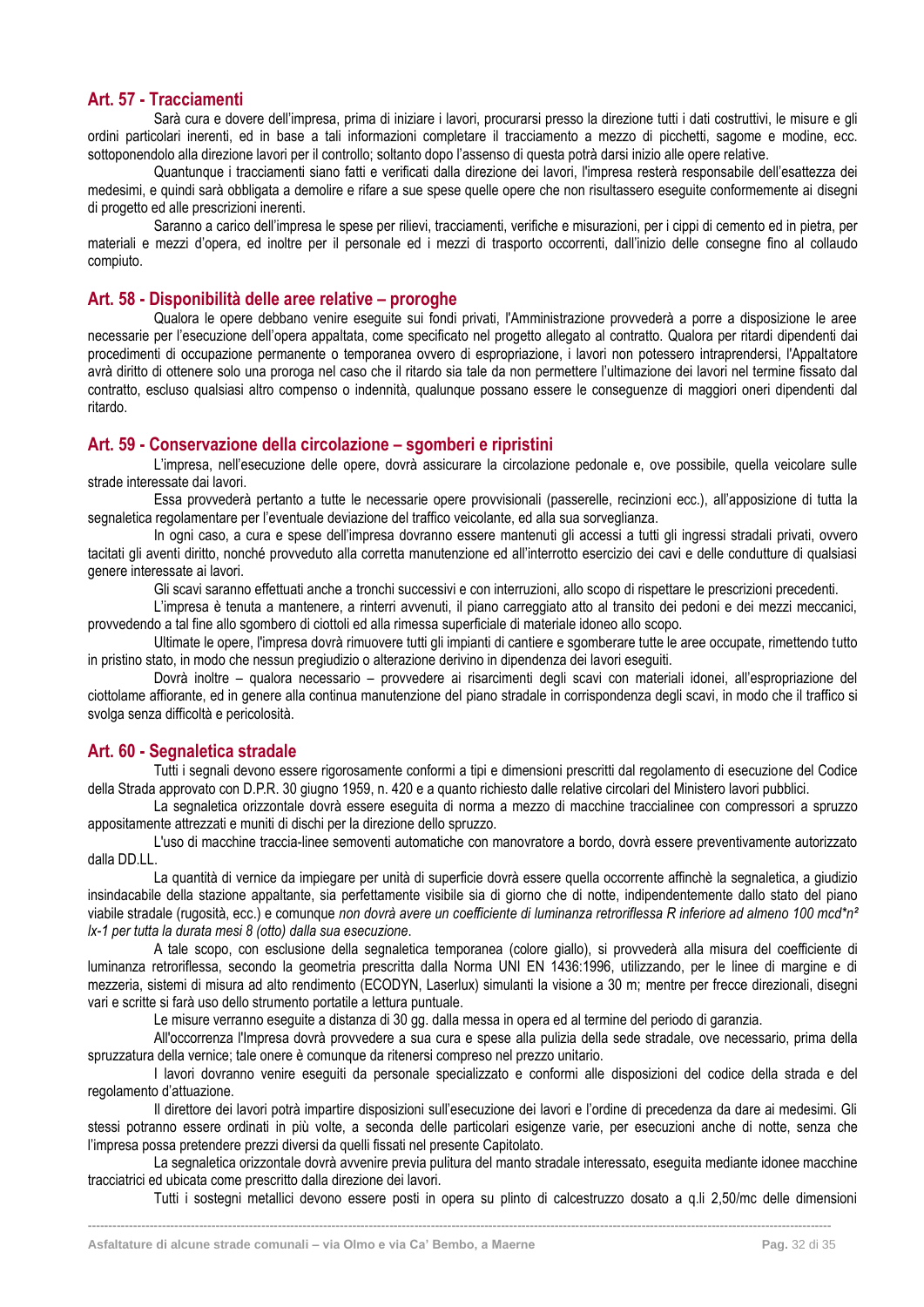## Art. 57 - Tracciamenti

Sarà cura e dovere dell'impresa, prima di iniziare i lavori, procurarsi presso la direzione tutti i dati costruttivi, le misure e gli ordini particolari inerenti, ed in base a tali informazioni completare il tracciamento a mezzo di picchetti, sagome e modine, ecc. sottoponendolo alla direzione lavori per il controllo; soltanto dopo l'assenso di questa potrà darsi inizio alle opere relative.

Quantunque i tracciamenti siano fatti e verificati dalla direzione dei lavori, l'impresa resterà responsabile dell'esattezza dei medesimi, e quindi sarà obbligata a demolire e rifare a sue spese quelle opere che non risultassero eseguite conformemente ai disegni di progetto ed alle prescrizioni inerenti.

Saranno a carico dell'impresa le spese per rilievi, tracciamenti, verifiche e misurazioni, per i cippi di cemento ed in pietra, per materiali e mezzi d'opera, ed inoltre per il personale ed i mezzi di trasporto occorrenti, dall'inizio delle consegne fino al collaudo compiuto.

## Art. 58 - Disponibilità delle aree relative – proroghe

Qualora le opere debbano venire eseguite sui fondi privati, l'Amministrazione provvederà a porre a disposizione le aree necessarie per l'esecuzione dell'opera appaltata, come specificato nel progetto allegato al contratto. Qualora per ritardi dipendenti dai procedimenti di occupazione permanente o temporanea ovvero di espropriazione, i lavori non potessero intraprendersi, l'Appaltatore avrà diritto di ottenere solo una proroga nel caso che il ritardo sia tale da non permettere l'ultimazione dei lavori nel termine fissato dal contratto, escluso qualsiasi altro compenso o indennità, qualunque possano essere le conseguenze di maggiori oneri dipendenti dal ritardo.

## Art. 59 - Conservazione della circolazione – sgomberi e ripristini

L'impresa, nell'esecuzione delle opere, dovrà assicurare la circolazione pedonale e, ove possibile, quella veicolare sulle strade interessate dai lavori.

Essa provvederà pertanto a tutte le necessarie opere provvisionali (passerelle, recinzioni ecc.), all'apposizione di tutta la segnaletica regolamentare per l'eventuale deviazione del traffico veicolante, ed alla sua sorveglianza.

In ogni caso, a cura e spese dell'impresa dovranno essere mantenuti gli accessi a tutti gli ingressi stradali privati, ovvero tacitati gli aventi diritto, nonché provveduto alla corretta manutenzione ed all'interrotto esercizio dei cavi e delle condutture di qualsiasi genere interessate ai lavori.

Gli scavi saranno effettuati anche a tronchi successivi e con interruzioni, allo scopo di rispettare le prescrizioni precedenti.

L'impresa è tenuta a mantenere, a rinterri avvenuti, il piano carreggiato atto al transito dei pedoni e dei mezzi meccanici, provvedendo a tal fine allo sgombero di ciottoli ed alla rimessa superficiale di materiale idoneo allo scopo.

Ultimate le opere, l'impresa dovrà rimuovere tutti gli impianti di cantiere e sgomberare tutte le aree occupate, rimettendo tutto in pristino stato, in modo che nessun pregiudizio o alterazione derivino in dipendenza dei lavori eseguiti.

Dovrà inoltre – qualora necessario – provvedere ai risarcimenti degli scavi con materiali idonei, all'espropriazione del ciottolame affiorante, ed in genere alla continua manutenzione del piano stradale in corrispondenza degli scavi, in modo che il traffico si svolga senza difficoltà e pericolosità.

## Art. 60 - Segnaletica stradale

Tutti i segnali devono essere rigorosamente conformi a tipi e dimensioni prescritti dal regolamento di esecuzione del Codice della Strada approvato con D.P.R. 30 giugno 1959, n. 420 e a quanto richiesto dalle relative circolari del Ministero lavori pubblici.

La segnaletica orizzontale dovrà essere eseguita di norma a mezzo di macchine traccialinee con compressori a spruzzo appositamente attrezzati e muniti di dischi per la direzione dello spruzzo.

L'uso di macchine traccia-linee semoventi automatiche con manovratore a bordo, dovrà essere preventivamente autorizzato dalla DD.LL.

La quantità di vernice da impiegare per unità di superficie dovrà essere quella occorrente affinchè la segnaletica, a giudizio insindacabile della stazione appaltante, sia perfettamente visibile sia di giorno che di notte, indipendentemente dallo stato del piano viabile stradale (rugosità, ecc.) e comunque *non dovrà avere un coefficiente di luminanza retroriflessa R inferiore ad almeno 100 mcd\*n² lx-1 per tutta la durata mesi 8 (otto) dalla sua esecuzione*.

A tale scopo, con esclusione della segnaletica temporanea (colore giallo), si provvederà alla misura del coefficiente di luminanza retroriflessa, secondo la geometria prescritta dalla Norma UNI EN 1436:1996, utilizzando, per le linee di margine e di mezzeria, sistemi di misura ad alto rendimento (ECODYN, Laserlux) simulanti la visione a 30 m; mentre per frecce direzionali, disegni vari e scritte si farà uso dello strumento portatile a lettura puntuale.

Le misure verranno eseguite a distanza di 30 gg. dalla messa in opera ed al termine del periodo di garanzia.

All'occorrenza l'Impresa dovrà provvedere a sua cura e spese alla pulizia della sede stradale, ove necessario, prima della spruzzatura della vernice; tale onere è comunque da ritenersi compreso nel prezzo unitario.

I lavori dovranno venire eseguiti da personale specializzato e conformi alle disposizioni del codice della strada e del regolamento d'attuazione.

Il direttore dei lavori potrà impartire disposizioni sull'esecuzione dei lavori e l'ordine di precedenza da dare ai medesimi. Gli stessi potranno essere ordinati in più volte, a seconda delle particolari esigenze varie, per esecuzioni anche di notte, senza che l'impresa possa pretendere prezzi diversi da quelli fissati nel presente Capitolato.

La segnaletica orizzontale dovrà avvenire previa pulitura del manto stradale interessato, eseguita mediante idonee macchine tracciatrici ed ubicata come prescritto dalla direzione dei lavori.

Tutti i sostegni metallici devono essere posti in opera su plinto di calcestruzzo dosato a q.li 2,50/mc delle dimensioni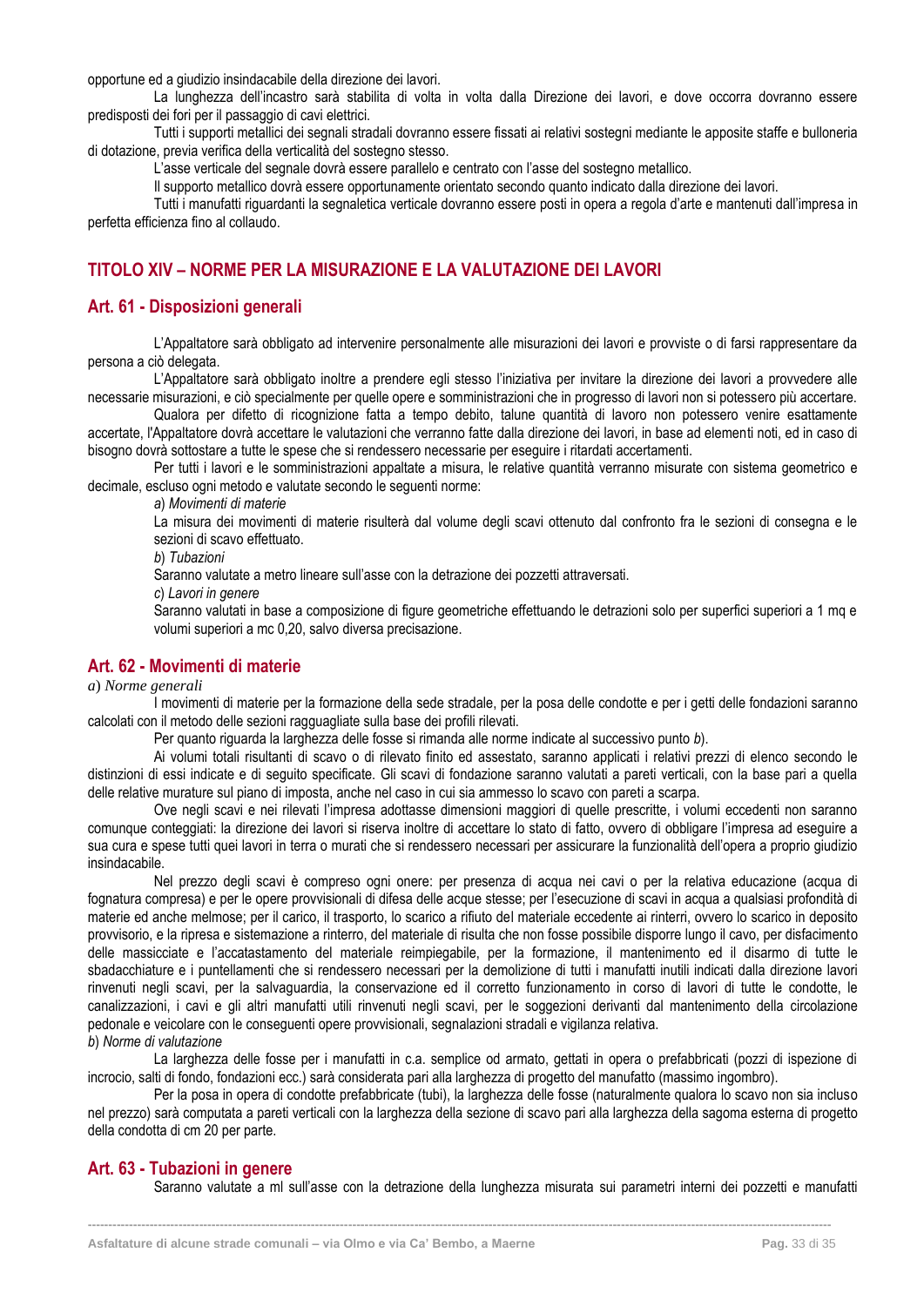opportune ed a giudizio insindacabile della direzione dei lavori.

La lunghezza dell'incastro sarà stabilita di volta in volta dalla Direzione dei lavori, e dove occorra dovranno essere predisposti dei fori per il passaggio di cavi elettrici.

Tutti i supporti metallici dei segnali stradali dovranno essere fissati ai relativi sostegni mediante le apposite staffe e bulloneria di dotazione, previa verifica della verticalità del sostegno stesso.

L'asse verticale del segnale dovrà essere parallelo e centrato con l'asse del sostegno metallico.

Il supporto metallico dovrà essere opportunamente orientato secondo quanto indicato dalla direzione dei lavori.

Tutti i manufatti riguardanti la segnaletica verticale dovranno essere posti in opera a regola d'arte e mantenuti dall'impresa in perfetta efficienza fino al collaudo.

## TITOLO XIV – NORME PER LA MISURAZIONE E LA VALUTAZIONE DEI LAVORI

### Art. 61 - Disposizioni generali

L'Appaltatore sarà obbligato ad intervenire personalmente alle misurazioni dei lavori e provviste o di farsi rappresentare da persona a ciò delegata.

L'Appaltatore sarà obbligato inoltre a prendere egli stesso l'iniziativa per invitare la direzione dei lavori a provvedere alle necessarie misurazioni, e ciò specialmente per quelle opere e somministrazioni che in progresso di lavori non si potessero più accertare.

Qualora per difetto di ricognizione fatta a tempo debito, talune quantità di lavoro non potessero venire esattamente accertate, l'Appaltatore dovrà accettare le valutazioni che verranno fatte dalla direzione dei lavori, in base ad elementi noti, ed in caso di bisogno dovrà sottostare a tutte le spese che si rendessero necessarie per eseguire i ritardati accertamenti.

Per tutti i lavori e le somministrazioni appaltate a misura, le relative quantità verranno misurate con sistema geometrico e decimale, escluso ogni metodo e valutate secondo le seguenti norme:

*a*) *Movimenti di materie*

La misura dei movimenti di materie risulterà dal volume degli scavi ottenuto dal confronto fra le sezioni di consegna e le sezioni di scavo effettuato.

*b*) *Tubazioni*

Saranno valutate a metro lineare sull'asse con la detrazione dei pozzetti attraversati.

*c*) *Lavori in genere*

Saranno valutati in base a composizione di figure geometriche effettuando le detrazioni solo per superfici superiori a 1 mq e volumi superiori a mc 0,20, salvo diversa precisazione.

### Art. 62 - Movimenti di materie

*a*) *Norme generali*

I movimenti di materie per la formazione della sede stradale, per la posa delle condotte e per i getti delle fondazioni saranno calcolati con il metodo delle sezioni ragguagliate sulla base dei profili rilevati.

Per quanto riguarda la larghezza delle fosse si rimanda alle norme indicate al successivo punto *b*).

Ai volumi totali risultanti di scavo o di rilevato finito ed assestato, saranno applicati i relativi prezzi di elenco secondo le distinzioni di essi indicate e di seguito specificate. Gli scavi di fondazione saranno valutati a pareti verticali, con la base pari a quella delle relative murature sul piano di imposta, anche nel caso in cui sia ammesso lo scavo con pareti a scarpa.

Ove negli scavi e nei rilevati l'impresa adottasse dimensioni maggiori di quelle prescritte, i volumi eccedenti non saranno comunque conteggiati: la direzione dei lavori si riserva inoltre di accettare lo stato di fatto, ovvero di obbligare l'impresa ad eseguire a sua cura e spese tutti quei lavori in terra o murati che si rendessero necessari per assicurare la funzionalità dell'opera a proprio giudizio insindacabile.

Nel prezzo degli scavi è compreso ogni onere: per presenza di acqua nei cavi o per la relativa educazione (acqua di fognatura compresa) e per le opere provvisionali di difesa delle acque stesse; per l'esecuzione di scavi in acqua a qualsiasi profondità di materie ed anche melmose; per il carico, il trasporto, lo scarico a rifiuto del materiale eccedente ai rinterri, ovvero lo scarico in deposito provvisorio, e la ripresa e sistemazione a rinterro, del materiale di risulta che non fosse possibile disporre lungo il cavo, per disfacimento delle massicciate e l'accatastamento del materiale reimpiegabile, per la formazione, il mantenimento ed il disarmo di tutte le sbadacchiature e i puntellamenti che si rendessero necessari per la demolizione di tutti i manufatti inutili indicati dalla direzione lavori rinvenuti negli scavi, per la salvaguardia, la conservazione ed il corretto funzionamento in corso di lavori di tutte le condotte, le canalizzazioni, i cavi e gli altri manufatti utili rinvenuti negli scavi, per le soggezioni derivanti dal mantenimento della circolazione pedonale e veicolare con le conseguenti opere provvisionali, segnalazioni stradali e vigilanza relativa.

*b*) *Norme di valutazione*

La larghezza delle fosse per i manufatti in c.a. semplice od armato, gettati in opera o prefabbricati (pozzi di ispezione di incrocio, salti di fondo, fondazioni ecc.) sarà considerata pari alla larghezza di progetto del manufatto (massimo ingombro).

Per la posa in opera di condotte prefabbricate (tubi), la larghezza delle fosse (naturalmente qualora lo scavo non sia incluso nel prezzo) sarà computata a pareti verticali con la larghezza della sezione di scavo pari alla larghezza della sagoma esterna di progetto della condotta di cm 20 per parte.

### Art. 63 - Tubazioni in genere

Saranno valutate a ml sull'asse con la detrazione della lunghezza misurata sui parametri interni dei pozzetti e manufatti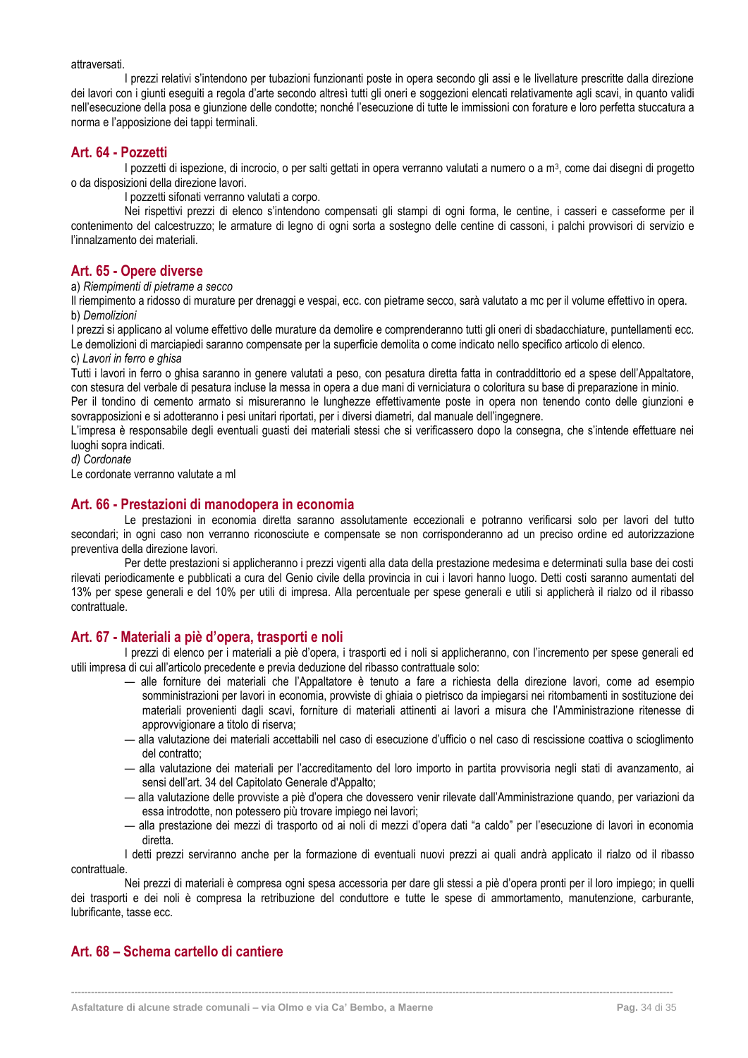attraversati.

I prezzi relativi s'intendono per tubazioni funzionanti poste in opera secondo gli assi e le livellature prescritte dalla direzione dei lavori con i giunti eseguiti a regola d'arte secondo altresì tutti gli oneri e soggezioni elencati relativamente agli scavi, in quanto validi nell'esecuzione della posa e giunzione delle condotte; nonché l'esecuzione di tutte le immissioni con forature e loro perfetta stuccatura a norma e l'apposizione dei tappi terminali.

## Art. 64 - Pozzetti

I pozzetti di ispezione, di incrocio, o per salti gettati in opera verranno valutati a numero o a m$^3$, come dai disegni di progetto o da disposizioni della direzione lavori.

I pozzetti sifonati verranno valutati a corpo.

Nei rispettivi prezzi di elenco s'intendono compensati gli stampi di ogni forma, le centine, i casseri e casseforme per il contenimento del calcestruzzo; le armature di legno di ogni sorta a sostegno delle centine di cassoni, i palchi provvisori di servizio e l'innalzamento dei materiali.

## Art. 65 - Opere diverse

a) *Riempimenti di pietrame a secco*

Il riempimento a ridosso di murature per drenaggi e vespai, ecc. con pietrame secco, sarà valutato a mc per il volume effettivo in opera.

b) *Demolizioni*

I prezzi si applicano al volume effettivo delle murature da demolire e comprenderanno tutti gli oneri di sbadacchiature, puntellamenti ecc. Le demolizioni di marciapiedi saranno compensate per la superficie demolita o come indicato nello specifico articolo di elenco.

c) *Lavori in ferro e ghisa*

Tutti i lavori in ferro o ghisa saranno in genere valutati a peso, con pesatura diretta fatta in contraddittorio ed a spese dell'Appaltatore, con stesura del verbale di pesatura incluse la messa in opera a due mani di verniciatura o coloritura su base di preparazione in minio.

Per il tondino di cemento armato si misureranno le lunghezze effettivamente poste in opera non tenendo conto delle giunzioni e sovrapposizioni e si adotteranno i pesi unitari riportati, per i diversi diametri, dal manuale dell'ingegnere.

L'impresa è responsabile degli eventuali guasti dei materiali stessi che si verificassero dopo la consegna, che s'intende effettuare nei luoghi sopra indicati.

*d) Cordonate*

Le cordonate verranno valutate a ml

## Art. 66 - Prestazioni di manodopera in economia

Le prestazioni in economia diretta saranno assolutamente eccezionali e potranno verificarsi solo per lavori del tutto secondari; in ogni caso non verranno riconosciute e compensate se non corrisponderanno ad un preciso ordine ed autorizzazione preventiva della direzione lavori.

Per dette prestazioni si applicheranno i prezzi vigenti alla data della prestazione medesima e determinati sulla base dei costi rilevati periodicamente e pubblicati a cura del Genio civile della provincia in cui i lavori hanno luogo. Detti costi saranno aumentati del 13% per spese generali e del 10% per utili di impresa. Alla percentuale per spese generali e utili si applicherà il rialzo od il ribasso contrattuale.

## Art. 67 - Materiali a piè d'opera, trasporti e noli

I prezzi di elenco per i materiali a piè d'opera, i trasporti ed i noli si applicheranno, con l'incremento per spese generali ed utili impresa di cui all'articolo precedente e previa deduzione del ribasso contrattuale solo:

- alle forniture dei materiali che l'Appaltatore è tenuto a fare a richiesta della direzione lavori, come ad esempio somministrazioni per lavori in economia, provviste di ghiaia o pietrisco da impiegarsi nei ritombamenti in sostituzione dei materiali provenienti dagli scavi, forniture di materiali attinenti ai lavori a misura che l'Amministrazione ritenesse di approvvigionare a titolo di riserva;
- alla valutazione dei materiali accettabili nel caso di esecuzione d'ufficio o nel caso di rescissione coattiva o scioglimento del contratto;
- alla valutazione dei materiali per l'accreditamento del loro importo in partita provvisoria negli stati di avanzamento, ai sensi dell'art. 34 del Capitolato Generale d'Appalto;
- alla valutazione delle provviste a piè d'opera che dovessero venir rilevate dall'Amministrazione quando, per variazioni da essa introdotte, non potessero più trovare impiego nei lavori;
- alla prestazione dei mezzi di trasporto od ai noli di mezzi d'opera dati "a caldo" per l'esecuzione di lavori in economia diretta.

I detti prezzi serviranno anche per la formazione di eventuali nuovi prezzi ai quali andrà applicato il rialzo od il ribasso contrattuale.

Nei prezzi di materiali è compresa ogni spesa accessoria per dare gli stessi a piè d'opera pronti per il loro impiego; in quelli dei trasporti e dei noli è compresa la retribuzione del conduttore e tutte le spese di ammortamento, manutenzione, carburante, lubrificante, tasse ecc.

## Art. 68 – Schema cartello di cantiere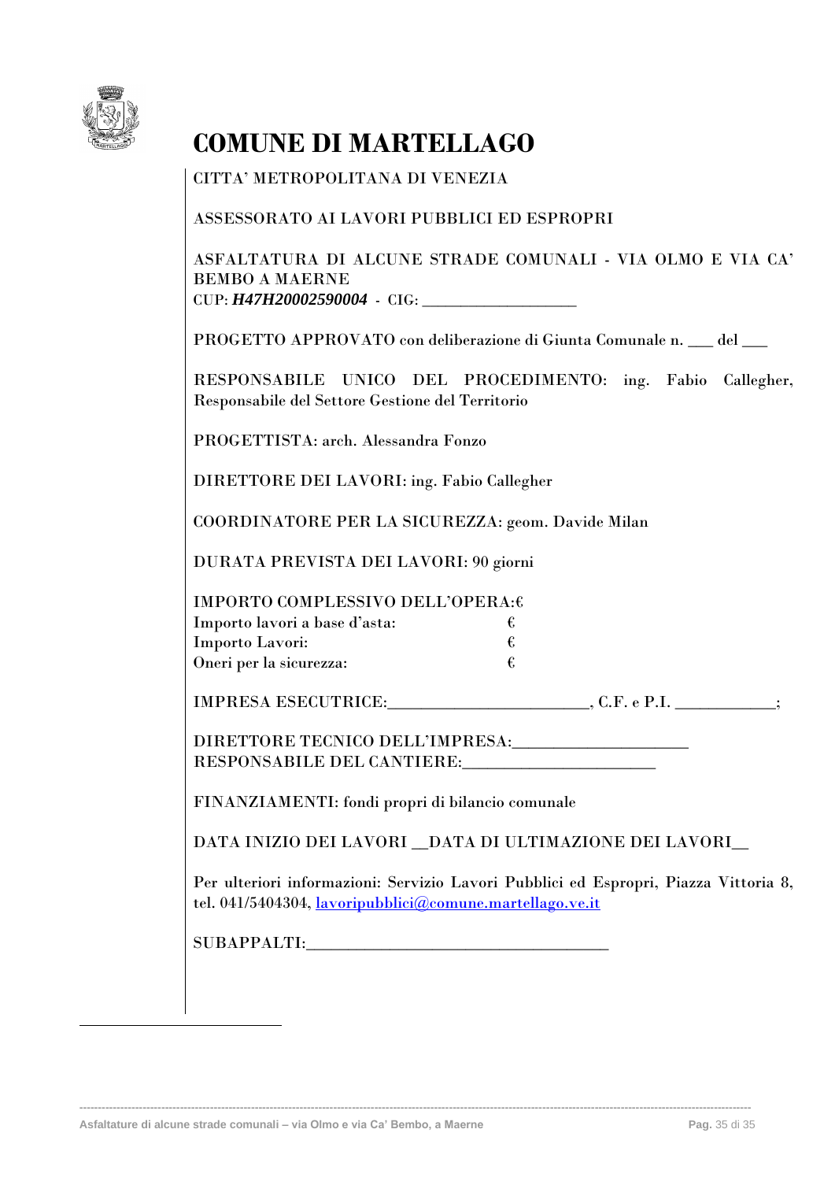# COMUNE DI MARTELLAGO

CITTA' METROPOLITANA DI VENEZIA

ASSESSORATO AI LAVORI PUBBLICI ED ESPROPRI

ASFALTATURA DI ALCUNE STRADE COMUNALI - VIA OLMO E VIA CA' BEMBO A MAERNE
CUP: ***H47H20002590004*** - CIG: ___________________

PROGETTO APPROVATO con deliberazione di Giunta Comunale n. ___ del ___

RESPONSABILE UNICO DEL PROCEDIMENTO: ing. Fabio Callegher, Responsabile del Settore Gestione del Territorio

PROGETTISTA: arch. Alessandra Fonzo

DIRETTORE DEI LAVORI: ing. Fabio Callegher

COORDINATORE PER LA SICUREZZA: geom. Davide Milan

DURATA PREVISTA DEI LAVORI: 90 giorni

IMPORTO COMPLESSIVO DELL'OPERA:€
Importo lavori a base d'asta: €
Importo Lavori: €
Oneri per la sicurezza: €

IMPRESA ESECUTRICE:________________________, C.F. e P.I. ____________;

DIRETTORE TECNICO DELL'IMPRESA:_____________________
RESPONSABILE DEL CANTIERE:______________________

FINANZIAMENTI: fondi propri di bilancio comunale

DATA INIZIO DEI LAVORI __DATA DI ULTIMAZIONE DEI LAVORI__

Per ulteriori informazioni: Servizio Lavori Pubblici ed Espropri, Piazza Vittoria 8, tel. 041/5404304, lavoripubblici@comune.martellago.ve.it

SUBAPPALTI:____________________________________